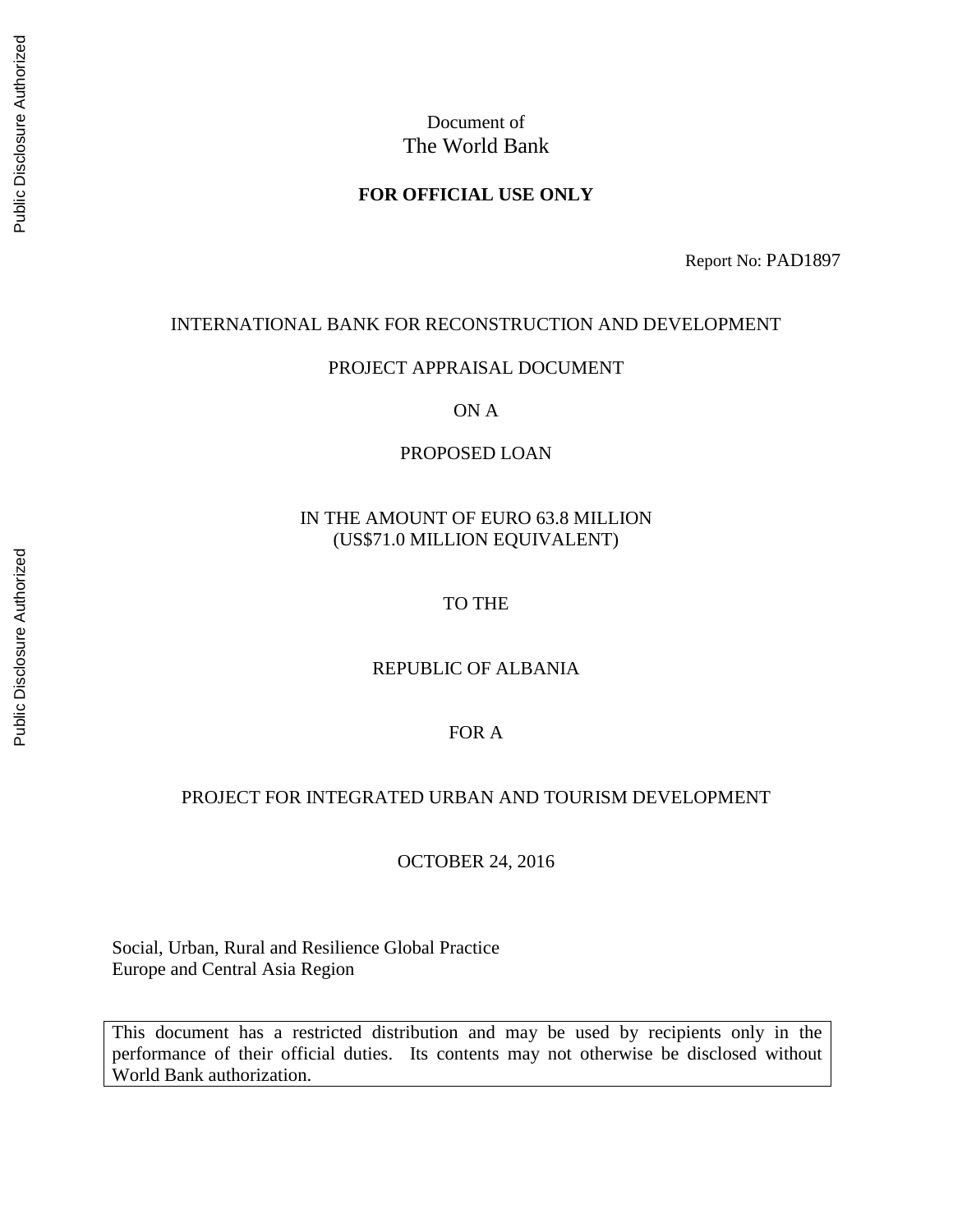Document of
The World Bank

**FOR OFFICIAL USE ONLY**

Report No: PAD1897

INTERNATIONAL BANK FOR RECONSTRUCTION AND DEVELOPMENT

PROJECT APPRAISAL DOCUMENT

ON A

PROPOSED LOAN

IN THE AMOUNT OF EURO 63.8 MILLION
(US$71.0 MILLION EQUIVALENT)

TO THE

REPUBLIC OF ALBANIA

FOR A

PROJECT FOR INTEGRATED URBAN AND TOURISM DEVELOPMENT

OCTOBER 24, 2016

Social, Urban, Rural and Resilience Global Practice
Europe and Central Asia Region

This document has a restricted distribution and may be used by recipients only in the performance of their official duties. Its contents may not otherwise be disclosed without World Bank authorization.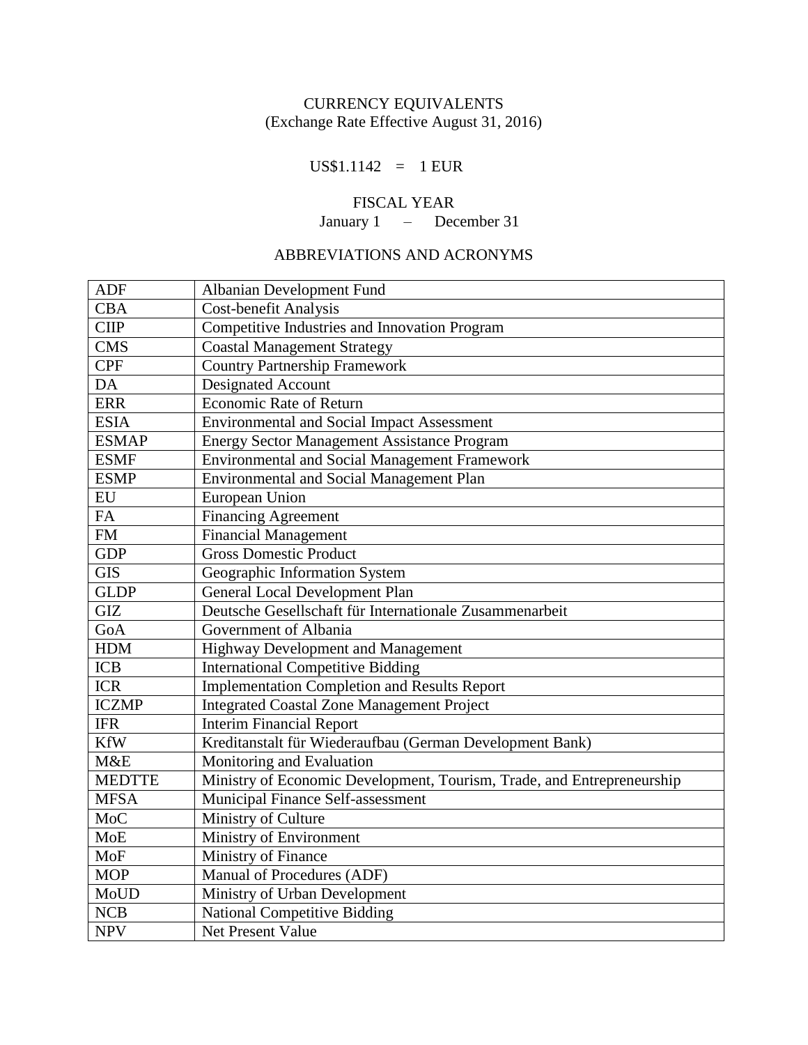CURRENCY EQUIVALENTS

(Exchange Rate Effective August 31, 2016)

US$1.1142 = 1 EUR

FISCAL YEAR

January 1 – December 31

## ABBREVIATIONS AND ACRONYMS

| | |
|---|---|
| ADF | Albanian Development Fund |
| CBA | Cost-benefit Analysis |
| CIIP | Competitive Industries and Innovation Program |
| CMS | Coastal Management Strategy |
| CPF | Country Partnership Framework |
| DA | Designated Account |
| ERR | Economic Rate of Return |
| ESIA | Environmental and Social Impact Assessment |
| ESMAP | Energy Sector Management Assistance Program |
| ESMF | Environmental and Social Management Framework |
| ESMP | Environmental and Social Management Plan |
| EU | European Union |
| FA | Financing Agreement |
| FM | Financial Management |
| GDP | Gross Domestic Product |
| GIS | Geographic Information System |
| GLDP | General Local Development Plan |
| GIZ | Deutsche Gesellschaft für Internationale Zusammenarbeit |
| GoA | Government of Albania |
| HDM | Highway Development and Management |
| ICB | International Competitive Bidding |
| ICR | Implementation Completion and Results Report |
| ICZMP | Integrated Coastal Zone Management Project |
| IFR | Interim Financial Report |
| KfW | Kreditanstalt für Wiederaufbau (German Development Bank) |
| M&E | Monitoring and Evaluation |
| MEDTTE | Ministry of Economic Development, Tourism, Trade, and Entrepreneurship |
| MFSA | Municipal Finance Self-assessment |
| MoC | Ministry of Culture |
| MoE | Ministry of Environment |
| MoF | Ministry of Finance |
| MOP | Manual of Procedures (ADF) |
| MoUD | Ministry of Urban Development |
| NCB | National Competitive Bidding |
| NPV | Net Present Value |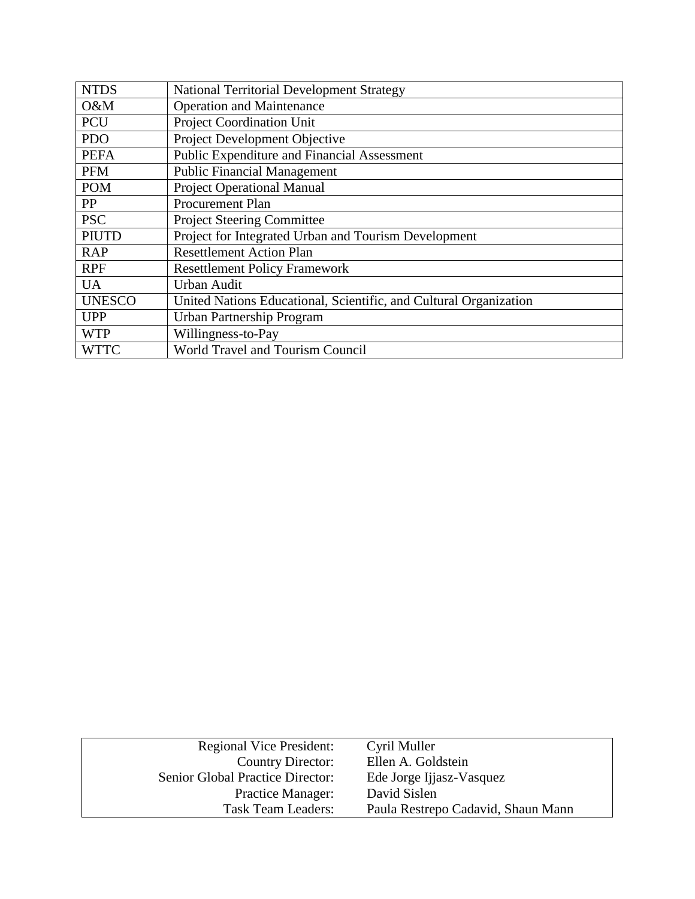| NTDS | National Territorial Development Strategy |
|---|---|
| O&M | Operation and Maintenance |
| PCU | Project Coordination Unit |
| PDO | Project Development Objective |
| PEFA | Public Expenditure and Financial Assessment |
| PFM | Public Financial Management |
| POM | Project Operational Manual |
| PP | Procurement Plan |
| PSC | Project Steering Committee |
| PIUTD | Project for Integrated Urban and Tourism Development |
| RAP | Resettlement Action Plan |
| RPF | Resettlement Policy Framework |
| UA | Urban Audit |
| UNESCO | United Nations Educational, Scientific, and Cultural Organization |
| UPP | Urban Partnership Program |
| WTP | Willingness-to-Pay |
| WTTC | World Travel and Tourism Council |

| | |
|---|---|
| Regional Vice President: | Cyril Muller |
| Country Director: | Ellen A. Goldstein |
| Senior Global Practice Director: | Ede Jorge Ijjasz-Vasquez |
| Practice Manager: | David Sislen |
| Task Team Leaders: | Paula Restrepo Cadavid, Shaun Mann |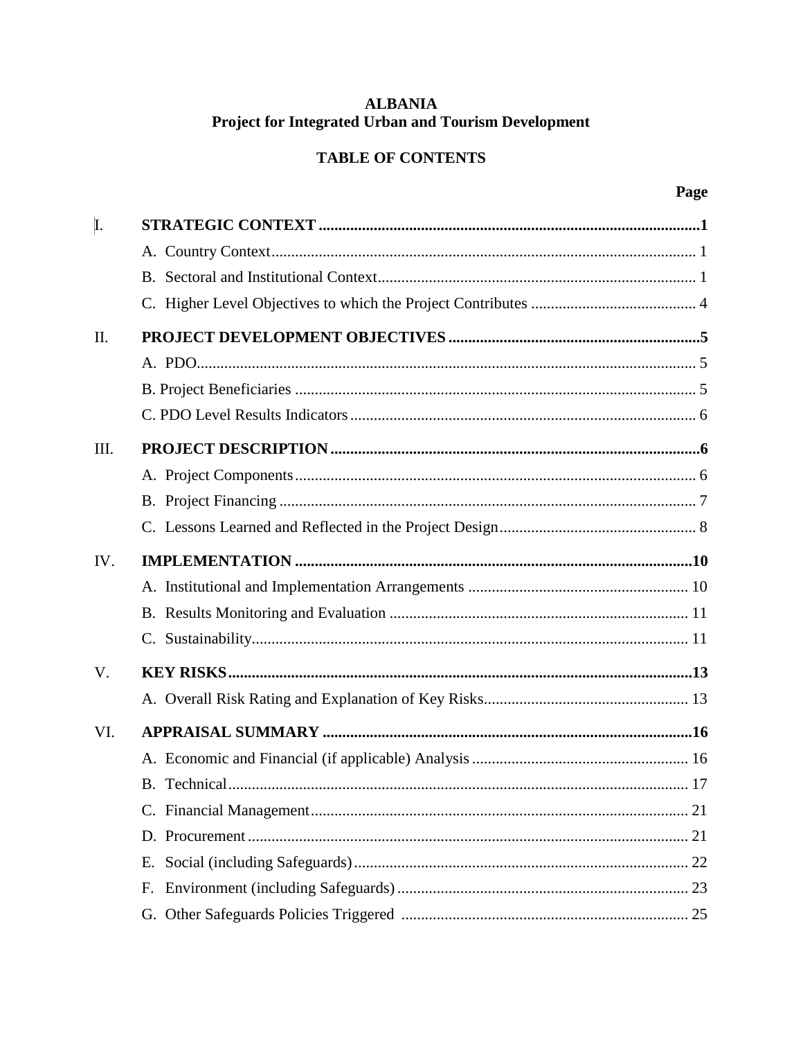**ALBANIA**
**Project for Integrated Urban and Tourism Development**

**TABLE OF CONTENTS**

| | | Page |
|---|---|---|
| I. | **STRATEGIC CONTEXT** | **1** |
| | A. Country Context | 1 |
| | B. Sectoral and Institutional Context | 1 |
| | C. Higher Level Objectives to which the Project Contributes | 4 |
| II. | **PROJECT DEVELOPMENT OBJECTIVES** | **5** |
| | A. PDO | 5 |
| | B. Project Beneficiaries | 5 |
| | C. PDO Level Results Indicators | 6 |
| III. | **PROJECT DESCRIPTION** | **6** |
| | A. Project Components | 6 |
| | B. Project Financing | 7 |
| | C. Lessons Learned and Reflected in the Project Design | 8 |
| IV. | **IMPLEMENTATION** | **10** |
| | A. Institutional and Implementation Arrangements | 10 |
| | B. Results Monitoring and Evaluation | 11 |
| | C. Sustainability | 11 |
| V. | **KEY RISKS** | **13** |
| | A. Overall Risk Rating and Explanation of Key Risks | 13 |
| VI. | **APPRAISAL SUMMARY** | **16** |
| | A. Economic and Financial (if applicable) Analysis | 16 |
| | B. Technical | 17 |
| | C. Financial Management | 21 |
| | D. Procurement | 21 |
| | E. Social (including Safeguards) | 22 |
| | F. Environment (including Safeguards) | 23 |
| | G. Other Safeguards Policies Triggered | 25 |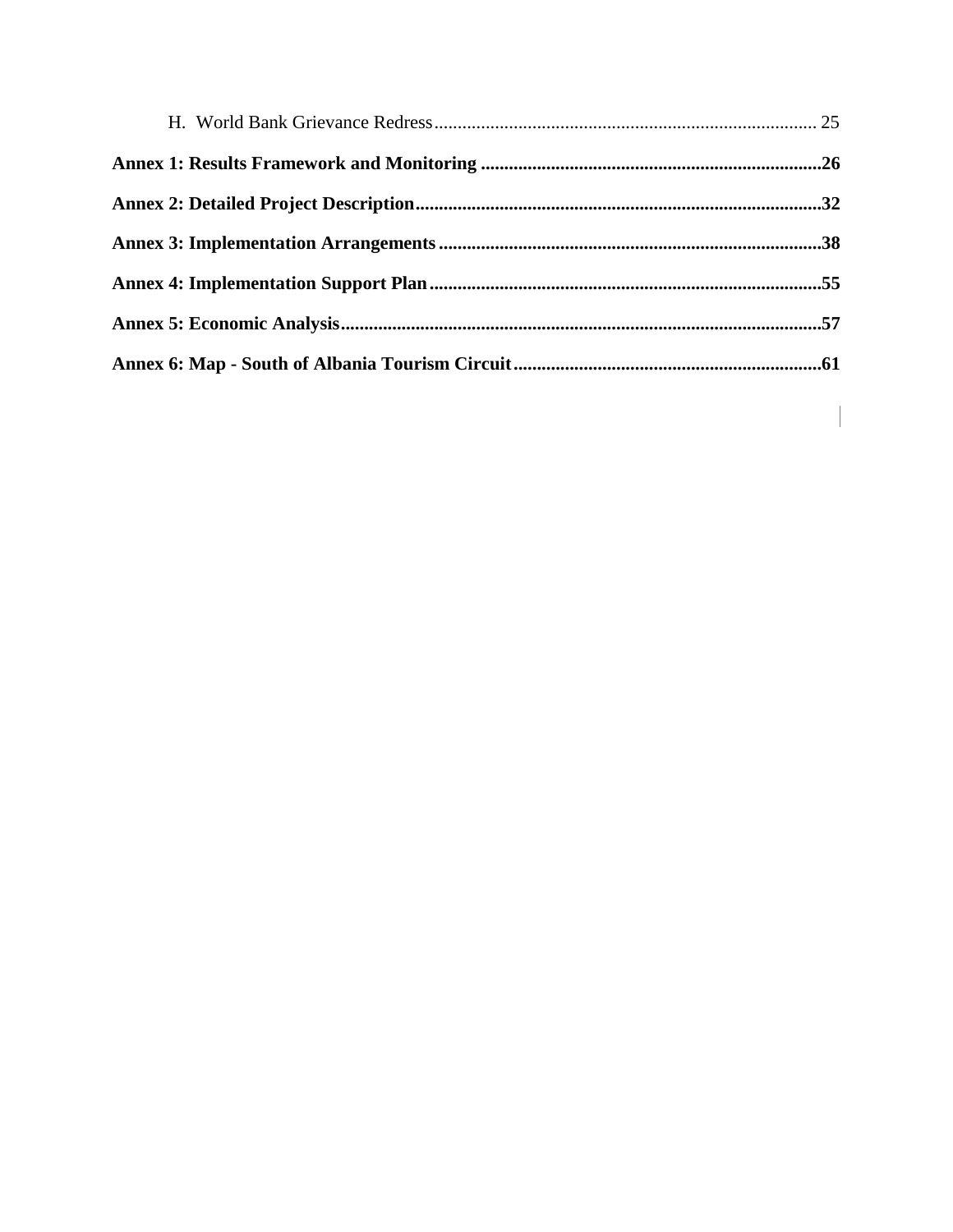H. World Bank Grievance Redress ................................................................................ 25

**Annex 1: Results Framework and Monitoring ........................................................................26**

**Annex 2: Detailed Project Description......................................................................................32**

**Annex 3: Implementation Arrangements ................................................................................38**

**Annex 4: Implementation Support Plan...................................................................................55**

**Annex 5: Economic Analysis.....................................................................................................57**

**Annex 6: Map - South of Albania Tourism Circuit.................................................................61**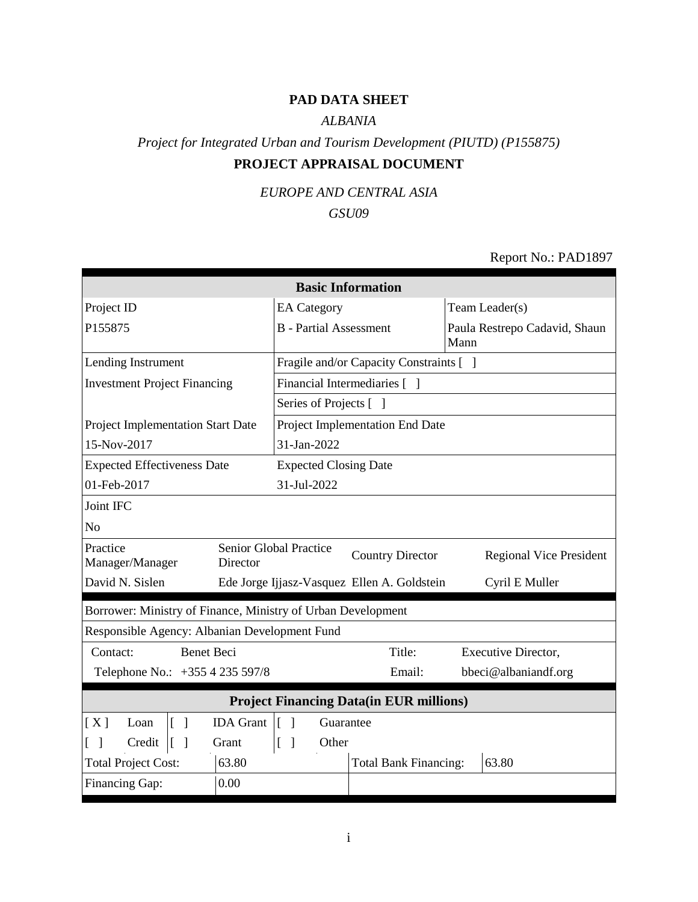**PAD DATA SHEET**

*ALBANIA*

*Project for Integrated Urban and Tourism Development (PIUTD) (P155875)*

**PROJECT APPRAISAL DOCUMENT**

*EUROPE AND CENTRAL ASIA*

*GSU09*

Report No.: PAD1897

| **Basic Information** | | |
|---|---|---|
| Project ID | EA Category | Team Leader(s) |
| P155875 | B - Partial Assessment | Paula Restrepo Cadavid, Shaun Mann |
| Lending Instrument | Fragile and/or Capacity Constraints [ ] | |
| Investment Project Financing | Financial Intermediaries [ ] | |
| | Series of Projects [ ] | |
| Project Implementation Start Date | Project Implementation End Date | |
| 15-Nov-2017 | 31-Jan-2022 | |
| Expected Effectiveness Date | Expected Closing Date | |
| 01-Feb-2017 | 31-Jul-2022 | |
| Joint IFC | | |
| No | | |

| Practice Manager/Manager | Senior Global Practice Director | Country Director | Regional Vice President |
|---|---|---|---|
| David N. Sislen | Ede Jorge Ijjasz-Vasquez | Ellen A. Goldstein | Cyril E Muller |

| | | | |
|---|---|---|---|
| Borrower: Ministry of Finance, Ministry of Urban Development | | | |
| Responsible Agency: Albanian Development Fund | | | |
| Contact: | Benet Beci | Title: | Executive Director, |
| Telephone No.: | +355 4 235 597/8 | Email: | bbeci@albaniandf.org |

| **Project Financing Data(in EUR millions)** | | | | | |
|---|---|---|---|---|---|
| [ X ] Loan | [ ] IDA Grant | [ ] Guarantee | | | |
| [ ] Credit | [ ] Grant | [ ] Other | | | |
| Total Project Cost: | 63.80 | Total Bank Financing: | 63.80 | | |
| Financing Gap: | 0.00 | | | | |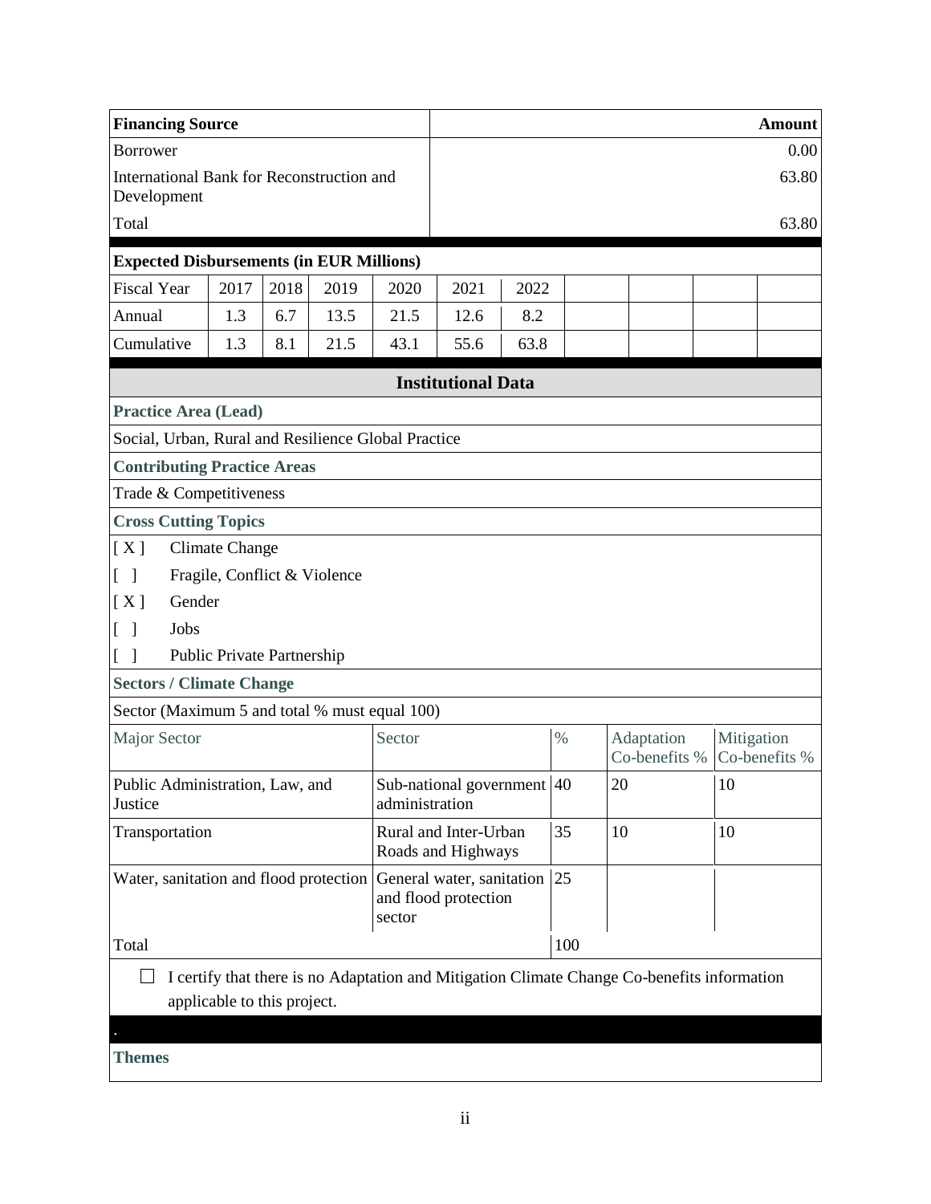| Financing Source | Amount |
| --- | --- |
| Borrower | 0.00 |
| International Bank for Reconstruction and Development | 63.80 |
| Total | 63.80 |

**Expected Disbursements (in EUR Millions)**

| Fiscal Year | 2017 | 2018 | 2019 | 2020 | 2021 | 2022 |
| --- | --- | --- | --- | --- | --- | --- |
| Annual | 1.3 | 6.7 | 13.5 | 21.5 | 12.6 | 8.2 |
| Cumulative | 1.3 | 8.1 | 21.5 | 43.1 | 55.6 | 63.8 |

## Institutional Data

**Practice Area (Lead)**

Social, Urban, Rural and Resilience Global Practice

**Contributing Practice Areas**

Trade & Competitiveness

**Cross Cutting Topics**

[ X ] Climate Change

[ ] Fragile, Conflict & Violence

[ X ] Gender

[ ] Jobs

[ ] Public Private Partnership

**Sectors / Climate Change**

Sector (Maximum 5 and total % must equal 100)

| Major Sector | Sector | % | Adaptation Co-benefits % | Mitigation Co-benefits % |
| --- | --- | --- | --- | --- |
| Public Administration, Law, and Justice | Sub-national government administration | 40 | 20 | 10 |
| Transportation | Rural and Inter-Urban Roads and Highways | 35 | 10 | 10 |
| Water, sanitation and flood protection | General water, sanitation and flood protection sector | 25 | | |
| Total | | 100 | | |

☐ I certify that there is no Adaptation and Mitigation Climate Change Co-benefits information applicable to this project.

**Themes**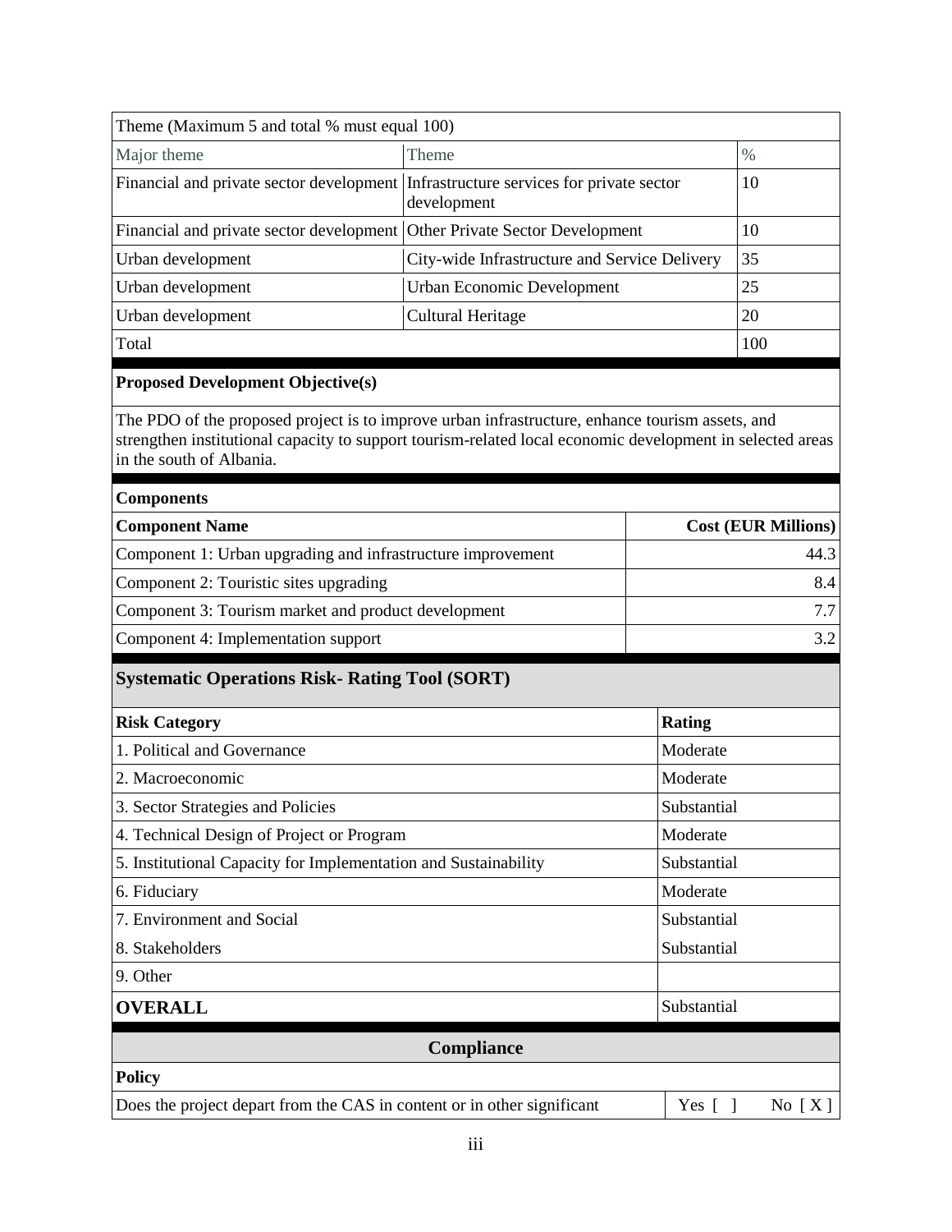| Theme (Maximum 5 and total % must equal 100) | | |
|---|---|---|
| Major theme | Theme | % |
| Financial and private sector development | Infrastructure services for private sector development | 10 |
| Financial and private sector development | Other Private Sector Development | 10 |
| Urban development | City-wide Infrastructure and Service Delivery | 35 |
| Urban development | Urban Economic Development | 25 |
| Urban development | Cultural Heritage | 20 |
| Total | | 100 |

**Proposed Development Objective(s)**

The PDO of the proposed project is to improve urban infrastructure, enhance tourism assets, and strengthen institutional capacity to support tourism-related local economic development in selected areas in the south of Albania.

**Components**

| Component Name | Cost (EUR Millions) |
|---|---|
| Component 1: Urban upgrading and infrastructure improvement | 44.3 |
| Component 2: Touristic sites upgrading | 8.4 |
| Component 3: Tourism market and product development | 7.7 |
| Component 4: Implementation support | 3.2 |

## Systematic Operations Risk- Rating Tool (SORT)

| Risk Category | Rating |
|---|---|
| 1. Political and Governance | Moderate |
| 2. Macroeconomic | Moderate |
| 3. Sector Strategies and Policies | Substantial |
| 4. Technical Design of Project or Program | Moderate |
| 5. Institutional Capacity for Implementation and Sustainability | Substantial |
| 6. Fiduciary | Moderate |
| 7. Environment and Social | Substantial |
| 8. Stakeholders | Substantial |
| 9. Other | |
| **OVERALL** | Substantial |

## Compliance

**Policy**

| Does the project depart from the CAS in content or in other significant | Yes [ ] | No [ X ] |
|---|---|---|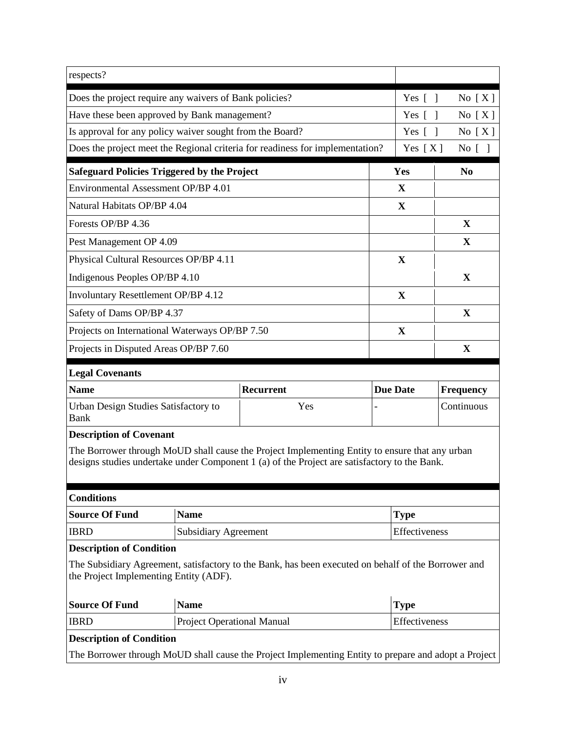| respects? | | |
|---|---|---|
| Does the project require any waivers of Bank policies? | Yes [ ] | No [ X ] |
| Have these been approved by Bank management? | Yes [ ] | No [ X ] |
| Is approval for any policy waiver sought from the Board? | Yes [ ] | No [ X ] |
| Does the project meet the Regional criteria for readiness for implementation? | Yes [ X ] | No [ ] |

| **Safeguard Policies Triggered by the Project** | **Yes** | **No** |
|---|---|---|
| Environmental Assessment OP/BP 4.01 | X | |
| Natural Habitats OP/BP 4.04 | X | |
| Forests OP/BP 4.36 | | X |
| Pest Management OP 4.09 | | X |
| Physical Cultural Resources OP/BP 4.11 | X | |
| Indigenous Peoples OP/BP 4.10 | | X |
| Involuntary Resettlement OP/BP 4.12 | X | |
| Safety of Dams OP/BP 4.37 | | X |
| Projects on International Waterways OP/BP 7.50 | X | |
| Projects in Disputed Areas OP/BP 7.60 | | X |

**Legal Covenants**

| **Name** | **Recurrent** | **Due Date** | **Frequency** |
|---|---|---|---|
| Urban Design Studies Satisfactory to Bank | Yes | - | Continuous |

**Description of Covenant**

The Borrower through MoUD shall cause the Project Implementing Entity to ensure that any urban designs studies undertake under Component 1 (a) of the Project are satisfactory to the Bank.

**Conditions**

| **Source Of Fund** | **Name** | **Type** |
|---|---|---|
| IBRD | Subsidiary Agreement | Effectiveness |

**Description of Condition**

The Subsidiary Agreement, satisfactory to the Bank, has been executed on behalf of the Borrower and the Project Implementing Entity (ADF).

| **Source Of Fund** | **Name** | **Type** |
|---|---|---|
| IBRD | Project Operational Manual | Effectiveness |

**Description of Condition**

The Borrower through MoUD shall cause the Project Implementing Entity to prepare and adopt a Project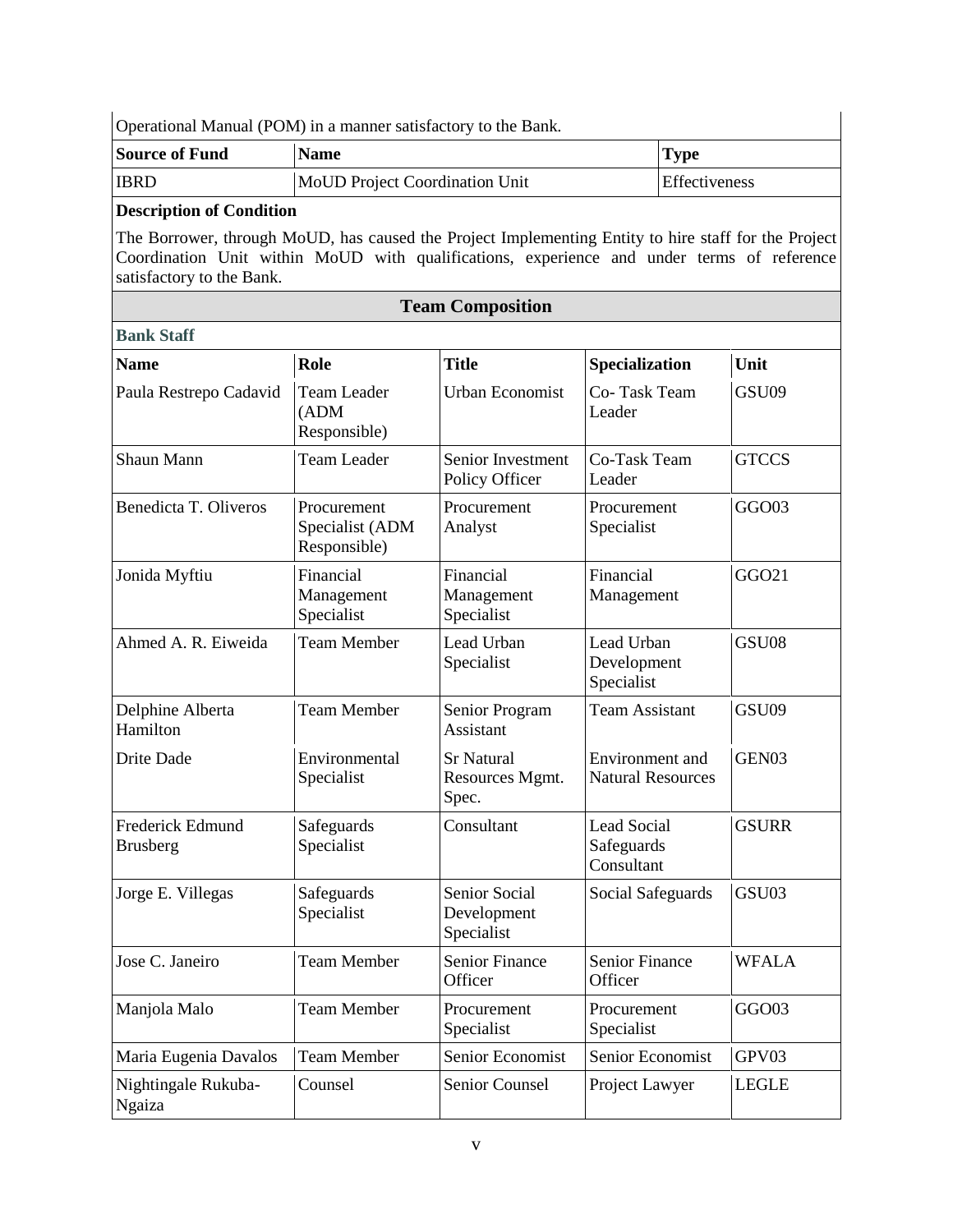Operational Manual (POM) in a manner satisfactory to the Bank.

| Source of Fund | Name | Type |
|---|---|---|
| IBRD | MoUD Project Coordination Unit | Effectiveness |

**Description of Condition**

The Borrower, through MoUD, has caused the Project Implementing Entity to hire staff for the Project Coordination Unit within MoUD with qualifications, experience and under terms of reference satisfactory to the Bank.

## Team Composition

**Bank Staff**

| Name | Role | Title | Specialization | Unit |
|---|---|---|---|---|
| Paula Restrepo Cadavid | Team Leader (ADM Responsible) | Urban Economist | Co- Task Team Leader | GSU09 |
| Shaun Mann | Team Leader | Senior Investment Policy Officer | Co-Task Team Leader | GTCCS |
| Benedicta T. Oliveros | Procurement Specialist (ADM Responsible) | Procurement Analyst | Procurement Specialist | GGO03 |
| Jonida Myftiu | Financial Management Specialist | Financial Management Specialist | Financial Management | GGO21 |
| Ahmed A. R. Eiweida | Team Member | Lead Urban Specialist | Lead Urban Development Specialist | GSU08 |
| Delphine Alberta Hamilton | Team Member | Senior Program Assistant | Team Assistant | GSU09 |
| Drite Dade | Environmental Specialist | Sr Natural Resources Mgmt. Spec. | Environment and Natural Resources | GEN03 |
| Frederick Edmund Brusberg | Safeguards Specialist | Consultant | Lead Social Safeguards Consultant | GSURR |
| Jorge E. Villegas | Safeguards Specialist | Senior Social Development Specialist | Social Safeguards | GSU03 |
| Jose C. Janeiro | Team Member | Senior Finance Officer | Senior Finance Officer | WFALA |
| Manjola Malo | Team Member | Procurement Specialist | Procurement Specialist | GGO03 |
| Maria Eugenia Davalos | Team Member | Senior Economist | Senior Economist | GPV03 |
| Nightingale Rukuba-Ngaiza | Counsel | Senior Counsel | Project Lawyer | LEGLE |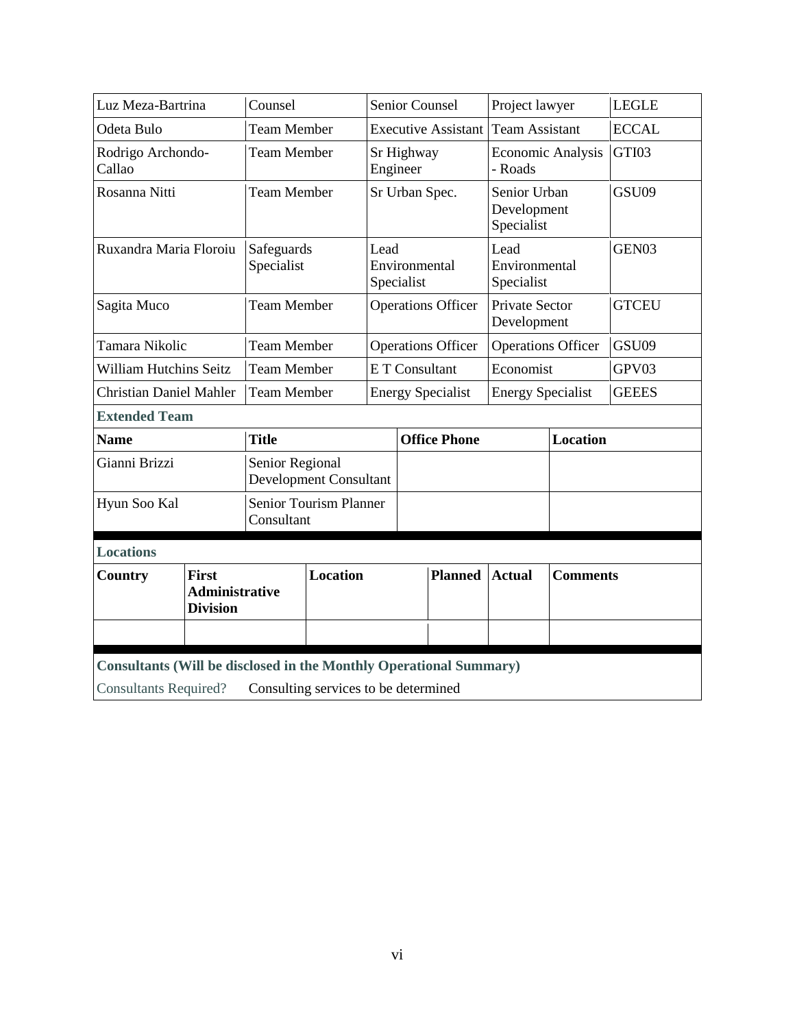| | | | | |
|---|---|---|---|---|
| Luz Meza-Bartrina | Counsel | Senior Counsel | Project lawyer | LEGLE |
| Odeta Bulo | Team Member | Executive Assistant | Team Assistant | ECCAL |
| Rodrigo Archondo-Callao | Team Member | Sr Highway Engineer | Economic Analysis - Roads | GTI03 |
| Rosanna Nitti | Team Member | Sr Urban Spec. | Senior Urban Development Specialist | GSU09 |
| Ruxandra Maria Floroiu | Safeguards Specialist | Lead Environmental Specialist | Lead Environmental Specialist | GEN03 |
| Sagita Muco | Team Member | Operations Officer | Private Sector Development | GTCEU |
| Tamara Nikolic | Team Member | Operations Officer | Operations Officer | GSU09 |
| William Hutchins Seitz | Team Member | E T Consultant | Economist | GPV03 |
| Christian Daniel Mahler | Team Member | Energy Specialist | Energy Specialist | GEEES |

**Extended Team**

| Name | Title | Office Phone | Location |
|---|---|---|---|
| Gianni Brizzi | Senior Regional Development Consultant | | |
| Hyun Soo Kal | Senior Tourism Planner Consultant | | |

**Locations**

| Country | First Administrative Division | Location | Planned | Actual | Comments |
|---|---|---|---|---|---|
| | | | | | |

**Consultants (Will be disclosed in the Monthly Operational Summary)**

Consultants Required? Consulting services to be determined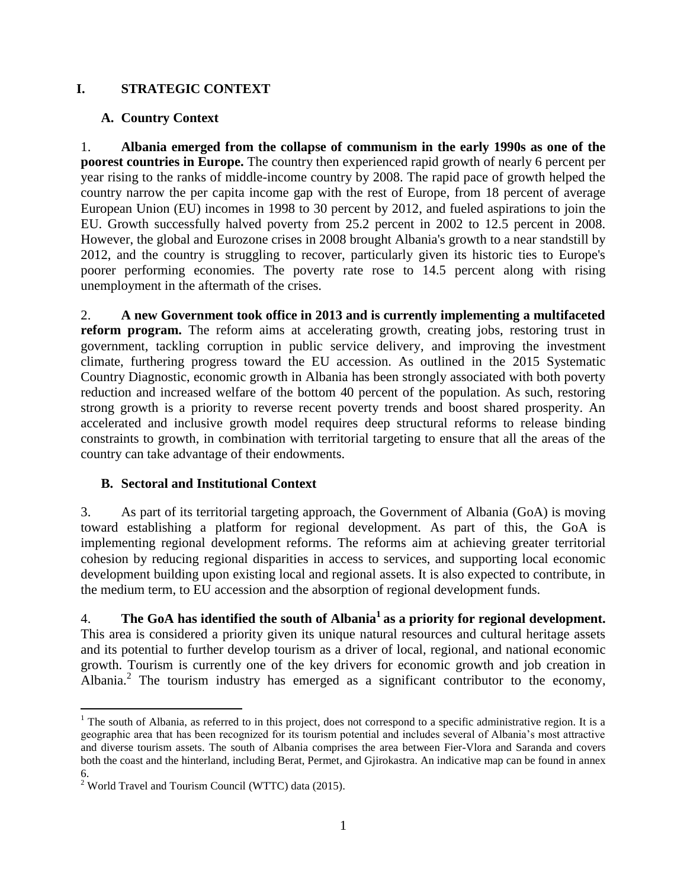# I. STRATEGIC CONTEXT

## A. Country Context

1. **Albania emerged from the collapse of communism in the early 1990s as one of the poorest countries in Europe.** The country then experienced rapid growth of nearly 6 percent per year rising to the ranks of middle-income country by 2008. The rapid pace of growth helped the country narrow the per capita income gap with the rest of Europe, from 18 percent of average European Union (EU) incomes in 1998 to 30 percent by 2012, and fueled aspirations to join the EU. Growth successfully halved poverty from 25.2 percent in 2002 to 12.5 percent in 2008. However, the global and Eurozone crises in 2008 brought Albania's growth to a near standstill by 2012, and the country is struggling to recover, particularly given its historic ties to Europe's poorer performing economies. The poverty rate rose to 14.5 percent along with rising unemployment in the aftermath of the crises.

2. **A new Government took office in 2013 and is currently implementing a multifaceted reform program.** The reform aims at accelerating growth, creating jobs, restoring trust in government, tackling corruption in public service delivery, and improving the investment climate, furthering progress toward the EU accession. As outlined in the 2015 Systematic Country Diagnostic, economic growth in Albania has been strongly associated with both poverty reduction and increased welfare of the bottom 40 percent of the population. As such, restoring strong growth is a priority to reverse recent poverty trends and boost shared prosperity. An accelerated and inclusive growth model requires deep structural reforms to release binding constraints to growth, in combination with territorial targeting to ensure that all the areas of the country can take advantage of their endowments.

## B. Sectoral and Institutional Context

3. As part of its territorial targeting approach, the Government of Albania (GoA) is moving toward establishing a platform for regional development. As part of this, the GoA is implementing regional development reforms. The reforms aim at achieving greater territorial cohesion by reducing regional disparities in access to services, and supporting local economic development building upon existing local and regional assets. It is also expected to contribute, in the medium term, to EU accession and the absorption of regional development funds.

4. **The GoA has identified the south of Albania[1] as a priority for regional development.** This area is considered a priority given its unique natural resources and cultural heritage assets and its potential to further develop tourism as a driver of local, regional, and national economic growth. Tourism is currently one of the key drivers for economic growth and job creation in Albania.[2] The tourism industry has emerged as a significant contributor to the economy,

---

[1] The south of Albania, as referred to in this project, does not correspond to a specific administrative region. It is a geographic area that has been recognized for its tourism potential and includes several of Albania's most attractive and diverse tourism assets. The south of Albania comprises the area between Fier-Vlora and Saranda and covers both the coast and the hinterland, including Berat, Permet, and Gjirokastra. An indicative map can be found in annex 6.

[2] World Travel and Tourism Council (WTTC) data (2015).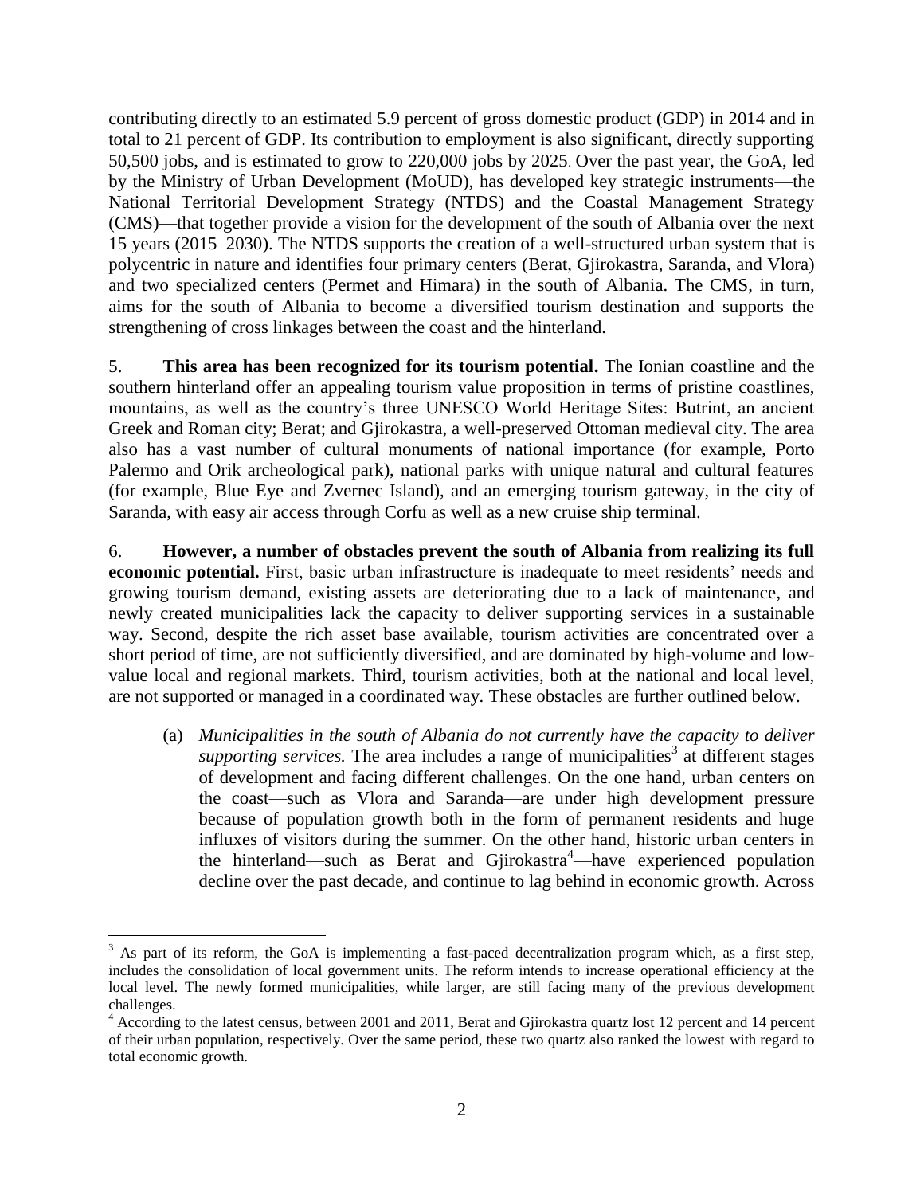contributing directly to an estimated 5.9 percent of gross domestic product (GDP) in 2014 and in total to 21 percent of GDP. Its contribution to employment is also significant, directly supporting 50,500 jobs, and is estimated to grow to 220,000 jobs by 2025. Over the past year, the GoA, led by the Ministry of Urban Development (MoUD), has developed key strategic instruments—the National Territorial Development Strategy (NTDS) and the Coastal Management Strategy (CMS)—that together provide a vision for the development of the south of Albania over the next 15 years (2015–2030). The NTDS supports the creation of a well-structured urban system that is polycentric in nature and identifies four primary centers (Berat, Gjirokastra, Saranda, and Vlora) and two specialized centers (Permet and Himara) in the south of Albania. The CMS, in turn, aims for the south of Albania to become a diversified tourism destination and supports the strengthening of cross linkages between the coast and the hinterland.

5. **This area has been recognized for its tourism potential.** The Ionian coastline and the southern hinterland offer an appealing tourism value proposition in terms of pristine coastlines, mountains, as well as the country's three UNESCO World Heritage Sites: Butrint, an ancient Greek and Roman city; Berat; and Gjirokastra, a well-preserved Ottoman medieval city. The area also has a vast number of cultural monuments of national importance (for example, Porto Palermo and Orik archeological park), national parks with unique natural and cultural features (for example, Blue Eye and Zvernec Island), and an emerging tourism gateway, in the city of Saranda, with easy air access through Corfu as well as a new cruise ship terminal.

6. **However, a number of obstacles prevent the south of Albania from realizing its full economic potential.** First, basic urban infrastructure is inadequate to meet residents' needs and growing tourism demand, existing assets are deteriorating due to a lack of maintenance, and newly created municipalities lack the capacity to deliver supporting services in a sustainable way. Second, despite the rich asset base available, tourism activities are concentrated over a short period of time, are not sufficiently diversified, and are dominated by high-volume and low-value local and regional markets. Third, tourism activities, both at the national and local level, are not supported or managed in a coordinated way. These obstacles are further outlined below.

(a) *Municipalities in the south of Albania do not currently have the capacity to deliver supporting services.* The area includes a range of municipalities[3] at different stages of development and facing different challenges. On the one hand, urban centers on the coast—such as Vlora and Saranda—are under high development pressure because of population growth both in the form of permanent residents and huge influxes of visitors during the summer. On the other hand, historic urban centers in the hinterland—such as Berat and Gjirokastra[4]—have experienced population decline over the past decade, and continue to lag behind in economic growth. Across

[3] As part of its reform, the GoA is implementing a fast-paced decentralization program which, as a first step, includes the consolidation of local government units. The reform intends to increase operational efficiency at the local level. The newly formed municipalities, while larger, are still facing many of the previous development challenges.

[4] According to the latest census, between 2001 and 2011, Berat and Gjirokastra quartz lost 12 percent and 14 percent of their urban population, respectively. Over the same period, these two quartz also ranked the lowest with regard to total economic growth.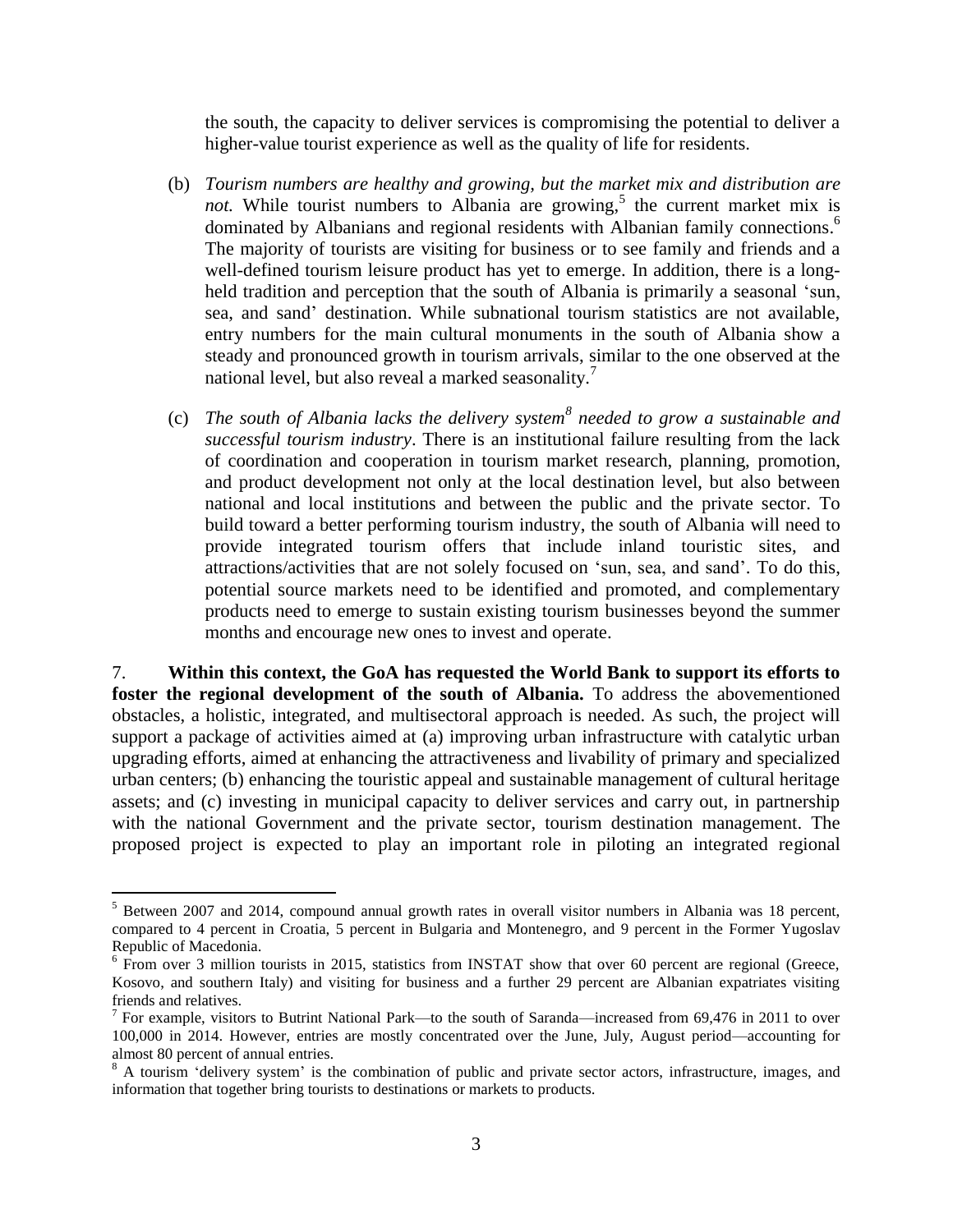the south, the capacity to deliver services is compromising the potential to deliver a higher-value tourist experience as well as the quality of life for residents.

(b) *Tourism numbers are healthy and growing, but the market mix and distribution are not.* While tourist numbers to Albania are growing,[5] the current market mix is dominated by Albanians and regional residents with Albanian family connections.[6] The majority of tourists are visiting for business or to see family and friends and a well-defined tourism leisure product has yet to emerge. In addition, there is a long-held tradition and perception that the south of Albania is primarily a seasonal 'sun, sea, and sand' destination. While subnational tourism statistics are not available, entry numbers for the main cultural monuments in the south of Albania show a steady and pronounced growth in tourism arrivals, similar to the one observed at the national level, but also reveal a marked seasonality.[7]

(c) *The south of Albania lacks the delivery system[8] needed to grow a sustainable and successful tourism industry*. There is an institutional failure resulting from the lack of coordination and cooperation in tourism market research, planning, promotion, and product development not only at the local destination level, but also between national and local institutions and between the public and the private sector. To build toward a better performing tourism industry, the south of Albania will need to provide integrated tourism offers that include inland touristic sites, and attractions/activities that are not solely focused on 'sun, sea, and sand'. To do this, potential source markets need to be identified and promoted, and complementary products need to emerge to sustain existing tourism businesses beyond the summer months and encourage new ones to invest and operate.

7. **Within this context, the GoA has requested the World Bank to support its efforts to foster the regional development of the south of Albania.** To address the abovementioned obstacles, a holistic, integrated, and multisectoral approach is needed. As such, the project will support a package of activities aimed at (a) improving urban infrastructure with catalytic urban upgrading efforts, aimed at enhancing the attractiveness and livability of primary and specialized urban centers; (b) enhancing the touristic appeal and sustainable management of cultural heritage assets; and (c) investing in municipal capacity to deliver services and carry out, in partnership with the national Government and the private sector, tourism destination management. The proposed project is expected to play an important role in piloting an integrated regional

---

[5] Between 2007 and 2014, compound annual growth rates in overall visitor numbers in Albania was 18 percent, compared to 4 percent in Croatia, 5 percent in Bulgaria and Montenegro, and 9 percent in the Former Yugoslav Republic of Macedonia.

[6] From over 3 million tourists in 2015, statistics from INSTAT show that over 60 percent are regional (Greece, Kosovo, and southern Italy) and visiting for business and a further 29 percent are Albanian expatriates visiting friends and relatives.

[7] For example, visitors to Butrint National Park—to the south of Saranda—increased from 69,476 in 2011 to over 100,000 in 2014. However, entries are mostly concentrated over the June, July, August period—accounting for almost 80 percent of annual entries.

[8] A tourism 'delivery system' is the combination of public and private sector actors, infrastructure, images, and information that together bring tourists to destinations or markets to products.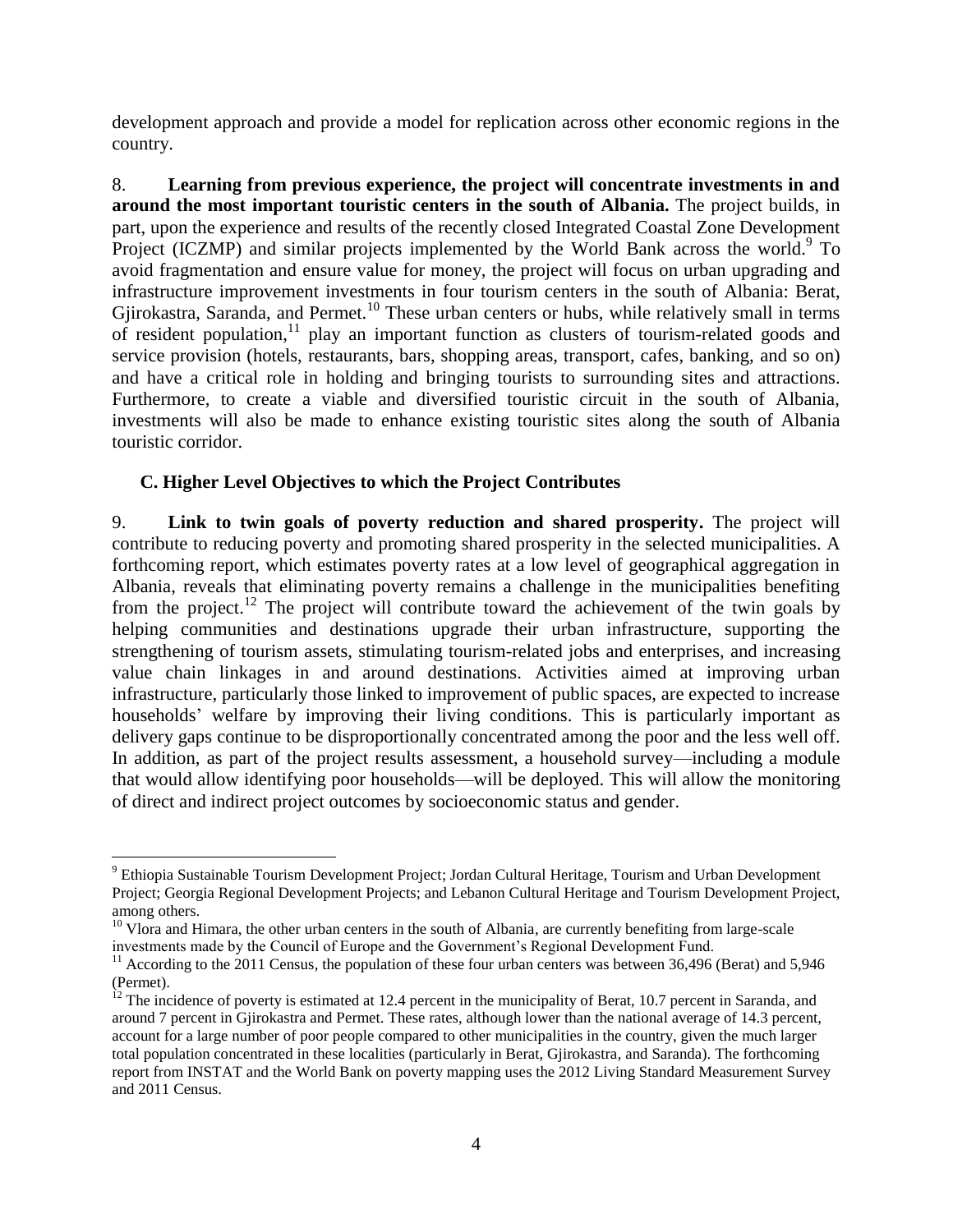development approach and provide a model for replication across other economic regions in the country.

8. **Learning from previous experience, the project will concentrate investments in and around the most important touristic centers in the south of Albania.** The project builds, in part, upon the experience and results of the recently closed Integrated Coastal Zone Development Project (ICZMP) and similar projects implemented by the World Bank across the world.[9] To avoid fragmentation and ensure value for money, the project will focus on urban upgrading and infrastructure improvement investments in four tourism centers in the south of Albania: Berat, Gjirokastra, Saranda, and Permet.[10] These urban centers or hubs, while relatively small in terms of resident population,[11] play an important function as clusters of tourism-related goods and service provision (hotels, restaurants, bars, shopping areas, transport, cafes, banking, and so on) and have a critical role in holding and bringing tourists to surrounding sites and attractions. Furthermore, to create a viable and diversified touristic circuit in the south of Albania, investments will also be made to enhance existing touristic sites along the south of Albania touristic corridor.

### C. Higher Level Objectives to which the Project Contributes

9. **Link to twin goals of poverty reduction and shared prosperity.** The project will contribute to reducing poverty and promoting shared prosperity in the selected municipalities. A forthcoming report, which estimates poverty rates at a low level of geographical aggregation in Albania, reveals that eliminating poverty remains a challenge in the municipalities benefiting from the project.[12] The project will contribute toward the achievement of the twin goals by helping communities and destinations upgrade their urban infrastructure, supporting the strengthening of tourism assets, stimulating tourism-related jobs and enterprises, and increasing value chain linkages in and around destinations. Activities aimed at improving urban infrastructure, particularly those linked to improvement of public spaces, are expected to increase households' welfare by improving their living conditions. This is particularly important as delivery gaps continue to be disproportionally concentrated among the poor and the less well off. In addition, as part of the project results assessment, a household survey—including a module that would allow identifying poor households—will be deployed. This will allow the monitoring of direct and indirect project outcomes by socioeconomic status and gender.

---

[9] Ethiopia Sustainable Tourism Development Project; Jordan Cultural Heritage, Tourism and Urban Development Project; Georgia Regional Development Projects; and Lebanon Cultural Heritage and Tourism Development Project, among others.

[10] Vlora and Himara, the other urban centers in the south of Albania, are currently benefiting from large-scale investments made by the Council of Europe and the Government's Regional Development Fund.

[11] According to the 2011 Census, the population of these four urban centers was between 36,496 (Berat) and 5,946 (Permet).

[12] The incidence of poverty is estimated at 12.4 percent in the municipality of Berat, 10.7 percent in Saranda, and around 7 percent in Gjirokastra and Permet. These rates, although lower than the national average of 14.3 percent, account for a large number of poor people compared to other municipalities in the country, given the much larger total population concentrated in these localities (particularly in Berat, Gjirokastra, and Saranda). The forthcoming report from INSTAT and the World Bank on poverty mapping uses the 2012 Living Standard Measurement Survey and 2011 Census.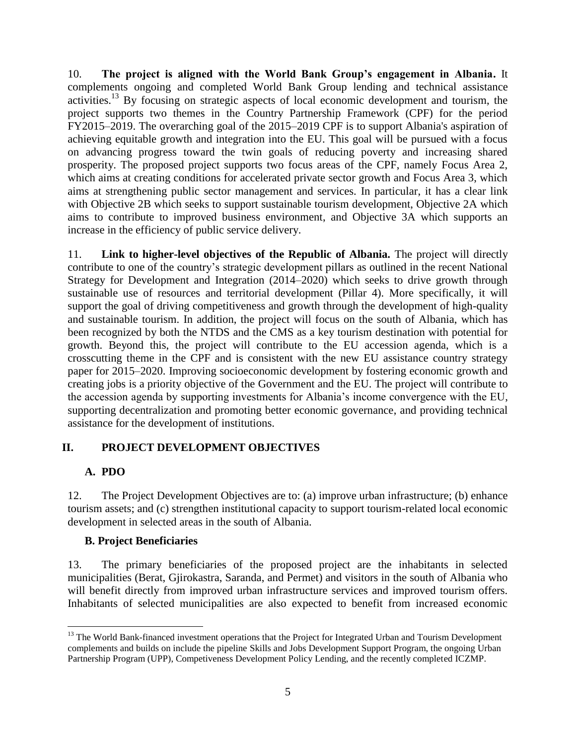10. **The project is aligned with the World Bank Group's engagement in Albania.** It complements ongoing and completed World Bank Group lending and technical assistance activities.[13] By focusing on strategic aspects of local economic development and tourism, the project supports two themes in the Country Partnership Framework (CPF) for the period FY2015–2019. The overarching goal of the 2015–2019 CPF is to support Albania's aspiration of achieving equitable growth and integration into the EU. This goal will be pursued with a focus on advancing progress toward the twin goals of reducing poverty and increasing shared prosperity. The proposed project supports two focus areas of the CPF, namely Focus Area 2, which aims at creating conditions for accelerated private sector growth and Focus Area 3, which aims at strengthening public sector management and services. In particular, it has a clear link with Objective 2B which seeks to support sustainable tourism development, Objective 2A which aims to contribute to improved business environment, and Objective 3A which supports an increase in the efficiency of public service delivery.

11. **Link to higher-level objectives of the Republic of Albania.** The project will directly contribute to one of the country's strategic development pillars as outlined in the recent National Strategy for Development and Integration (2014–2020) which seeks to drive growth through sustainable use of resources and territorial development (Pillar 4). More specifically, it will support the goal of driving competitiveness and growth through the development of high-quality and sustainable tourism. In addition, the project will focus on the south of Albania, which has been recognized by both the NTDS and the CMS as a key tourism destination with potential for growth. Beyond this, the project will contribute to the EU accession agenda, which is a crosscutting theme in the CPF and is consistent with the new EU assistance country strategy paper for 2015–2020. Improving socioeconomic development by fostering economic growth and creating jobs is a priority objective of the Government and the EU. The project will contribute to the accession agenda by supporting investments for Albania's income convergence with the EU, supporting decentralization and promoting better economic governance, and providing technical assistance for the development of institutions.

## II. PROJECT DEVELOPMENT OBJECTIVES

### A. PDO

12. The Project Development Objectives are to: (a) improve urban infrastructure; (b) enhance tourism assets; and (c) strengthen institutional capacity to support tourism-related local economic development in selected areas in the south of Albania.

### B. Project Beneficiaries

13. The primary beneficiaries of the proposed project are the inhabitants in selected municipalities (Berat, Gjirokastra, Saranda, and Permet) and visitors in the south of Albania who will benefit directly from improved urban infrastructure services and improved tourism offers. Inhabitants of selected municipalities are also expected to benefit from increased economic

[13] The World Bank-financed investment operations that the Project for Integrated Urban and Tourism Development complements and builds on include the pipeline Skills and Jobs Development Support Program, the ongoing Urban Partnership Program (UPP), Competiveness Development Policy Lending, and the recently completed ICZMP.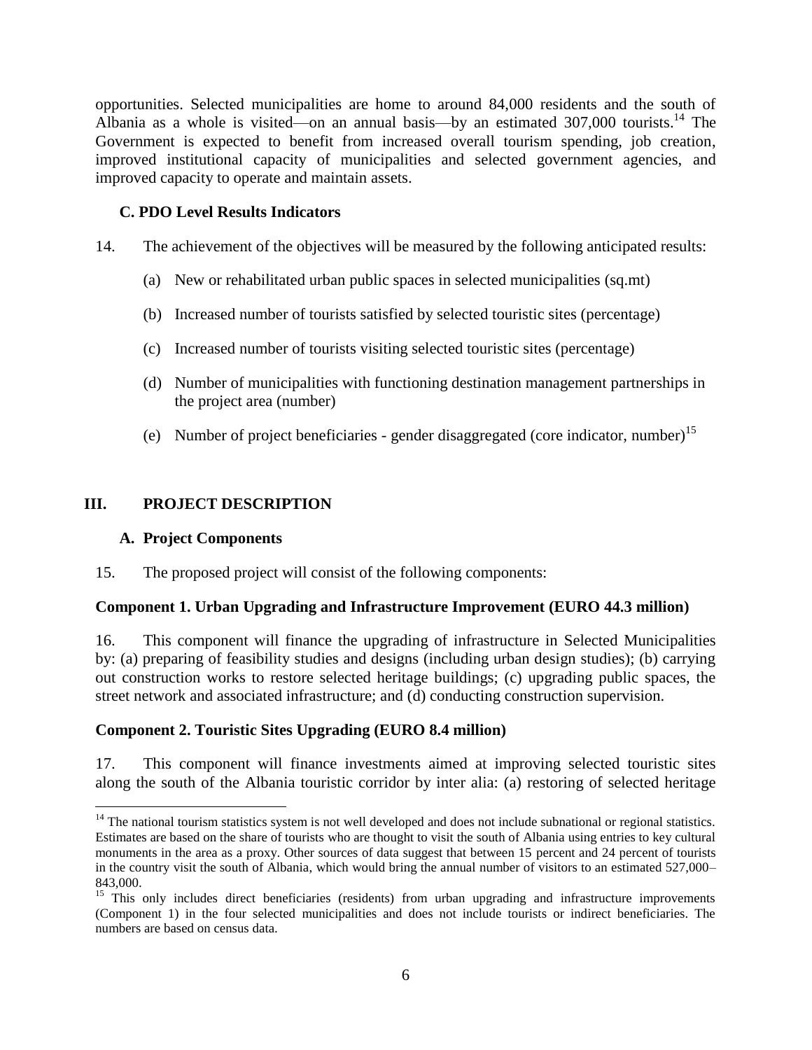opportunities. Selected municipalities are home to around 84,000 residents and the south of Albania as a whole is visited—on an annual basis—by an estimated 307,000 tourists.[14] The Government is expected to benefit from increased overall tourism spending, job creation, improved institutional capacity of municipalities and selected government agencies, and improved capacity to operate and maintain assets.

### C. PDO Level Results Indicators

14. The achievement of the objectives will be measured by the following anticipated results:

(a) New or rehabilitated urban public spaces in selected municipalities (sq.mt)

(b) Increased number of tourists satisfied by selected touristic sites (percentage)

(c) Increased number of tourists visiting selected touristic sites (percentage)

(d) Number of municipalities with functioning destination management partnerships in the project area (number)

(e) Number of project beneficiaries - gender disaggregated (core indicator, number)[15]

## III. PROJECT DESCRIPTION

### A. Project Components

15. The proposed project will consist of the following components:

**Component 1. Urban Upgrading and Infrastructure Improvement (EURO 44.3 million)**

16. This component will finance the upgrading of infrastructure in Selected Municipalities by: (a) preparing of feasibility studies and designs (including urban design studies); (b) carrying out construction works to restore selected heritage buildings; (c) upgrading public spaces, the street network and associated infrastructure; and (d) conducting construction supervision.

**Component 2. Touristic Sites Upgrading (EURO 8.4 million)**

17. This component will finance investments aimed at improving selected touristic sites along the south of the Albania touristic corridor by inter alia: (a) restoring of selected heritage

---

[14] The national tourism statistics system is not well developed and does not include subnational or regional statistics. Estimates are based on the share of tourists who are thought to visit the south of Albania using entries to key cultural monuments in the area as a proxy. Other sources of data suggest that between 15 percent and 24 percent of tourists in the country visit the south of Albania, which would bring the annual number of visitors to an estimated 527,000–843,000.

[15] This only includes direct beneficiaries (residents) from urban upgrading and infrastructure improvements (Component 1) in the four selected municipalities and does not include tourists or indirect beneficiaries. The numbers are based on census data.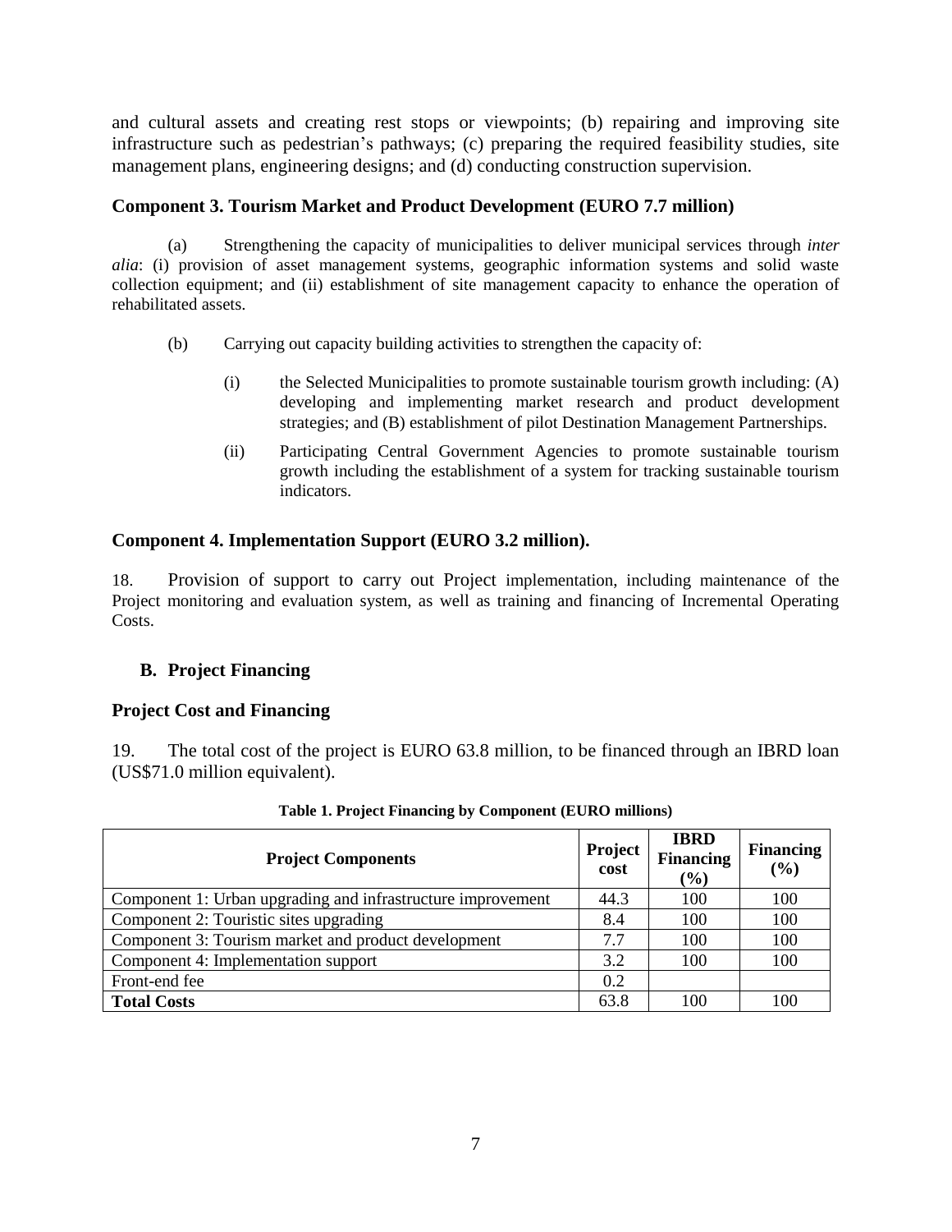and cultural assets and creating rest stops or viewpoints; (b) repairing and improving site infrastructure such as pedestrian's pathways; (c) preparing the required feasibility studies, site management plans, engineering designs; and (d) conducting construction supervision.

### Component 3. Tourism Market and Product Development (EURO 7.7 million)

(a) Strengthening the capacity of municipalities to deliver municipal services through *inter alia*: (i) provision of asset management systems, geographic information systems and solid waste collection equipment; and (ii) establishment of site management capacity to enhance the operation of rehabilitated assets.

(b) Carrying out capacity building activities to strengthen the capacity of:

(i) the Selected Municipalities to promote sustainable tourism growth including: (A) developing and implementing market research and product development strategies; and (B) establishment of pilot Destination Management Partnerships.

(ii) Participating Central Government Agencies to promote sustainable tourism growth including the establishment of a system for tracking sustainable tourism indicators.

### Component 4. Implementation Support (EURO 3.2 million).

18. Provision of support to carry out Project implementation, including maintenance of the Project monitoring and evaluation system, as well as training and financing of Incremental Operating Costs.

## B. Project Financing

### Project Cost and Financing

19. The total cost of the project is EURO 63.8 million, to be financed through an IBRD loan (US$71.0 million equivalent).

**Table 1. Project Financing by Component (EURO millions)**

| Project Components | Project cost | IBRD Financing (%) | Financing (%) |
|---|---|---|---|
| Component 1: Urban upgrading and infrastructure improvement | 44.3 | 100 | 100 |
| Component 2: Touristic sites upgrading | 8.4 | 100 | 100 |
| Component 3: Tourism market and product development | 7.7 | 100 | 100 |
| Component 4: Implementation support | 3.2 | 100 | 100 |
| Front-end fee | 0.2 | | |
| **Total Costs** | 63.8 | 100 | 100 |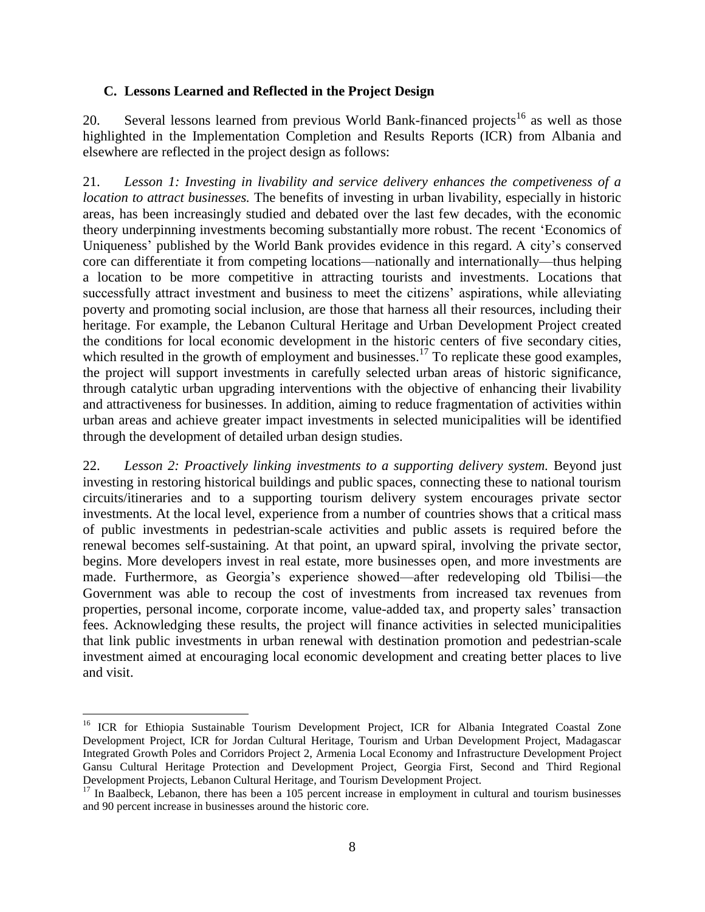### C. Lessons Learned and Reflected in the Project Design

20. Several lessons learned from previous World Bank-financed projects[16] as well as those highlighted in the Implementation Completion and Results Reports (ICR) from Albania and elsewhere are reflected in the project design as follows:

21. *Lesson 1: Investing in livability and service delivery enhances the competiveness of a location to attract businesses.* The benefits of investing in urban livability, especially in historic areas, has been increasingly studied and debated over the last few decades, with the economic theory underpinning investments becoming substantially more robust. The recent 'Economics of Uniqueness' published by the World Bank provides evidence in this regard. A city's conserved core can differentiate it from competing locations—nationally and internationally—thus helping a location to be more competitive in attracting tourists and investments. Locations that successfully attract investment and business to meet the citizens' aspirations, while alleviating poverty and promoting social inclusion, are those that harness all their resources, including their heritage. For example, the Lebanon Cultural Heritage and Urban Development Project created the conditions for local economic development in the historic centers of five secondary cities, which resulted in the growth of employment and businesses.[17] To replicate these good examples, the project will support investments in carefully selected urban areas of historic significance, through catalytic urban upgrading interventions with the objective of enhancing their livability and attractiveness for businesses. In addition, aiming to reduce fragmentation of activities within urban areas and achieve greater impact investments in selected municipalities will be identified through the development of detailed urban design studies.

22. *Lesson 2: Proactively linking investments to a supporting delivery system.* Beyond just investing in restoring historical buildings and public spaces, connecting these to national tourism circuits/itineraries and to a supporting tourism delivery system encourages private sector investments. At the local level, experience from a number of countries shows that a critical mass of public investments in pedestrian-scale activities and public assets is required before the renewal becomes self-sustaining. At that point, an upward spiral, involving the private sector, begins. More developers invest in real estate, more businesses open, and more investments are made. Furthermore, as Georgia's experience showed—after redeveloping old Tbilisi—the Government was able to recoup the cost of investments from increased tax revenues from properties, personal income, corporate income, value-added tax, and property sales' transaction fees. Acknowledging these results, the project will finance activities in selected municipalities that link public investments in urban renewal with destination promotion and pedestrian-scale investment aimed at encouraging local economic development and creating better places to live and visit.

---

[16] ICR for Ethiopia Sustainable Tourism Development Project, ICR for Albania Integrated Coastal Zone Development Project, ICR for Jordan Cultural Heritage, Tourism and Urban Development Project, Madagascar Integrated Growth Poles and Corridors Project 2, Armenia Local Economy and Infrastructure Development Project Gansu Cultural Heritage Protection and Development Project, Georgia First, Second and Third Regional Development Projects, Lebanon Cultural Heritage, and Tourism Development Project.

[17] In Baalbeck, Lebanon, there has been a 105 percent increase in employment in cultural and tourism businesses and 90 percent increase in businesses around the historic core.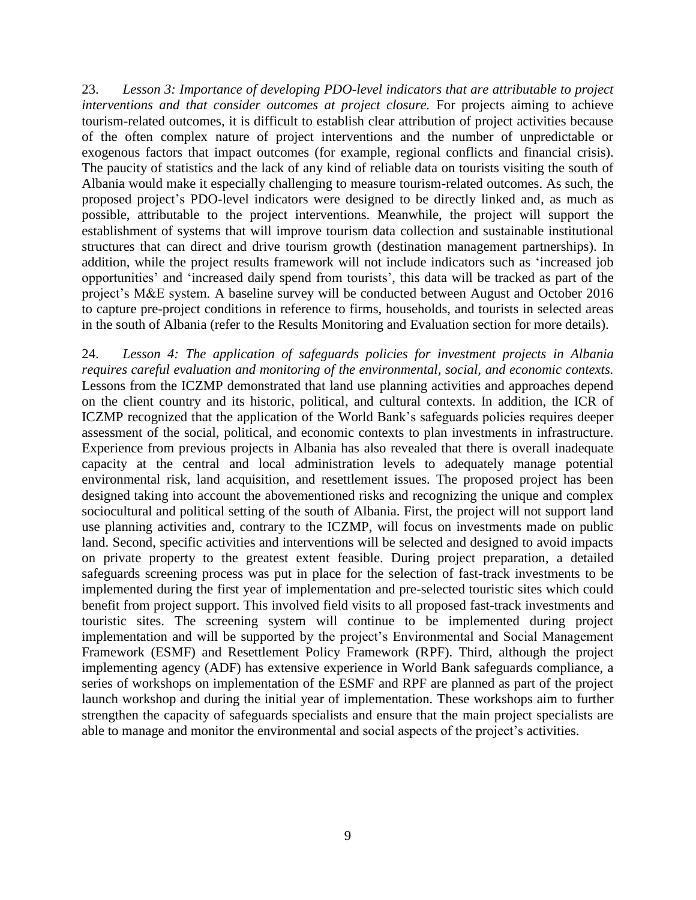23. *Lesson 3: Importance of developing PDO-level indicators that are attributable to project interventions and that consider outcomes at project closure.* For projects aiming to achieve tourism-related outcomes, it is difficult to establish clear attribution of project activities because of the often complex nature of project interventions and the number of unpredictable or exogenous factors that impact outcomes (for example, regional conflicts and financial crisis). The paucity of statistics and the lack of any kind of reliable data on tourists visiting the south of Albania would make it especially challenging to measure tourism-related outcomes. As such, the proposed project's PDO-level indicators were designed to be directly linked and, as much as possible, attributable to the project interventions. Meanwhile, the project will support the establishment of systems that will improve tourism data collection and sustainable institutional structures that can direct and drive tourism growth (destination management partnerships). In addition, while the project results framework will not include indicators such as 'increased job opportunities' and 'increased daily spend from tourists', this data will be tracked as part of the project's M&E system. A baseline survey will be conducted between August and October 2016 to capture pre-project conditions in reference to firms, households, and tourists in selected areas in the south of Albania (refer to the Results Monitoring and Evaluation section for more details).

24. *Lesson 4: The application of safeguards policies for investment projects in Albania requires careful evaluation and monitoring of the environmental, social, and economic contexts.* Lessons from the ICZMP demonstrated that land use planning activities and approaches depend on the client country and its historic, political, and cultural contexts. In addition, the ICR of ICZMP recognized that the application of the World Bank's safeguards policies requires deeper assessment of the social, political, and economic contexts to plan investments in infrastructure. Experience from previous projects in Albania has also revealed that there is overall inadequate capacity at the central and local administration levels to adequately manage potential environmental risk, land acquisition, and resettlement issues. The proposed project has been designed taking into account the abovementioned risks and recognizing the unique and complex sociocultural and political setting of the south of Albania. First, the project will not support land use planning activities and, contrary to the ICZMP, will focus on investments made on public land. Second, specific activities and interventions will be selected and designed to avoid impacts on private property to the greatest extent feasible. During project preparation, a detailed safeguards screening process was put in place for the selection of fast-track investments to be implemented during the first year of implementation and pre-selected touristic sites which could benefit from project support. This involved field visits to all proposed fast-track investments and touristic sites. The screening system will continue to be implemented during project implementation and will be supported by the project's Environmental and Social Management Framework (ESMF) and Resettlement Policy Framework (RPF). Third, although the project implementing agency (ADF) has extensive experience in World Bank safeguards compliance, a series of workshops on implementation of the ESMF and RPF are planned as part of the project launch workshop and during the initial year of implementation. These workshops aim to further strengthen the capacity of safeguards specialists and ensure that the main project specialists are able to manage and monitor the environmental and social aspects of the project's activities.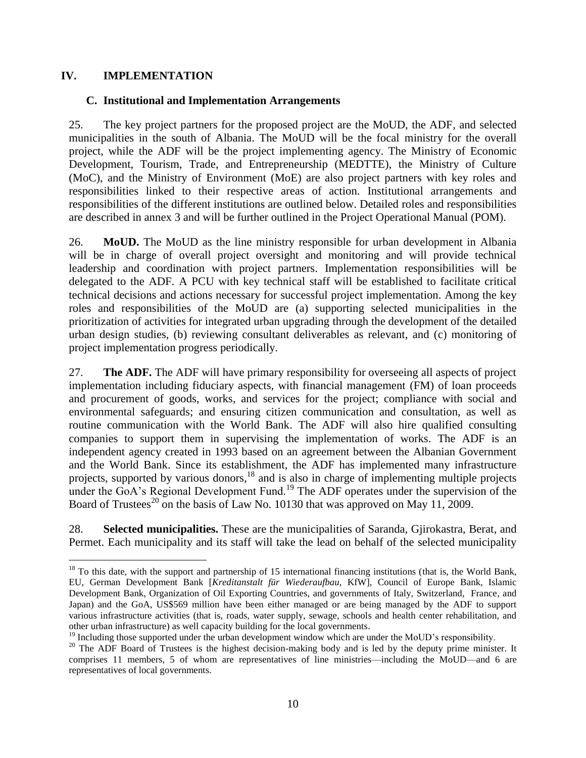## IV. IMPLEMENTATION

### C. Institutional and Implementation Arrangements

25. The key project partners for the proposed project are the MoUD, the ADF, and selected municipalities in the south of Albania. The MoUD will be the focal ministry for the overall project, while the ADF will be the project implementing agency. The Ministry of Economic Development, Tourism, Trade, and Entrepreneurship (MEDTTE), the Ministry of Culture (MoC), and the Ministry of Environment (MoE) are also project partners with key roles and responsibilities linked to their respective areas of action. Institutional arrangements and responsibilities of the different institutions are outlined below. Detailed roles and responsibilities are described in annex 3 and will be further outlined in the Project Operational Manual (POM).

26. **MoUD.** The MoUD as the line ministry responsible for urban development in Albania will be in charge of overall project oversight and monitoring and will provide technical leadership and coordination with project partners. Implementation responsibilities will be delegated to the ADF. A PCU with key technical staff will be established to facilitate critical technical decisions and actions necessary for successful project implementation. Among the key roles and responsibilities of the MoUD are (a) supporting selected municipalities in the prioritization of activities for integrated urban upgrading through the development of the detailed urban design studies, (b) reviewing consultant deliverables as relevant, and (c) monitoring of project implementation progress periodically.

27. **The ADF.** The ADF will have primary responsibility for overseeing all aspects of project implementation including fiduciary aspects, with financial management (FM) of loan proceeds and procurement of goods, works, and services for the project; compliance with social and environmental safeguards; and ensuring citizen communication and consultation, as well as routine communication with the World Bank. The ADF will also hire qualified consulting companies to support them in supervising the implementation of works. The ADF is an independent agency created in 1993 based on an agreement between the Albanian Government and the World Bank. Since its establishment, the ADF has implemented many infrastructure projects, supported by various donors,[18] and is also in charge of implementing multiple projects under the GoA's Regional Development Fund.[19] The ADF operates under the supervision of the Board of Trustees[20] on the basis of Law No. 10130 that was approved on May 11, 2009.

28. **Selected municipalities.** These are the municipalities of Saranda, Gjirokastra, Berat, and Permet. Each municipality and its staff will take the lead on behalf of the selected municipality

---

[18] To this date, with the support and partnership of 15 international financing institutions (that is, the World Bank, EU, German Development Bank [*Kreditanstalt für Wiederaufbau*, KfW], Council of Europe Bank, Islamic Development Bank, Organization of Oil Exporting Countries, and governments of Italy, Switzerland, France, and Japan) and the GoA, US$569 million have been either managed or are being managed by the ADF to support various infrastructure activities (that is, roads, water supply, sewage, schools and health center rehabilitation, and other urban infrastructure) as well capacity building for the local governments.

[19] Including those supported under the urban development window which are under the MoUD's responsibility.

[20] The ADF Board of Trustees is the highest decision-making body and is led by the deputy prime minister. It comprises 11 members, 5 of whom are representatives of line ministries—including the MoUD—and 6 are representatives of local governments.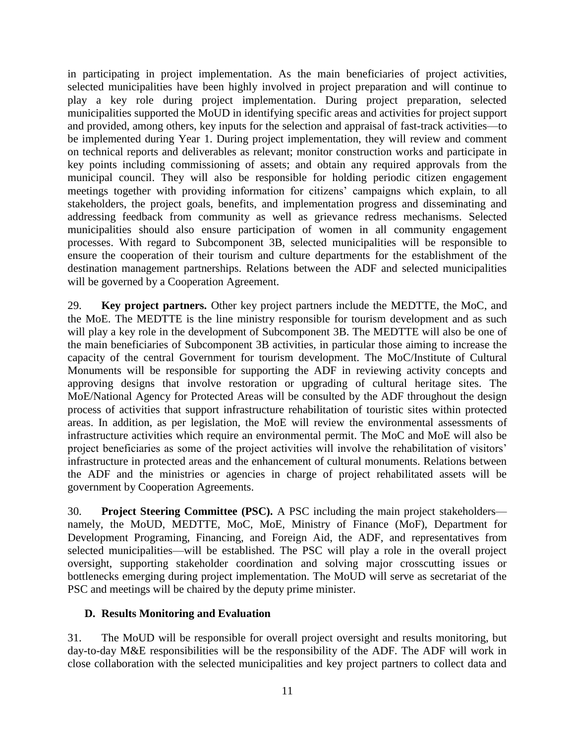in participating in project implementation. As the main beneficiaries of project activities, selected municipalities have been highly involved in project preparation and will continue to play a key role during project implementation. During project preparation, selected municipalities supported the MoUD in identifying specific areas and activities for project support and provided, among others, key inputs for the selection and appraisal of fast-track activities—to be implemented during Year 1. During project implementation, they will review and comment on technical reports and deliverables as relevant; monitor construction works and participate in key points including commissioning of assets; and obtain any required approvals from the municipal council. They will also be responsible for holding periodic citizen engagement meetings together with providing information for citizens' campaigns which explain, to all stakeholders, the project goals, benefits, and implementation progress and disseminating and addressing feedback from community as well as grievance redress mechanisms. Selected municipalities should also ensure participation of women in all community engagement processes. With regard to Subcomponent 3B, selected municipalities will be responsible to ensure the cooperation of their tourism and culture departments for the establishment of the destination management partnerships. Relations between the ADF and selected municipalities will be governed by a Cooperation Agreement.

29. **Key project partners.** Other key project partners include the MEDTTE, the MoC, and the MoE. The MEDTTE is the line ministry responsible for tourism development and as such will play a key role in the development of Subcomponent 3B. The MEDTTE will also be one of the main beneficiaries of Subcomponent 3B activities, in particular those aiming to increase the capacity of the central Government for tourism development. The MoC/Institute of Cultural Monuments will be responsible for supporting the ADF in reviewing activity concepts and approving designs that involve restoration or upgrading of cultural heritage sites. The MoE/National Agency for Protected Areas will be consulted by the ADF throughout the design process of activities that support infrastructure rehabilitation of touristic sites within protected areas. In addition, as per legislation, the MoE will review the environmental assessments of infrastructure activities which require an environmental permit. The MoC and MoE will also be project beneficiaries as some of the project activities will involve the rehabilitation of visitors' infrastructure in protected areas and the enhancement of cultural monuments. Relations between the ADF and the ministries or agencies in charge of project rehabilitated assets will be government by Cooperation Agreements.

30. **Project Steering Committee (PSC).** A PSC including the main project stakeholders—namely, the MoUD, MEDTTE, MoC, MoE, Ministry of Finance (MoF), Department for Development Programing, Financing, and Foreign Aid, the ADF, and representatives from selected municipalities—will be established. The PSC will play a role in the overall project oversight, supporting stakeholder coordination and solving major crosscutting issues or bottlenecks emerging during project implementation. The MoUD will serve as secretariat of the PSC and meetings will be chaired by the deputy prime minister.

## D. Results Monitoring and Evaluation

31. The MoUD will be responsible for overall project oversight and results monitoring, but day-to-day M&E responsibilities will be the responsibility of the ADF. The ADF will work in close collaboration with the selected municipalities and key project partners to collect data and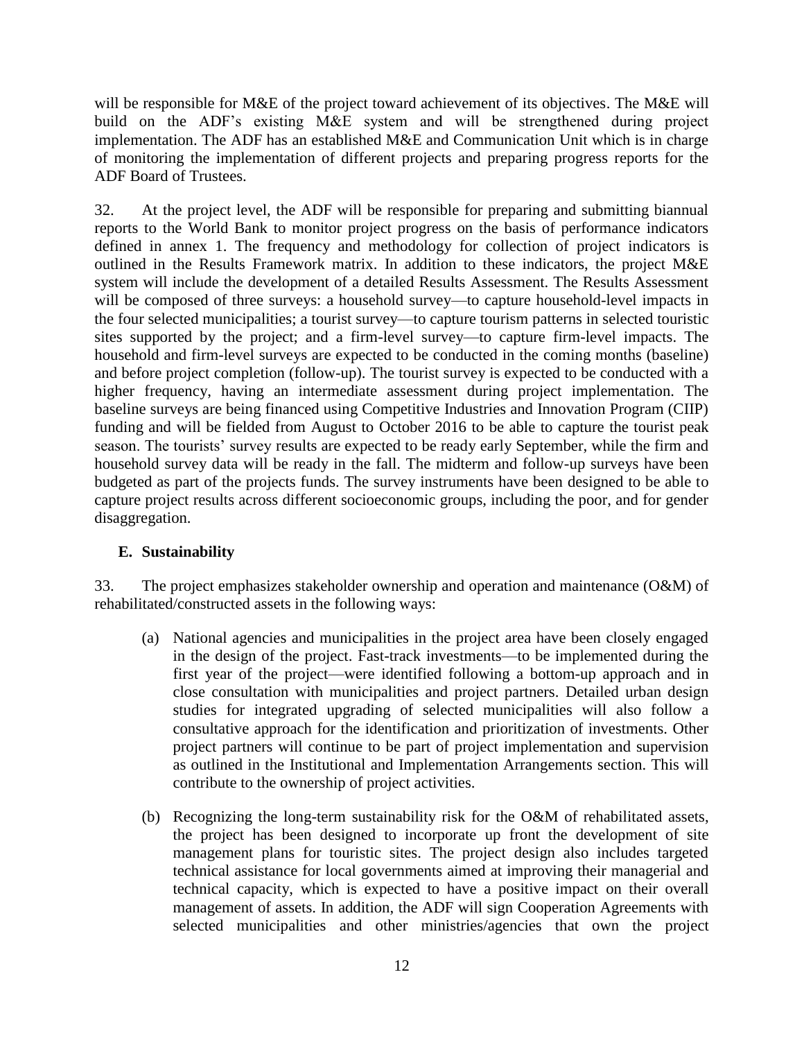will be responsible for M&E of the project toward achievement of its objectives. The M&E will build on the ADF's existing M&E system and will be strengthened during project implementation. The ADF has an established M&E and Communication Unit which is in charge of monitoring the implementation of different projects and preparing progress reports for the ADF Board of Trustees.

32. At the project level, the ADF will be responsible for preparing and submitting biannual reports to the World Bank to monitor project progress on the basis of performance indicators defined in annex 1. The frequency and methodology for collection of project indicators is outlined in the Results Framework matrix. In addition to these indicators, the project M&E system will include the development of a detailed Results Assessment. The Results Assessment will be composed of three surveys: a household survey—to capture household-level impacts in the four selected municipalities; a tourist survey—to capture tourism patterns in selected touristic sites supported by the project; and a firm-level survey—to capture firm-level impacts. The household and firm-level surveys are expected to be conducted in the coming months (baseline) and before project completion (follow-up). The tourist survey is expected to be conducted with a higher frequency, having an intermediate assessment during project implementation. The baseline surveys are being financed using Competitive Industries and Innovation Program (CIIP) funding and will be fielded from August to October 2016 to be able to capture the tourist peak season. The tourists' survey results are expected to be ready early September, while the firm and household survey data will be ready in the fall. The midterm and follow-up surveys have been budgeted as part of the projects funds. The survey instruments have been designed to be able to capture project results across different socioeconomic groups, including the poor, and for gender disaggregation.

### E. Sustainability

33. The project emphasizes stakeholder ownership and operation and maintenance (O&M) of rehabilitated/constructed assets in the following ways:

(a) National agencies and municipalities in the project area have been closely engaged in the design of the project. Fast-track investments—to be implemented during the first year of the project—were identified following a bottom-up approach and in close consultation with municipalities and project partners. Detailed urban design studies for integrated upgrading of selected municipalities will also follow a consultative approach for the identification and prioritization of investments. Other project partners will continue to be part of project implementation and supervision as outlined in the Institutional and Implementation Arrangements section. This will contribute to the ownership of project activities.

(b) Recognizing the long-term sustainability risk for the O&M of rehabilitated assets, the project has been designed to incorporate up front the development of site management plans for touristic sites. The project design also includes targeted technical assistance for local governments aimed at improving their managerial and technical capacity, which is expected to have a positive impact on their overall management of assets. In addition, the ADF will sign Cooperation Agreements with selected municipalities and other ministries/agencies that own the project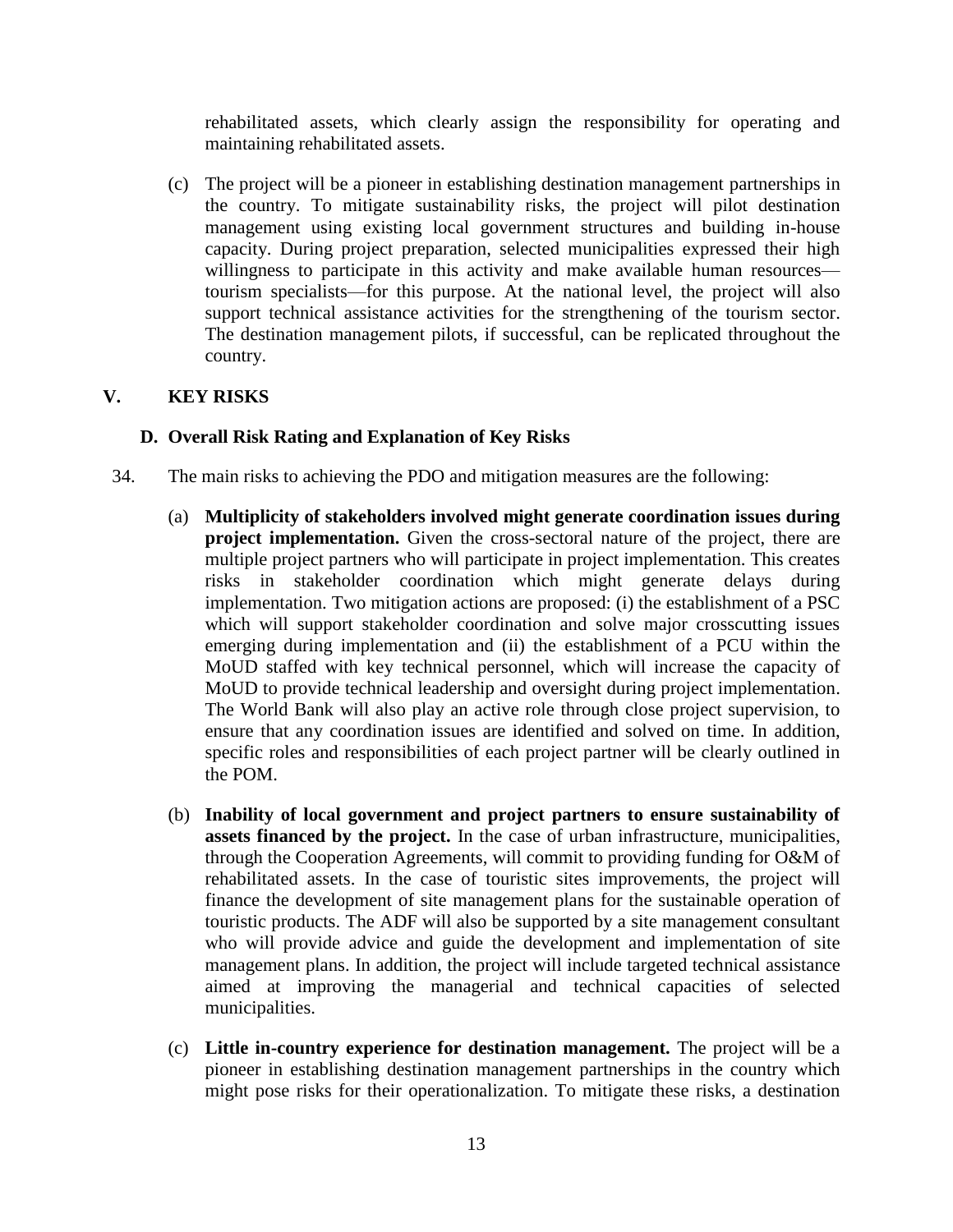rehabilitated assets, which clearly assign the responsibility for operating and maintaining rehabilitated assets.

(c) The project will be a pioneer in establishing destination management partnerships in the country. To mitigate sustainability risks, the project will pilot destination management using existing local government structures and building in-house capacity. During project preparation, selected municipalities expressed their high willingness to participate in this activity and make available human resources—tourism specialists—for this purpose. At the national level, the project will also support technical assistance activities for the strengthening of the tourism sector. The destination management pilots, if successful, can be replicated throughout the country.

## V. KEY RISKS

### D. Overall Risk Rating and Explanation of Key Risks

34. The main risks to achieving the PDO and mitigation measures are the following:

(a) **Multiplicity of stakeholders involved might generate coordination issues during project implementation.** Given the cross-sectoral nature of the project, there are multiple project partners who will participate in project implementation. This creates risks in stakeholder coordination which might generate delays during implementation. Two mitigation actions are proposed: (i) the establishment of a PSC which will support stakeholder coordination and solve major crosscutting issues emerging during implementation and (ii) the establishment of a PCU within the MoUD staffed with key technical personnel, which will increase the capacity of MoUD to provide technical leadership and oversight during project implementation. The World Bank will also play an active role through close project supervision, to ensure that any coordination issues are identified and solved on time. In addition, specific roles and responsibilities of each project partner will be clearly outlined in the POM.

(b) **Inability of local government and project partners to ensure sustainability of assets financed by the project.** In the case of urban infrastructure, municipalities, through the Cooperation Agreements, will commit to providing funding for O&M of rehabilitated assets. In the case of touristic sites improvements, the project will finance the development of site management plans for the sustainable operation of touristic products. The ADF will also be supported by a site management consultant who will provide advice and guide the development and implementation of site management plans. In addition, the project will include targeted technical assistance aimed at improving the managerial and technical capacities of selected municipalities.

(c) **Little in-country experience for destination management.** The project will be a pioneer in establishing destination management partnerships in the country which might pose risks for their operationalization. To mitigate these risks, a destination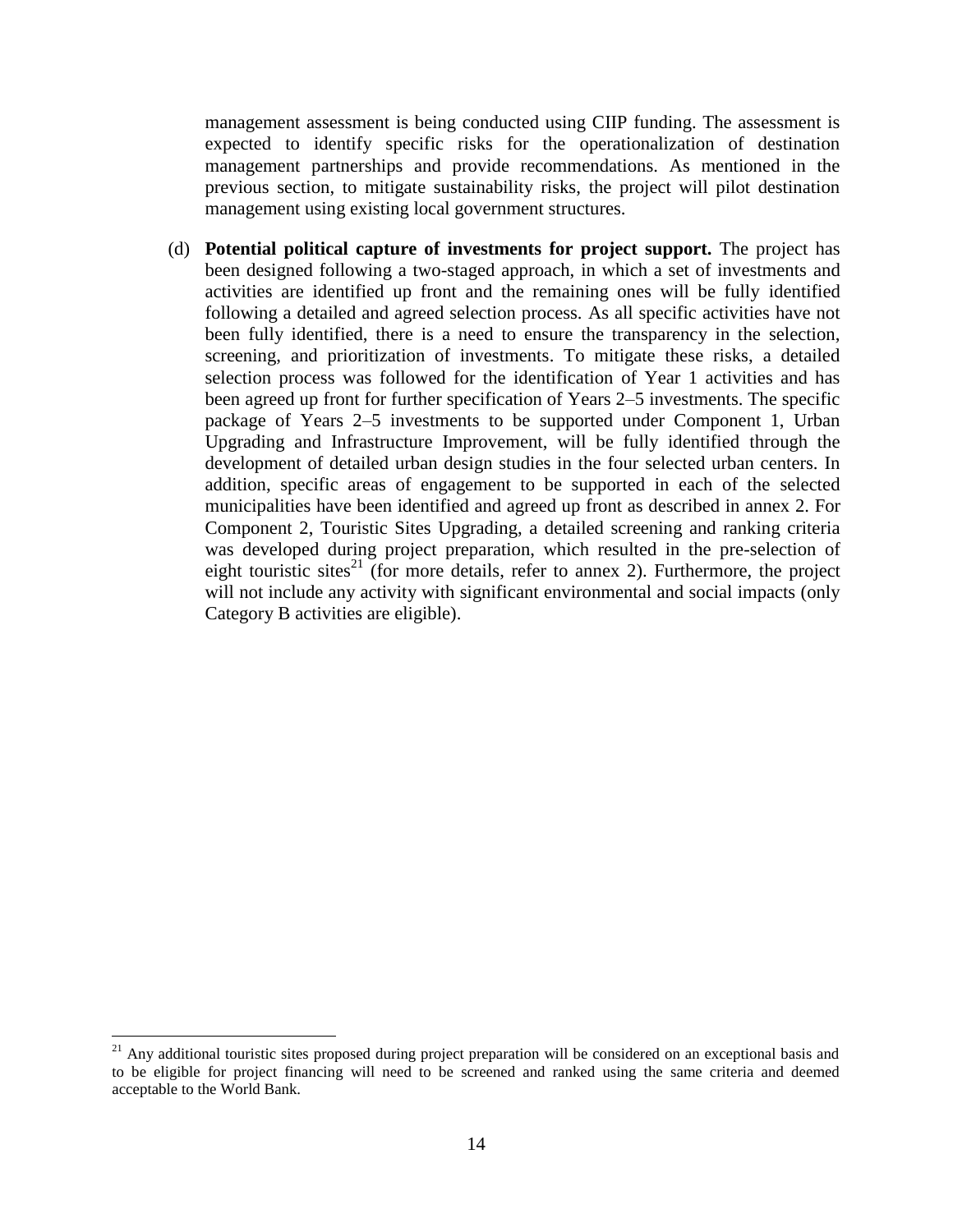management assessment is being conducted using CIIP funding. The assessment is expected to identify specific risks for the operationalization of destination management partnerships and provide recommendations. As mentioned in the previous section, to mitigate sustainability risks, the project will pilot destination management using existing local government structures.

(d) **Potential political capture of investments for project support.** The project has been designed following a two-staged approach, in which a set of investments and activities are identified up front and the remaining ones will be fully identified following a detailed and agreed selection process. As all specific activities have not been fully identified, there is a need to ensure the transparency in the selection, screening, and prioritization of investments. To mitigate these risks, a detailed selection process was followed for the identification of Year 1 activities and has been agreed up front for further specification of Years 2–5 investments. The specific package of Years 2–5 investments to be supported under Component 1, Urban Upgrading and Infrastructure Improvement, will be fully identified through the development of detailed urban design studies in the four selected urban centers. In addition, specific areas of engagement to be supported in each of the selected municipalities have been identified and agreed up front as described in annex 2. For Component 2, Touristic Sites Upgrading, a detailed screening and ranking criteria was developed during project preparation, which resulted in the pre-selection of eight touristic sites[21] (for more details, refer to annex 2). Furthermore, the project will not include any activity with significant environmental and social impacts (only Category B activities are eligible).

---

[21] Any additional touristic sites proposed during project preparation will be considered on an exceptional basis and to be eligible for project financing will need to be screened and ranked using the same criteria and deemed acceptable to the World Bank.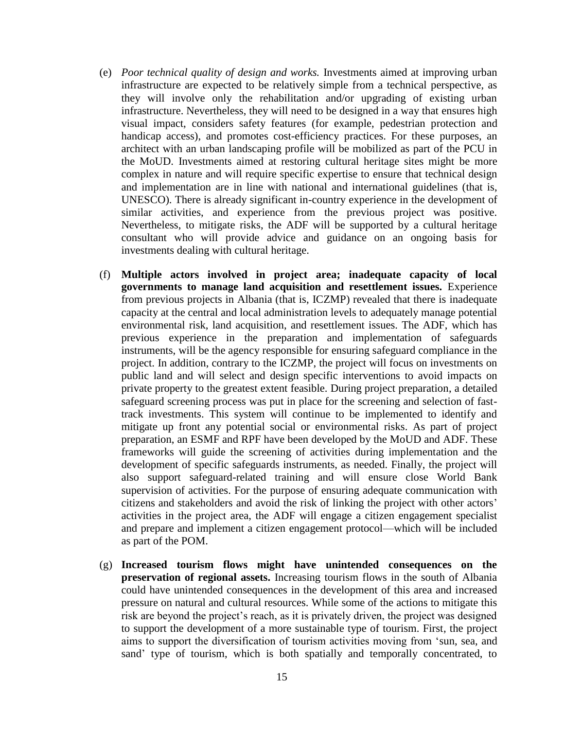(e) *Poor technical quality of design and works.* Investments aimed at improving urban infrastructure are expected to be relatively simple from a technical perspective, as they will involve only the rehabilitation and/or upgrading of existing urban infrastructure. Nevertheless, they will need to be designed in a way that ensures high visual impact, considers safety features (for example, pedestrian protection and handicap access), and promotes cost-efficiency practices. For these purposes, an architect with an urban landscaping profile will be mobilized as part of the PCU in the MoUD. Investments aimed at restoring cultural heritage sites might be more complex in nature and will require specific expertise to ensure that technical design and implementation are in line with national and international guidelines (that is, UNESCO). There is already significant in-country experience in the development of similar activities, and experience from the previous project was positive. Nevertheless, to mitigate risks, the ADF will be supported by a cultural heritage consultant who will provide advice and guidance on an ongoing basis for investments dealing with cultural heritage.

(f) **Multiple actors involved in project area; inadequate capacity of local governments to manage land acquisition and resettlement issues.** Experience from previous projects in Albania (that is, ICZMP) revealed that there is inadequate capacity at the central and local administration levels to adequately manage potential environmental risk, land acquisition, and resettlement issues. The ADF, which has previous experience in the preparation and implementation of safeguards instruments, will be the agency responsible for ensuring safeguard compliance in the project. In addition, contrary to the ICZMP, the project will focus on investments on public land and will select and design specific interventions to avoid impacts on private property to the greatest extent feasible. During project preparation, a detailed safeguard screening process was put in place for the screening and selection of fast-track investments. This system will continue to be implemented to identify and mitigate up front any potential social or environmental risks. As part of project preparation, an ESMF and RPF have been developed by the MoUD and ADF. These frameworks will guide the screening of activities during implementation and the development of specific safeguards instruments, as needed. Finally, the project will also support safeguard-related training and will ensure close World Bank supervision of activities. For the purpose of ensuring adequate communication with citizens and stakeholders and avoid the risk of linking the project with other actors' activities in the project area, the ADF will engage a citizen engagement specialist and prepare and implement a citizen engagement protocol—which will be included as part of the POM.

(g) **Increased tourism flows might have unintended consequences on the preservation of regional assets.** Increasing tourism flows in the south of Albania could have unintended consequences in the development of this area and increased pressure on natural and cultural resources. While some of the actions to mitigate this risk are beyond the project's reach, as it is privately driven, the project was designed to support the development of a more sustainable type of tourism. First, the project aims to support the diversification of tourism activities moving from 'sun, sea, and sand' type of tourism, which is both spatially and temporally concentrated, to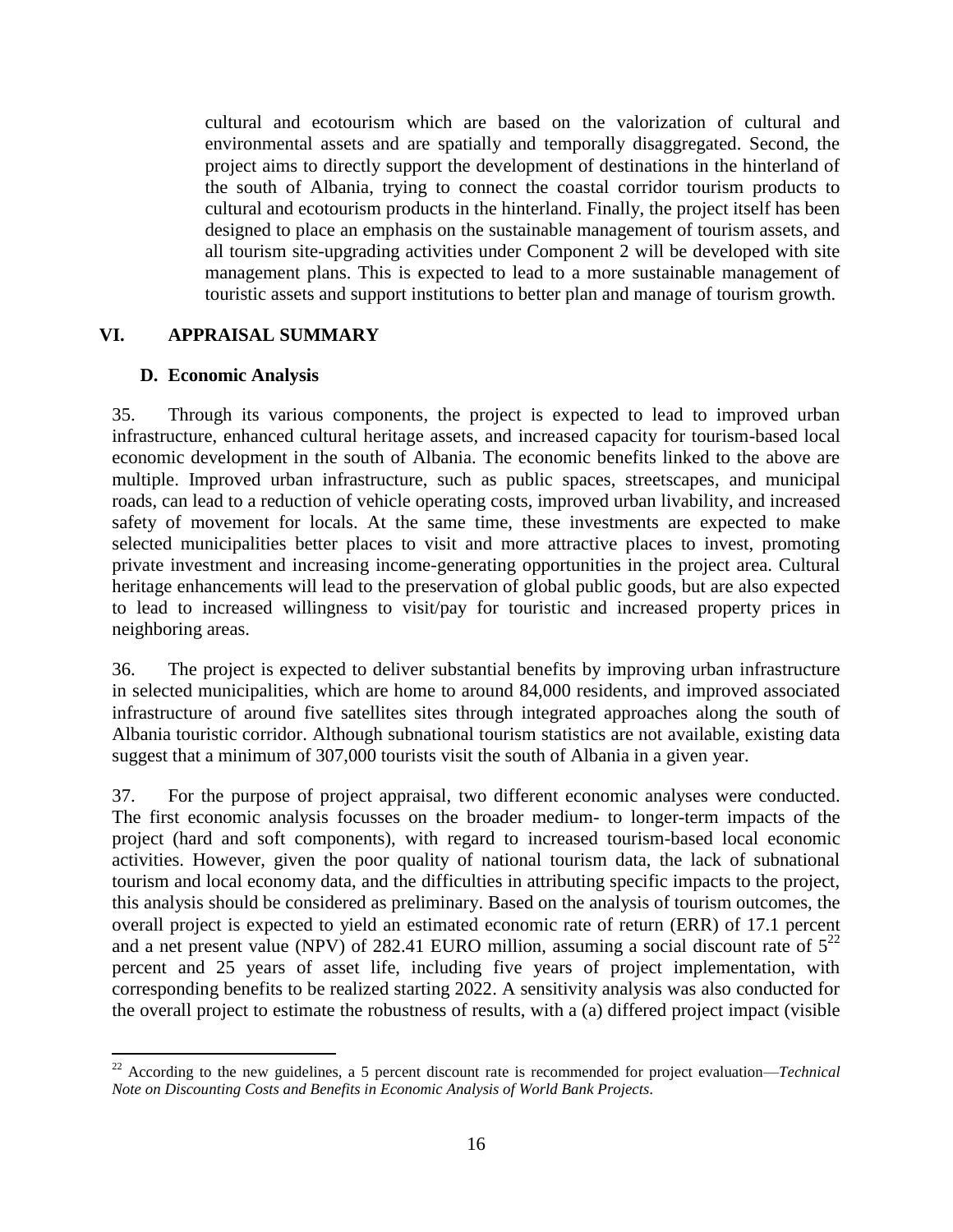cultural and ecotourism which are based on the valorization of cultural and environmental assets and are spatially and temporally disaggregated. Second, the project aims to directly support the development of destinations in the hinterland of the south of Albania, trying to connect the coastal corridor tourism products to cultural and ecotourism products in the hinterland. Finally, the project itself has been designed to place an emphasis on the sustainable management of tourism assets, and all tourism site-upgrading activities under Component 2 will be developed with site management plans. This is expected to lead to a more sustainable management of touristic assets and support institutions to better plan and manage of tourism growth.

## VI. APPRAISAL SUMMARY

### D. Economic Analysis

35. Through its various components, the project is expected to lead to improved urban infrastructure, enhanced cultural heritage assets, and increased capacity for tourism-based local economic development in the south of Albania. The economic benefits linked to the above are multiple. Improved urban infrastructure, such as public spaces, streetscapes, and municipal roads, can lead to a reduction of vehicle operating costs, improved urban livability, and increased safety of movement for locals. At the same time, these investments are expected to make selected municipalities better places to visit and more attractive places to invest, promoting private investment and increasing income-generating opportunities in the project area. Cultural heritage enhancements will lead to the preservation of global public goods, but are also expected to lead to increased willingness to visit/pay for touristic and increased property prices in neighboring areas.

36. The project is expected to deliver substantial benefits by improving urban infrastructure in selected municipalities, which are home to around 84,000 residents, and improved associated infrastructure of around five satellites sites through integrated approaches along the south of Albania touristic corridor. Although subnational tourism statistics are not available, existing data suggest that a minimum of 307,000 tourists visit the south of Albania in a given year.

37. For the purpose of project appraisal, two different economic analyses were conducted. The first economic analysis focusses on the broader medium- to longer-term impacts of the project (hard and soft components), with regard to increased tourism-based local economic activities. However, given the poor quality of national tourism data, the lack of subnational tourism and local economy data, and the difficulties in attributing specific impacts to the project, this analysis should be considered as preliminary. Based on the analysis of tourism outcomes, the overall project is expected to yield an estimated economic rate of return (ERR) of 17.1 percent and a net present value (NPV) of 282.41 EURO million, assuming a social discount rate of 5[22] percent and 25 years of asset life, including five years of project implementation, with corresponding benefits to be realized starting 2022. A sensitivity analysis was also conducted for the overall project to estimate the robustness of results, with a (a) differed project impact (visible

[22] According to the new guidelines, a 5 percent discount rate is recommended for project evaluation—*Technical Note on Discounting Costs and Benefits in Economic Analysis of World Bank Projects*.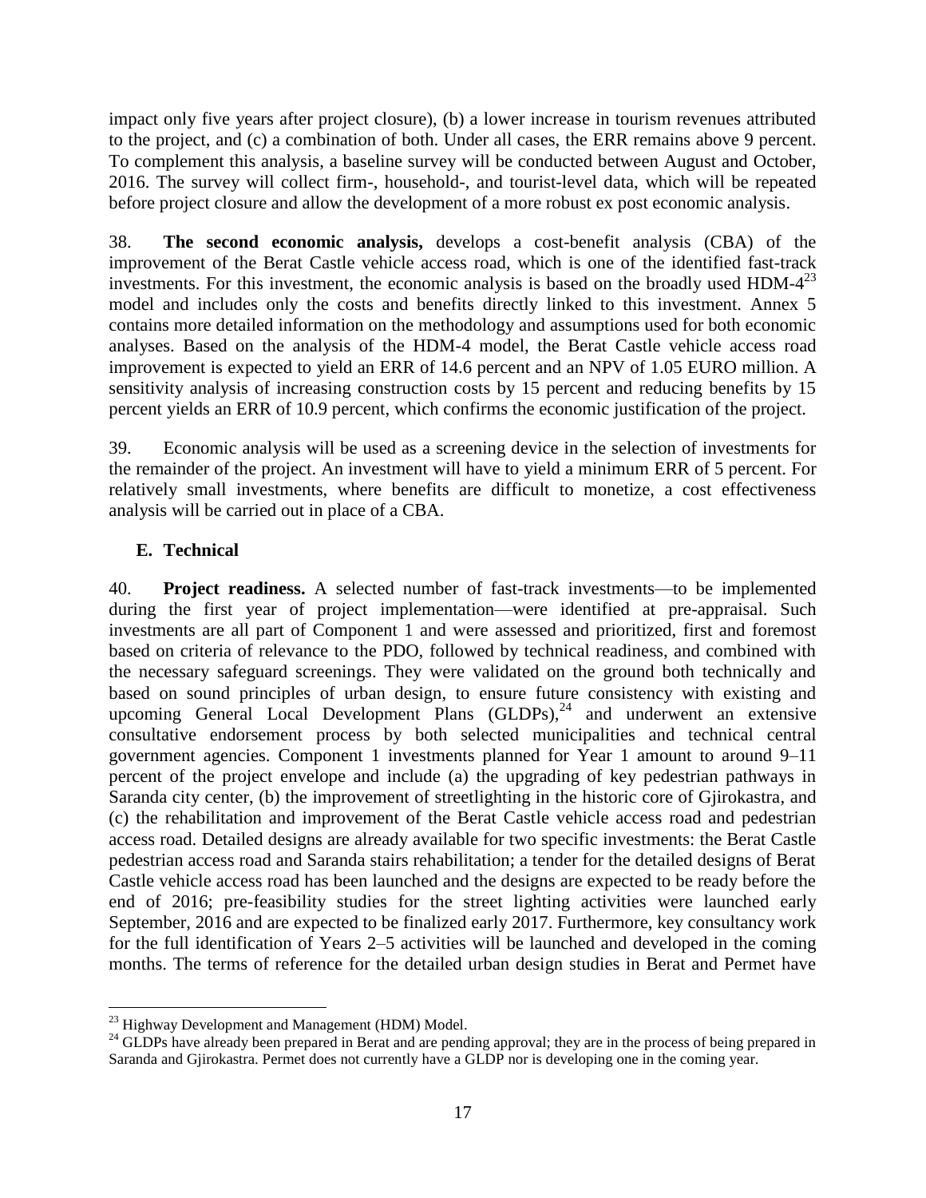impact only five years after project closure), (b) a lower increase in tourism revenues attributed to the project, and (c) a combination of both. Under all cases, the ERR remains above 9 percent. To complement this analysis, a baseline survey will be conducted between August and October, 2016. The survey will collect firm-, household-, and tourist-level data, which will be repeated before project closure and allow the development of a more robust ex post economic analysis.

38. **The second economic analysis,** develops a cost-benefit analysis (CBA) of the improvement of the Berat Castle vehicle access road, which is one of the identified fast-track investments. For this investment, the economic analysis is based on the broadly used HDM-4[23] model and includes only the costs and benefits directly linked to this investment. Annex 5 contains more detailed information on the methodology and assumptions used for both economic analyses. Based on the analysis of the HDM-4 model, the Berat Castle vehicle access road improvement is expected to yield an ERR of 14.6 percent and an NPV of 1.05 EURO million. A sensitivity analysis of increasing construction costs by 15 percent and reducing benefits by 15 percent yields an ERR of 10.9 percent, which confirms the economic justification of the project.

39. Economic analysis will be used as a screening device in the selection of investments for the remainder of the project. An investment will have to yield a minimum ERR of 5 percent. For relatively small investments, where benefits are difficult to monetize, a cost effectiveness analysis will be carried out in place of a CBA.

## E. Technical

40. **Project readiness.** A selected number of fast-track investments—to be implemented during the first year of project implementation—were identified at pre-appraisal. Such investments are all part of Component 1 and were assessed and prioritized, first and foremost based on criteria of relevance to the PDO, followed by technical readiness, and combined with the necessary safeguard screenings. They were validated on the ground both technically and based on sound principles of urban design, to ensure future consistency with existing and upcoming General Local Development Plans (GLDPs),[24] and underwent an extensive consultative endorsement process by both selected municipalities and technical central government agencies. Component 1 investments planned for Year 1 amount to around 9–11 percent of the project envelope and include (a) the upgrading of key pedestrian pathways in Saranda city center, (b) the improvement of streetlighting in the historic core of Gjirokastra, and (c) the rehabilitation and improvement of the Berat Castle vehicle access road and pedestrian access road. Detailed designs are already available for two specific investments: the Berat Castle pedestrian access road and Saranda stairs rehabilitation; a tender for the detailed designs of Berat Castle vehicle access road has been launched and the designs are expected to be ready before the end of 2016; pre-feasibility studies for the street lighting activities were launched early September, 2016 and are expected to be finalized early 2017. Furthermore, key consultancy work for the full identification of Years 2–5 activities will be launched and developed in the coming months. The terms of reference for the detailed urban design studies in Berat and Permet have

[23] Highway Development and Management (HDM) Model.

[24] GLDPs have already been prepared in Berat and are pending approval; they are in the process of being prepared in Saranda and Gjirokastra. Permet does not currently have a GLDP nor is developing one in the coming year.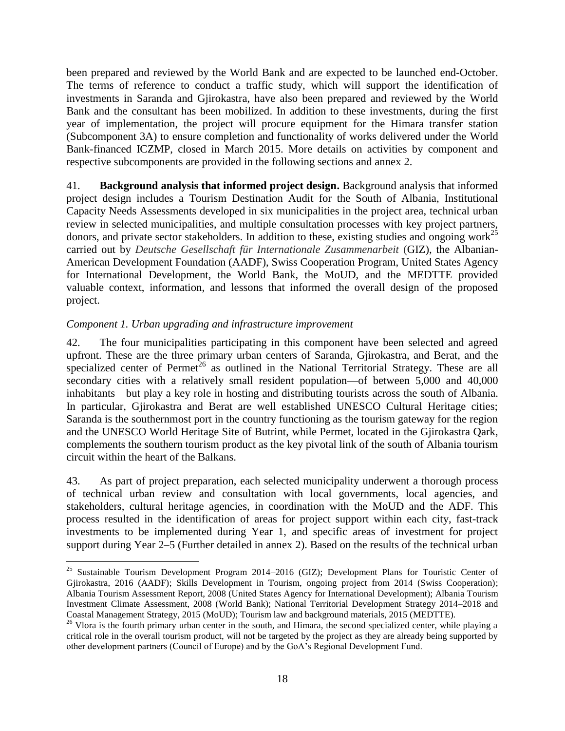been prepared and reviewed by the World Bank and are expected to be launched end-October. The terms of reference to conduct a traffic study, which will support the identification of investments in Saranda and Gjirokastra, have also been prepared and reviewed by the World Bank and the consultant has been mobilized. In addition to these investments, during the first year of implementation, the project will procure equipment for the Himara transfer station (Subcomponent 3A) to ensure completion and functionality of works delivered under the World Bank-financed ICZMP, closed in March 2015. More details on activities by component and respective subcomponents are provided in the following sections and annex 2.

41. **Background analysis that informed project design.** Background analysis that informed project design includes a Tourism Destination Audit for the South of Albania, Institutional Capacity Needs Assessments developed in six municipalities in the project area, technical urban review in selected municipalities, and multiple consultation processes with key project partners, donors, and private sector stakeholders. In addition to these, existing studies and ongoing work[25] carried out by *Deutsche Gesellschaft für Internationale Zusammenarbeit* (GIZ), the Albanian-American Development Foundation (AADF), Swiss Cooperation Program, United States Agency for International Development, the World Bank, the MoUD, and the MEDTTE provided valuable context, information, and lessons that informed the overall design of the proposed project.

*Component 1. Urban upgrading and infrastructure improvement*

42. The four municipalities participating in this component have been selected and agreed upfront. These are the three primary urban centers of Saranda, Gjirokastra, and Berat, and the specialized center of Permet[26] as outlined in the National Territorial Strategy. These are all secondary cities with a relatively small resident population—of between 5,000 and 40,000 inhabitants—but play a key role in hosting and distributing tourists across the south of Albania. In particular, Gjirokastra and Berat are well established UNESCO Cultural Heritage cities; Saranda is the southernmost port in the country functioning as the tourism gateway for the region and the UNESCO World Heritage Site of Butrint, while Permet, located in the Gjirokastra Qark, complements the southern tourism product as the key pivotal link of the south of Albania tourism circuit within the heart of the Balkans.

43. As part of project preparation, each selected municipality underwent a thorough process of technical urban review and consultation with local governments, local agencies, and stakeholders, cultural heritage agencies, in coordination with the MoUD and the ADF. This process resulted in the identification of areas for project support within each city, fast-track investments to be implemented during Year 1, and specific areas of investment for project support during Year 2–5 (Further detailed in annex 2). Based on the results of the technical urban

---

[25] Sustainable Tourism Development Program 2014–2016 (GIZ); Development Plans for Touristic Center of Gjirokastra, 2016 (AADF); Skills Development in Tourism, ongoing project from 2014 (Swiss Cooperation); Albania Tourism Assessment Report, 2008 (United States Agency for International Development); Albania Tourism Investment Climate Assessment, 2008 (World Bank); National Territorial Development Strategy 2014–2018 and Coastal Management Strategy, 2015 (MoUD); Tourism law and background materials, 2015 (MEDTTE).

[26] Vlora is the fourth primary urban center in the south, and Himara, the second specialized center, while playing a critical role in the overall tourism product, will not be targeted by the project as they are already being supported by other development partners (Council of Europe) and by the GoA's Regional Development Fund.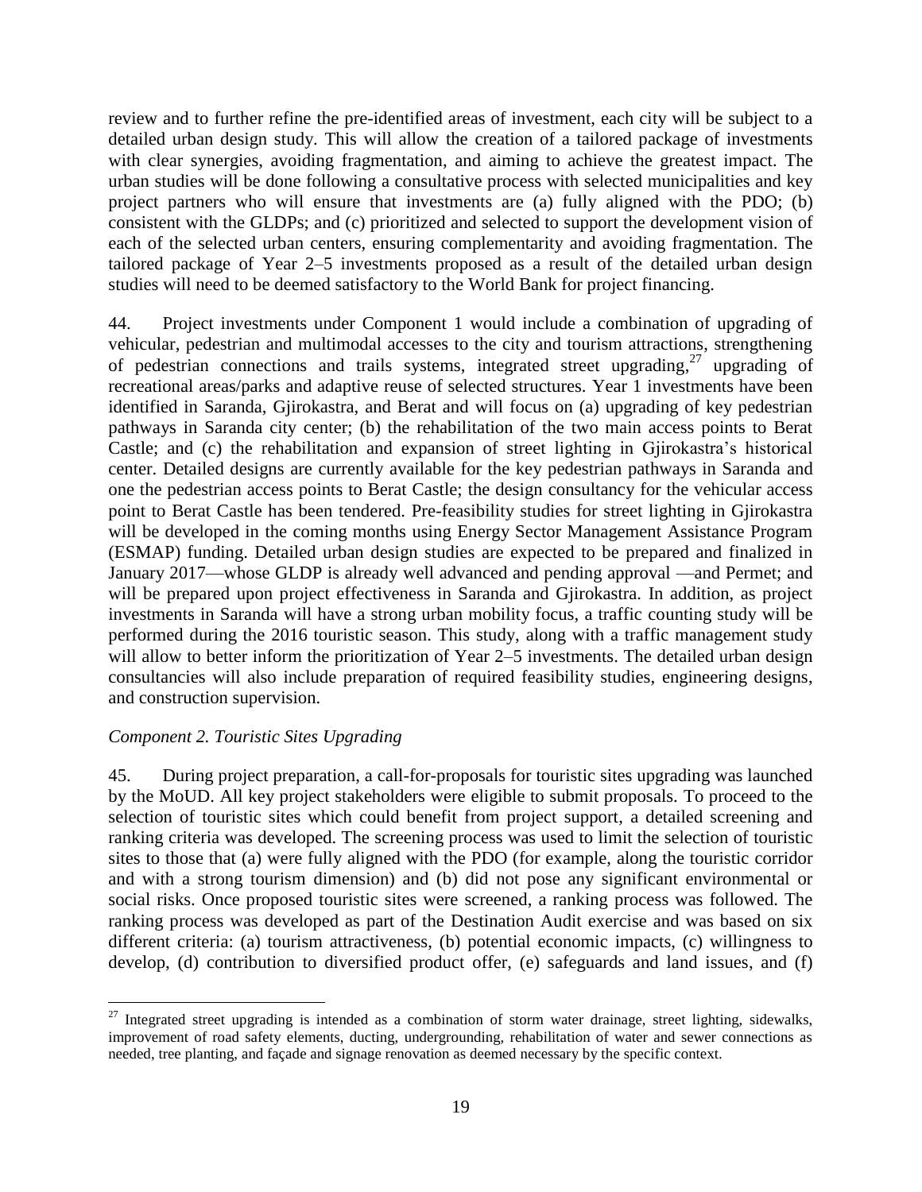review and to further refine the pre-identified areas of investment, each city will be subject to a detailed urban design study. This will allow the creation of a tailored package of investments with clear synergies, avoiding fragmentation, and aiming to achieve the greatest impact. The urban studies will be done following a consultative process with selected municipalities and key project partners who will ensure that investments are (a) fully aligned with the PDO; (b) consistent with the GLDPs; and (c) prioritized and selected to support the development vision of each of the selected urban centers, ensuring complementarity and avoiding fragmentation. The tailored package of Year 2–5 investments proposed as a result of the detailed urban design studies will need to be deemed satisfactory to the World Bank for project financing.

44. Project investments under Component 1 would include a combination of upgrading of vehicular, pedestrian and multimodal accesses to the city and tourism attractions, strengthening of pedestrian connections and trails systems, integrated street upgrading,[27] upgrading of recreational areas/parks and adaptive reuse of selected structures. Year 1 investments have been identified in Saranda, Gjirokastra, and Berat and will focus on (a) upgrading of key pedestrian pathways in Saranda city center; (b) the rehabilitation of the two main access points to Berat Castle; and (c) the rehabilitation and expansion of street lighting in Gjirokastra's historical center. Detailed designs are currently available for the key pedestrian pathways in Saranda and one the pedestrian access points to Berat Castle; the design consultancy for the vehicular access point to Berat Castle has been tendered. Pre-feasibility studies for street lighting in Gjirokastra will be developed in the coming months using Energy Sector Management Assistance Program (ESMAP) funding. Detailed urban design studies are expected to be prepared and finalized in January 2017—whose GLDP is already well advanced and pending approval —and Permet; and will be prepared upon project effectiveness in Saranda and Gjirokastra. In addition, as project investments in Saranda will have a strong urban mobility focus, a traffic counting study will be performed during the 2016 touristic season. This study, along with a traffic management study will allow to better inform the prioritization of Year 2–5 investments. The detailed urban design consultancies will also include preparation of required feasibility studies, engineering designs, and construction supervision.

*Component 2. Touristic Sites Upgrading*

45. During project preparation, a call-for-proposals for touristic sites upgrading was launched by the MoUD. All key project stakeholders were eligible to submit proposals. To proceed to the selection of touristic sites which could benefit from project support, a detailed screening and ranking criteria was developed. The screening process was used to limit the selection of touristic sites to those that (a) were fully aligned with the PDO (for example, along the touristic corridor and with a strong tourism dimension) and (b) did not pose any significant environmental or social risks. Once proposed touristic sites were screened, a ranking process was followed. The ranking process was developed as part of the Destination Audit exercise and was based on six different criteria: (a) tourism attractiveness, (b) potential economic impacts, (c) willingness to develop, (d) contribution to diversified product offer, (e) safeguards and land issues, and (f)

[27] Integrated street upgrading is intended as a combination of storm water drainage, street lighting, sidewalks, improvement of road safety elements, ducting, undergrounding, rehabilitation of water and sewer connections as needed, tree planting, and façade and signage renovation as deemed necessary by the specific context.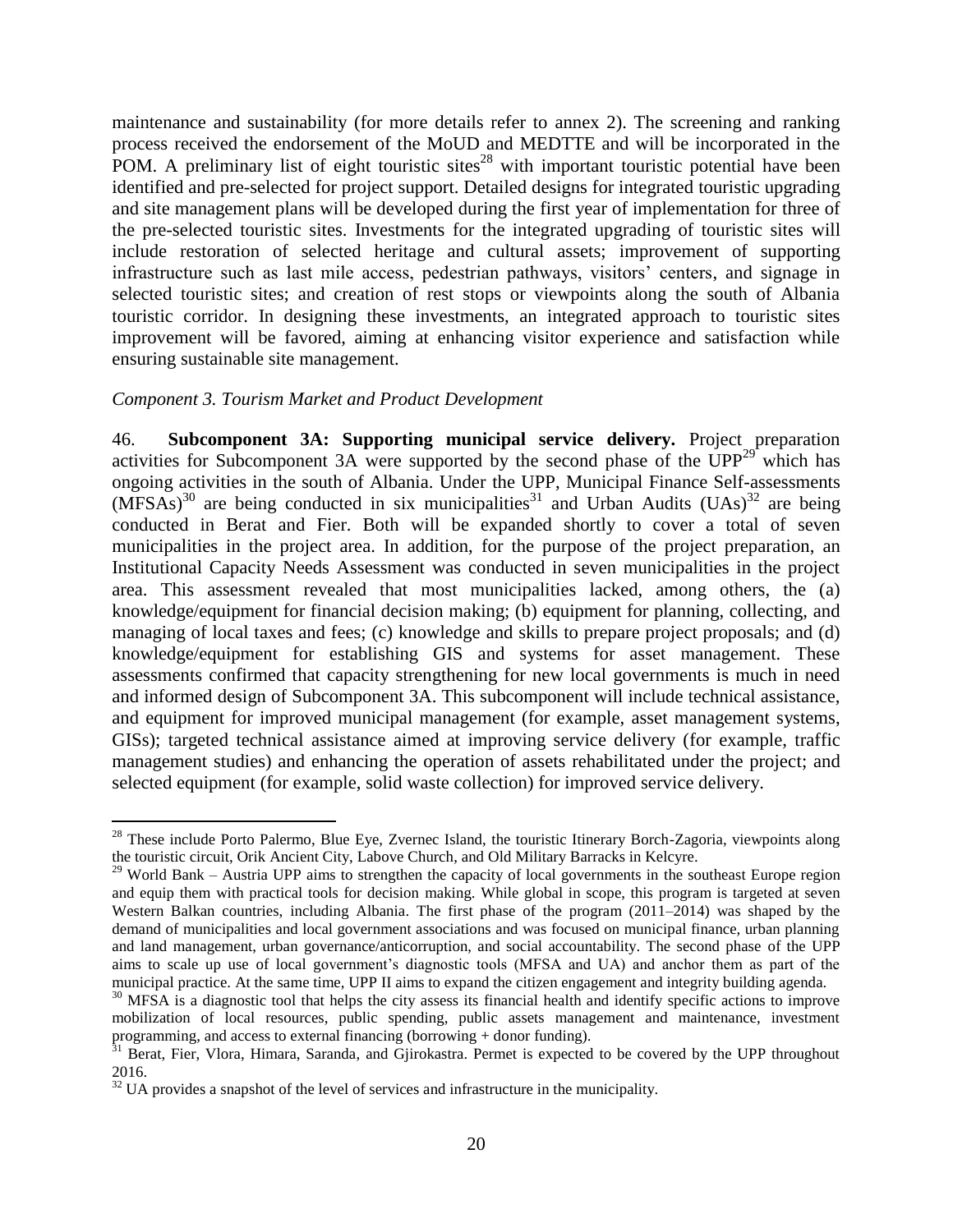maintenance and sustainability (for more details refer to annex 2). The screening and ranking process received the endorsement of the MoUD and MEDTTE and will be incorporated in the POM. A preliminary list of eight touristic sites[28] with important touristic potential have been identified and pre-selected for project support. Detailed designs for integrated touristic upgrading and site management plans will be developed during the first year of implementation for three of the pre-selected touristic sites. Investments for the integrated upgrading of touristic sites will include restoration of selected heritage and cultural assets; improvement of supporting infrastructure such as last mile access, pedestrian pathways, visitors' centers, and signage in selected touristic sites; and creation of rest stops or viewpoints along the south of Albania touristic corridor. In designing these investments, an integrated approach to touristic sites improvement will be favored, aiming at enhancing visitor experience and satisfaction while ensuring sustainable site management.

*Component 3. Tourism Market and Product Development*

46. **Subcomponent 3A: Supporting municipal service delivery.** Project preparation activities for Subcomponent 3A were supported by the second phase of the UPP[29] which has ongoing activities in the south of Albania. Under the UPP, Municipal Finance Self-assessments (MFSAs)[30] are being conducted in six municipalities[31] and Urban Audits (UAs)[32] are being conducted in Berat and Fier. Both will be expanded shortly to cover a total of seven municipalities in the project area. In addition, for the purpose of the project preparation, an Institutional Capacity Needs Assessment was conducted in seven municipalities in the project area. This assessment revealed that most municipalities lacked, among others, the (a) knowledge/equipment for financial decision making; (b) equipment for planning, collecting, and managing of local taxes and fees; (c) knowledge and skills to prepare project proposals; and (d) knowledge/equipment for establishing GIS and systems for asset management. These assessments confirmed that capacity strengthening for new local governments is much in need and informed design of Subcomponent 3A. This subcomponent will include technical assistance, and equipment for improved municipal management (for example, asset management systems, GISs); targeted technical assistance aimed at improving service delivery (for example, traffic management studies) and enhancing the operation of assets rehabilitated under the project; and selected equipment (for example, solid waste collection) for improved service delivery.

---

[28] These include Porto Palermo, Blue Eye, Zvernec Island, the touristic Itinerary Borch-Zagoria, viewpoints along the touristic circuit, Orik Ancient City, Labove Church, and Old Military Barracks in Kelcyre.

[29] World Bank – Austria UPP aims to strengthen the capacity of local governments in the southeast Europe region and equip them with practical tools for decision making. While global in scope, this program is targeted at seven Western Balkan countries, including Albania. The first phase of the program (2011–2014) was shaped by the demand of municipalities and local government associations and was focused on municipal finance, urban planning and land management, urban governance/anticorruption, and social accountability. The second phase of the UPP aims to scale up use of local government's diagnostic tools (MFSA and UA) and anchor them as part of the municipal practice. At the same time, UPP II aims to expand the citizen engagement and integrity building agenda.

[30] MFSA is a diagnostic tool that helps the city assess its financial health and identify specific actions to improve mobilization of local resources, public spending, public assets management and maintenance, investment programming, and access to external financing (borrowing + donor funding).

[31] Berat, Fier, Vlora, Himara, Saranda, and Gjirokastra. Permet is expected to be covered by the UPP throughout 2016.

[32] UA provides a snapshot of the level of services and infrastructure in the municipality.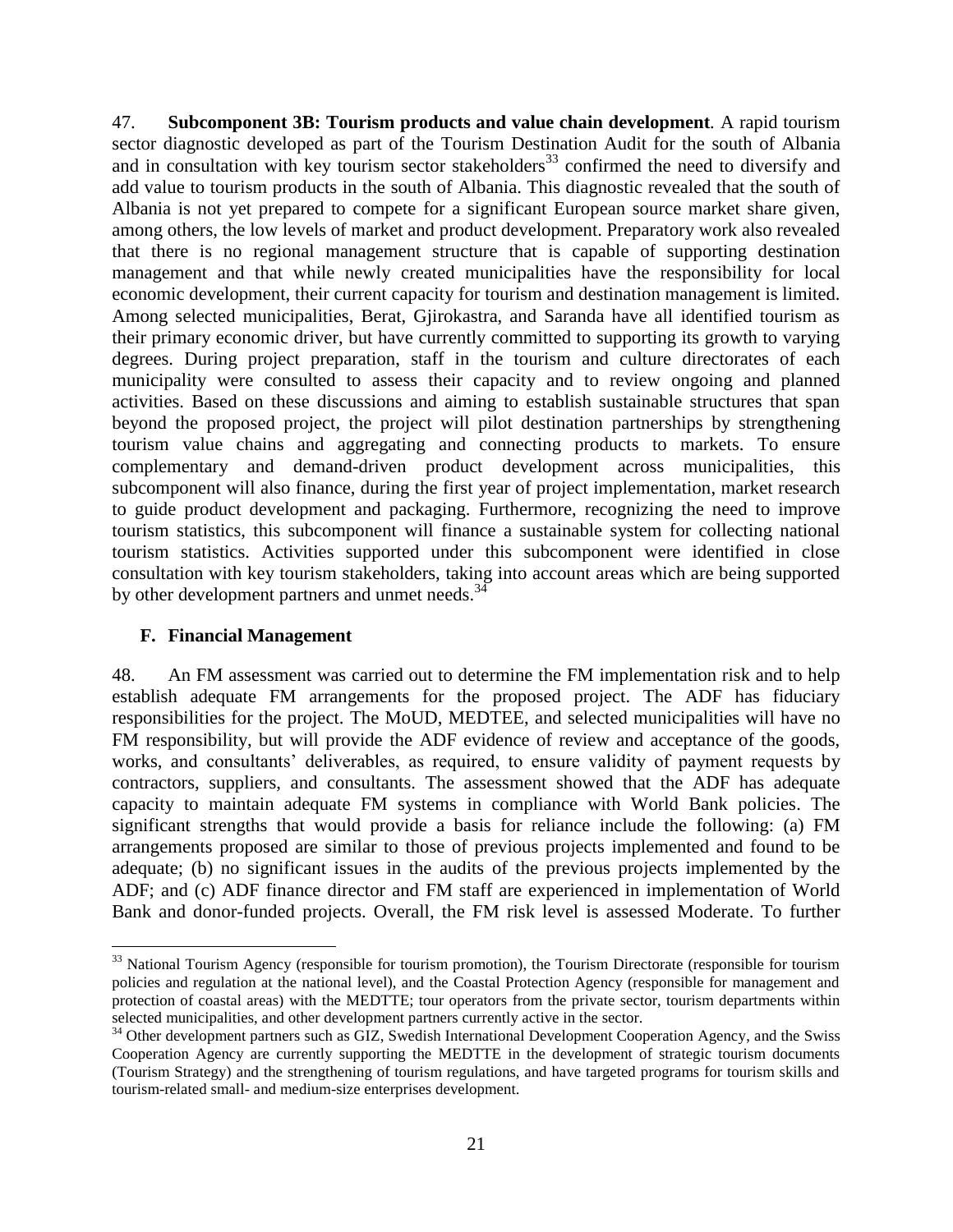47. **Subcomponent 3B: Tourism products and value chain development**. A rapid tourism sector diagnostic developed as part of the Tourism Destination Audit for the south of Albania and in consultation with key tourism sector stakeholders[33] confirmed the need to diversify and add value to tourism products in the south of Albania. This diagnostic revealed that the south of Albania is not yet prepared to compete for a significant European source market share given, among others, the low levels of market and product development. Preparatory work also revealed that there is no regional management structure that is capable of supporting destination management and that while newly created municipalities have the responsibility for local economic development, their current capacity for tourism and destination management is limited. Among selected municipalities, Berat, Gjirokastra, and Saranda have all identified tourism as their primary economic driver, but have currently committed to supporting its growth to varying degrees. During project preparation, staff in the tourism and culture directorates of each municipality were consulted to assess their capacity and to review ongoing and planned activities. Based on these discussions and aiming to establish sustainable structures that span beyond the proposed project, the project will pilot destination partnerships by strengthening tourism value chains and aggregating and connecting products to markets. To ensure complementary and demand-driven product development across municipalities, this subcomponent will also finance, during the first year of project implementation, market research to guide product development and packaging. Furthermore, recognizing the need to improve tourism statistics, this subcomponent will finance a sustainable system for collecting national tourism statistics. Activities supported under this subcomponent were identified in close consultation with key tourism stakeholders, taking into account areas which are being supported by other development partners and unmet needs.[34]

## F. Financial Management

48. An FM assessment was carried out to determine the FM implementation risk and to help establish adequate FM arrangements for the proposed project. The ADF has fiduciary responsibilities for the project. The MoUD, MEDTEE, and selected municipalities will have no FM responsibility, but will provide the ADF evidence of review and acceptance of the goods, works, and consultants' deliverables, as required, to ensure validity of payment requests by contractors, suppliers, and consultants. The assessment showed that the ADF has adequate capacity to maintain adequate FM systems in compliance with World Bank policies. The significant strengths that would provide a basis for reliance include the following: (a) FM arrangements proposed are similar to those of previous projects implemented and found to be adequate; (b) no significant issues in the audits of the previous projects implemented by the ADF; and (c) ADF finance director and FM staff are experienced in implementation of World Bank and donor-funded projects. Overall, the FM risk level is assessed Moderate. To further

---

[33] National Tourism Agency (responsible for tourism promotion), the Tourism Directorate (responsible for tourism policies and regulation at the national level), and the Coastal Protection Agency (responsible for management and protection of coastal areas) with the MEDTTE; tour operators from the private sector, tourism departments within selected municipalities, and other development partners currently active in the sector.

[34] Other development partners such as GIZ, Swedish International Development Cooperation Agency, and the Swiss Cooperation Agency are currently supporting the MEDTTE in the development of strategic tourism documents (Tourism Strategy) and the strengthening of tourism regulations, and have targeted programs for tourism skills and tourism-related small- and medium-size enterprises development.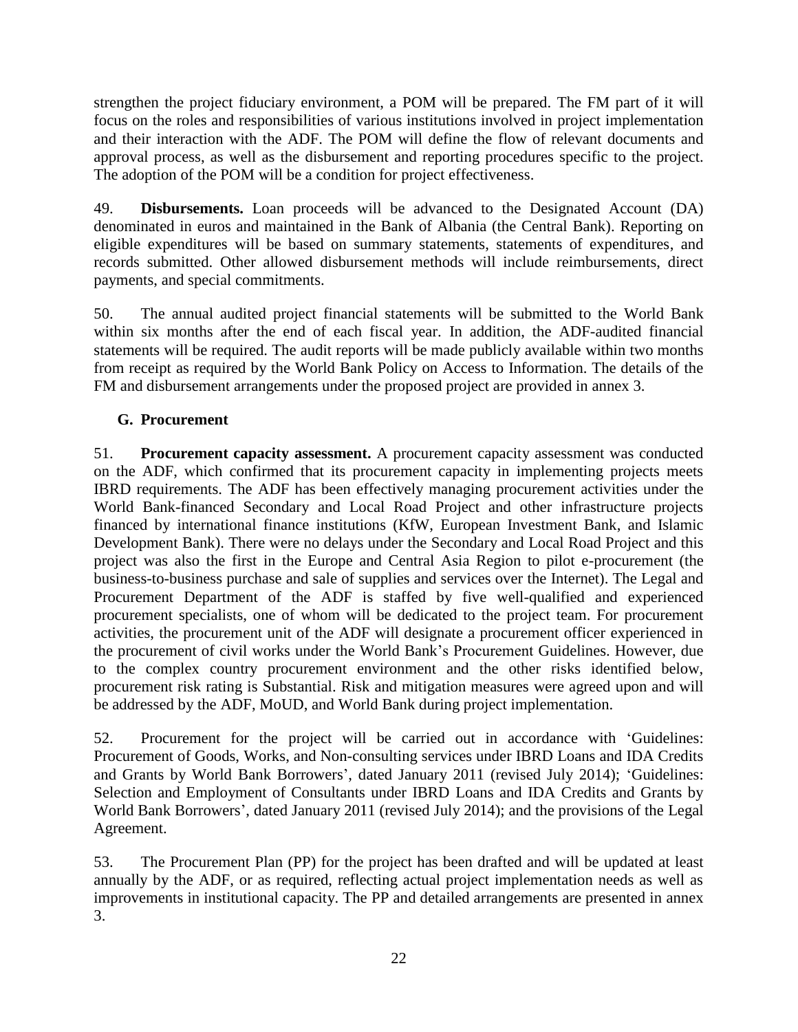strengthen the project fiduciary environment, a POM will be prepared. The FM part of it will focus on the roles and responsibilities of various institutions involved in project implementation and their interaction with the ADF. The POM will define the flow of relevant documents and approval process, as well as the disbursement and reporting procedures specific to the project. The adoption of the POM will be a condition for project effectiveness.

49. **Disbursements.** Loan proceeds will be advanced to the Designated Account (DA) denominated in euros and maintained in the Bank of Albania (the Central Bank). Reporting on eligible expenditures will be based on summary statements, statements of expenditures, and records submitted. Other allowed disbursement methods will include reimbursements, direct payments, and special commitments.

50. The annual audited project financial statements will be submitted to the World Bank within six months after the end of each fiscal year. In addition, the ADF-audited financial statements will be required. The audit reports will be made publicly available within two months from receipt as required by the World Bank Policy on Access to Information. The details of the FM and disbursement arrangements under the proposed project are provided in annex 3.

## G. Procurement

51. **Procurement capacity assessment.** A procurement capacity assessment was conducted on the ADF, which confirmed that its procurement capacity in implementing projects meets IBRD requirements. The ADF has been effectively managing procurement activities under the World Bank-financed Secondary and Local Road Project and other infrastructure projects financed by international finance institutions (KfW, European Investment Bank, and Islamic Development Bank). There were no delays under the Secondary and Local Road Project and this project was also the first in the Europe and Central Asia Region to pilot e-procurement (the business-to-business purchase and sale of supplies and services over the Internet). The Legal and Procurement Department of the ADF is staffed by five well-qualified and experienced procurement specialists, one of whom will be dedicated to the project team. For procurement activities, the procurement unit of the ADF will designate a procurement officer experienced in the procurement of civil works under the World Bank's Procurement Guidelines. However, due to the complex country procurement environment and the other risks identified below, procurement risk rating is Substantial. Risk and mitigation measures were agreed upon and will be addressed by the ADF, MoUD, and World Bank during project implementation.

52. Procurement for the project will be carried out in accordance with 'Guidelines: Procurement of Goods, Works, and Non-consulting services under IBRD Loans and IDA Credits and Grants by World Bank Borrowers', dated January 2011 (revised July 2014); 'Guidelines: Selection and Employment of Consultants under IBRD Loans and IDA Credits and Grants by World Bank Borrowers', dated January 2011 (revised July 2014); and the provisions of the Legal Agreement.

53. The Procurement Plan (PP) for the project has been drafted and will be updated at least annually by the ADF, or as required, reflecting actual project implementation needs as well as improvements in institutional capacity. The PP and detailed arrangements are presented in annex 3.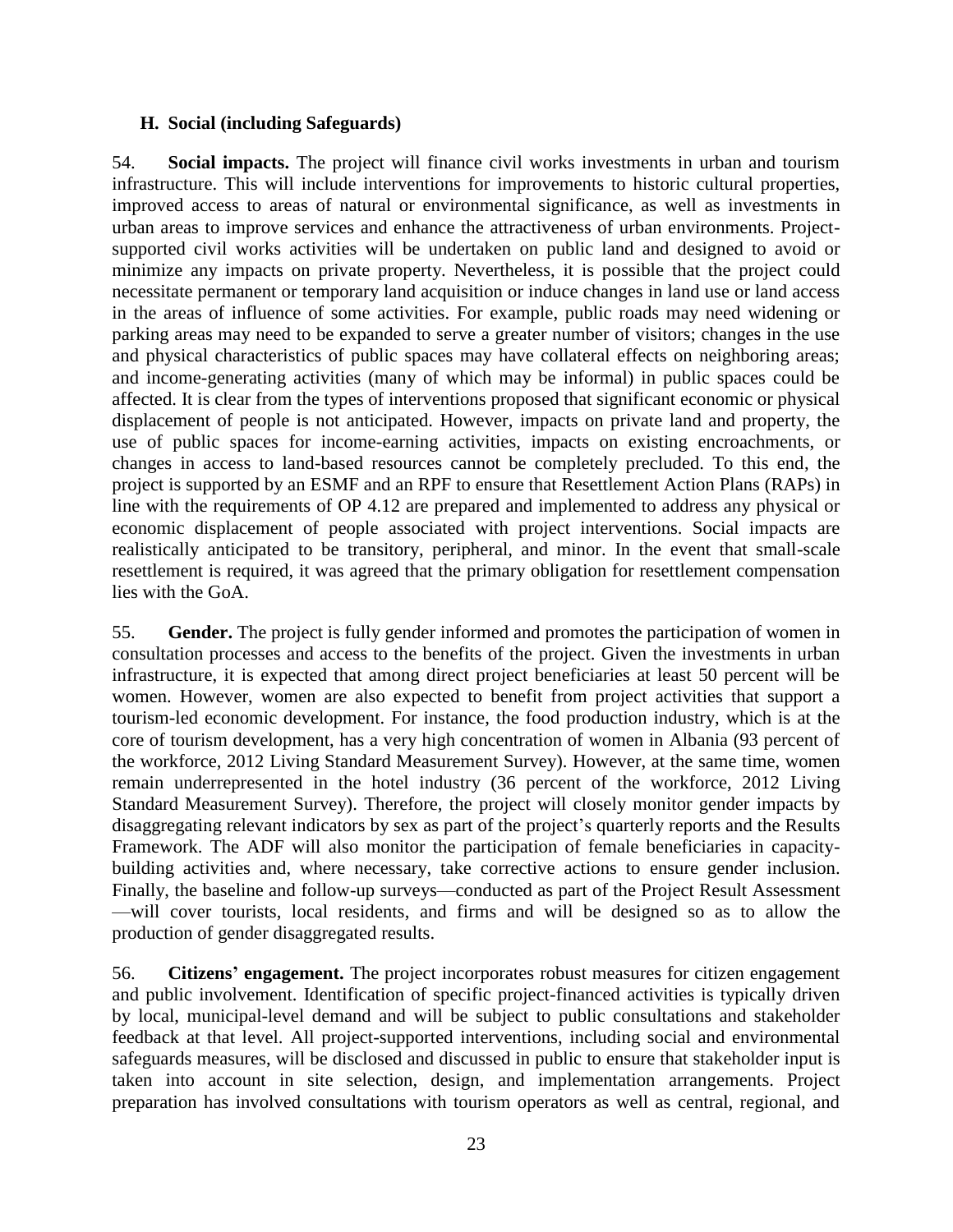### H. Social (including Safeguards)

54. **Social impacts.** The project will finance civil works investments in urban and tourism infrastructure. This will include interventions for improvements to historic cultural properties, improved access to areas of natural or environmental significance, as well as investments in urban areas to improve services and enhance the attractiveness of urban environments. Project-supported civil works activities will be undertaken on public land and designed to avoid or minimize any impacts on private property. Nevertheless, it is possible that the project could necessitate permanent or temporary land acquisition or induce changes in land use or land access in the areas of influence of some activities. For example, public roads may need widening or parking areas may need to be expanded to serve a greater number of visitors; changes in the use and physical characteristics of public spaces may have collateral effects on neighboring areas; and income-generating activities (many of which may be informal) in public spaces could be affected. It is clear from the types of interventions proposed that significant economic or physical displacement of people is not anticipated. However, impacts on private land and property, the use of public spaces for income-earning activities, impacts on existing encroachments, or changes in access to land-based resources cannot be completely precluded. To this end, the project is supported by an ESMF and an RPF to ensure that Resettlement Action Plans (RAPs) in line with the requirements of OP 4.12 are prepared and implemented to address any physical or economic displacement of people associated with project interventions. Social impacts are realistically anticipated to be transitory, peripheral, and minor. In the event that small-scale resettlement is required, it was agreed that the primary obligation for resettlement compensation lies with the GoA.

55. **Gender.** The project is fully gender informed and promotes the participation of women in consultation processes and access to the benefits of the project. Given the investments in urban infrastructure, it is expected that among direct project beneficiaries at least 50 percent will be women. However, women are also expected to benefit from project activities that support a tourism-led economic development. For instance, the food production industry, which is at the core of tourism development, has a very high concentration of women in Albania (93 percent of the workforce, 2012 Living Standard Measurement Survey). However, at the same time, women remain underrepresented in the hotel industry (36 percent of the workforce, 2012 Living Standard Measurement Survey). Therefore, the project will closely monitor gender impacts by disaggregating relevant indicators by sex as part of the project's quarterly reports and the Results Framework. The ADF will also monitor the participation of female beneficiaries in capacity-building activities and, where necessary, take corrective actions to ensure gender inclusion. Finally, the baseline and follow-up surveys—conducted as part of the Project Result Assessment—will cover tourists, local residents, and firms and will be designed so as to allow the production of gender disaggregated results.

56. **Citizens' engagement.** The project incorporates robust measures for citizen engagement and public involvement. Identification of specific project-financed activities is typically driven by local, municipal-level demand and will be subject to public consultations and stakeholder feedback at that level. All project-supported interventions, including social and environmental safeguards measures, will be disclosed and discussed in public to ensure that stakeholder input is taken into account in site selection, design, and implementation arrangements. Project preparation has involved consultations with tourism operators as well as central, regional, and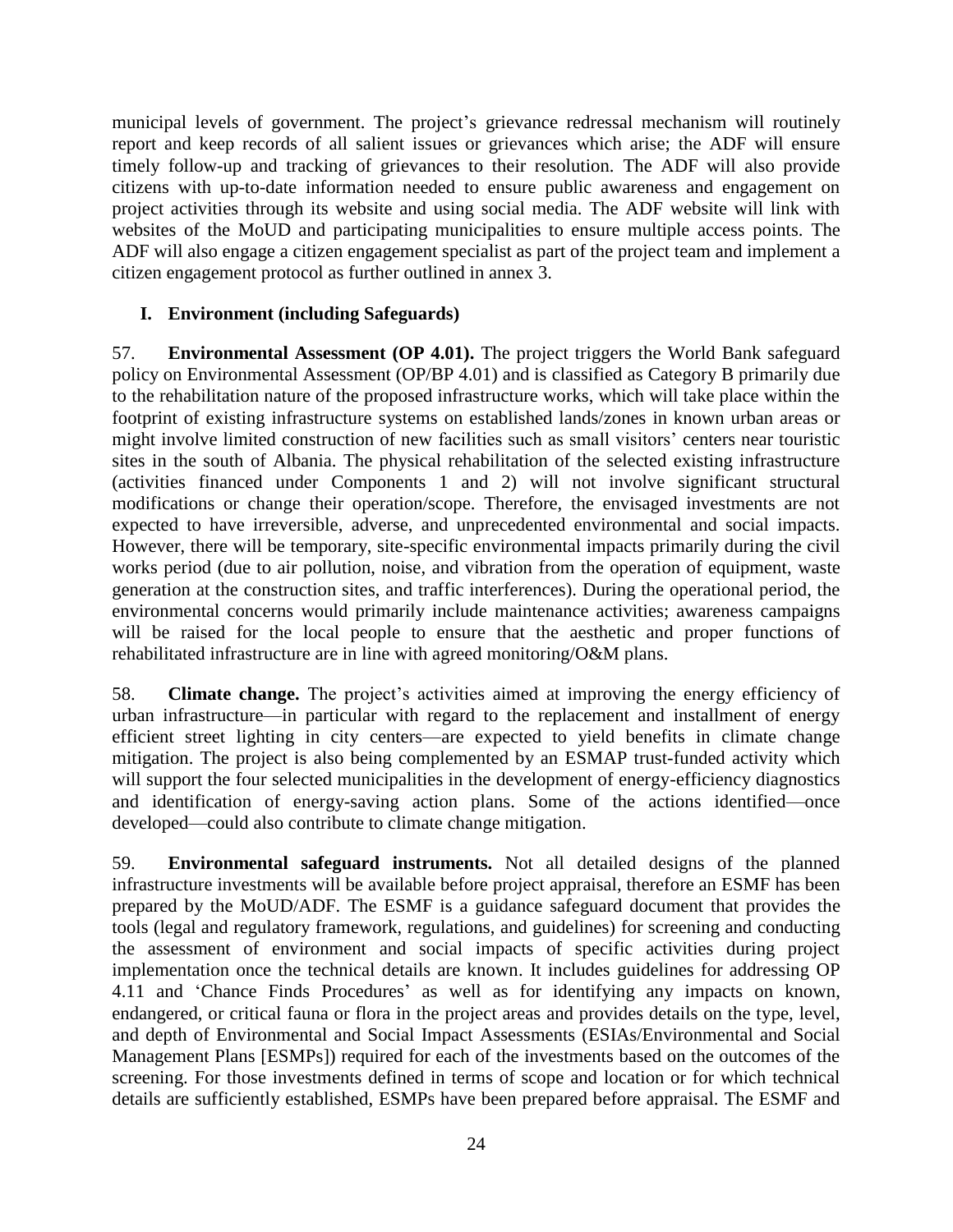municipal levels of government. The project's grievance redressal mechanism will routinely report and keep records of all salient issues or grievances which arise; the ADF will ensure timely follow-up and tracking of grievances to their resolution. The ADF will also provide citizens with up-to-date information needed to ensure public awareness and engagement on project activities through its website and using social media. The ADF website will link with websites of the MoUD and participating municipalities to ensure multiple access points. The ADF will also engage a citizen engagement specialist as part of the project team and implement a citizen engagement protocol as further outlined in annex 3.

### I. Environment (including Safeguards)

57. **Environmental Assessment (OP 4.01).** The project triggers the World Bank safeguard policy on Environmental Assessment (OP/BP 4.01) and is classified as Category B primarily due to the rehabilitation nature of the proposed infrastructure works, which will take place within the footprint of existing infrastructure systems on established lands/zones in known urban areas or might involve limited construction of new facilities such as small visitors' centers near touristic sites in the south of Albania. The physical rehabilitation of the selected existing infrastructure (activities financed under Components 1 and 2) will not involve significant structural modifications or change their operation/scope. Therefore, the envisaged investments are not expected to have irreversible, adverse, and unprecedented environmental and social impacts. However, there will be temporary, site-specific environmental impacts primarily during the civil works period (due to air pollution, noise, and vibration from the operation of equipment, waste generation at the construction sites, and traffic interferences). During the operational period, the environmental concerns would primarily include maintenance activities; awareness campaigns will be raised for the local people to ensure that the aesthetic and proper functions of rehabilitated infrastructure are in line with agreed monitoring/O&M plans.

58. **Climate change.** The project's activities aimed at improving the energy efficiency of urban infrastructure—in particular with regard to the replacement and installment of energy efficient street lighting in city centers—are expected to yield benefits in climate change mitigation. The project is also being complemented by an ESMAP trust-funded activity which will support the four selected municipalities in the development of energy-efficiency diagnostics and identification of energy-saving action plans. Some of the actions identified—once developed—could also contribute to climate change mitigation.

59. **Environmental safeguard instruments.** Not all detailed designs of the planned infrastructure investments will be available before project appraisal, therefore an ESMF has been prepared by the MoUD/ADF. The ESMF is a guidance safeguard document that provides the tools (legal and regulatory framework, regulations, and guidelines) for screening and conducting the assessment of environment and social impacts of specific activities during project implementation once the technical details are known. It includes guidelines for addressing OP 4.11 and 'Chance Finds Procedures' as well as for identifying any impacts on known, endangered, or critical fauna or flora in the project areas and provides details on the type, level, and depth of Environmental and Social Impact Assessments (ESIAs/Environmental and Social Management Plans [ESMPs]) required for each of the investments based on the outcomes of the screening. For those investments defined in terms of scope and location or for which technical details are sufficiently established, ESMPs have been prepared before appraisal. The ESMF and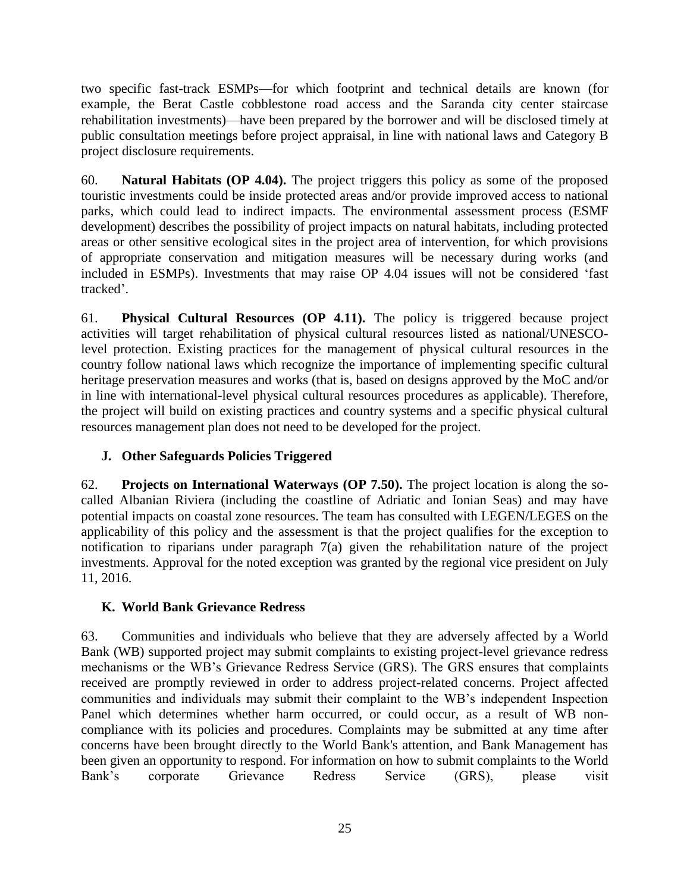two specific fast-track ESMPs—for which footprint and technical details are known (for example, the Berat Castle cobblestone road access and the Saranda city center staircase rehabilitation investments)—have been prepared by the borrower and will be disclosed timely at public consultation meetings before project appraisal, in line with national laws and Category B project disclosure requirements.

60. **Natural Habitats (OP 4.04).** The project triggers this policy as some of the proposed touristic investments could be inside protected areas and/or provide improved access to national parks, which could lead to indirect impacts. The environmental assessment process (ESMF development) describes the possibility of project impacts on natural habitats, including protected areas or other sensitive ecological sites in the project area of intervention, for which provisions of appropriate conservation and mitigation measures will be necessary during works (and included in ESMPs). Investments that may raise OP 4.04 issues will not be considered 'fast tracked'.

61. **Physical Cultural Resources (OP 4.11).** The policy is triggered because project activities will target rehabilitation of physical cultural resources listed as national/UNESCO-level protection. Existing practices for the management of physical cultural resources in the country follow national laws which recognize the importance of implementing specific cultural heritage preservation measures and works (that is, based on designs approved by the MoC and/or in line with international-level physical cultural resources procedures as applicable). Therefore, the project will build on existing practices and country systems and a specific physical cultural resources management plan does not need to be developed for the project.

## J. Other Safeguards Policies Triggered

62. **Projects on International Waterways (OP 7.50).** The project location is along the so-called Albanian Riviera (including the coastline of Adriatic and Ionian Seas) and may have potential impacts on coastal zone resources. The team has consulted with LEGEN/LEGES on the applicability of this policy and the assessment is that the project qualifies for the exception to notification to riparians under paragraph 7(a) given the rehabilitation nature of the project investments. Approval for the noted exception was granted by the regional vice president on July 11, 2016.

## K. World Bank Grievance Redress

63. Communities and individuals who believe that they are adversely affected by a World Bank (WB) supported project may submit complaints to existing project-level grievance redress mechanisms or the WB's Grievance Redress Service (GRS). The GRS ensures that complaints received are promptly reviewed in order to address project-related concerns. Project affected communities and individuals may submit their complaint to the WB's independent Inspection Panel which determines whether harm occurred, or could occur, as a result of WB non-compliance with its policies and procedures. Complaints may be submitted at any time after concerns have been brought directly to the World Bank's attention, and Bank Management has been given an opportunity to respond. For information on how to submit complaints to the World Bank's corporate Grievance Redress Service (GRS), please visit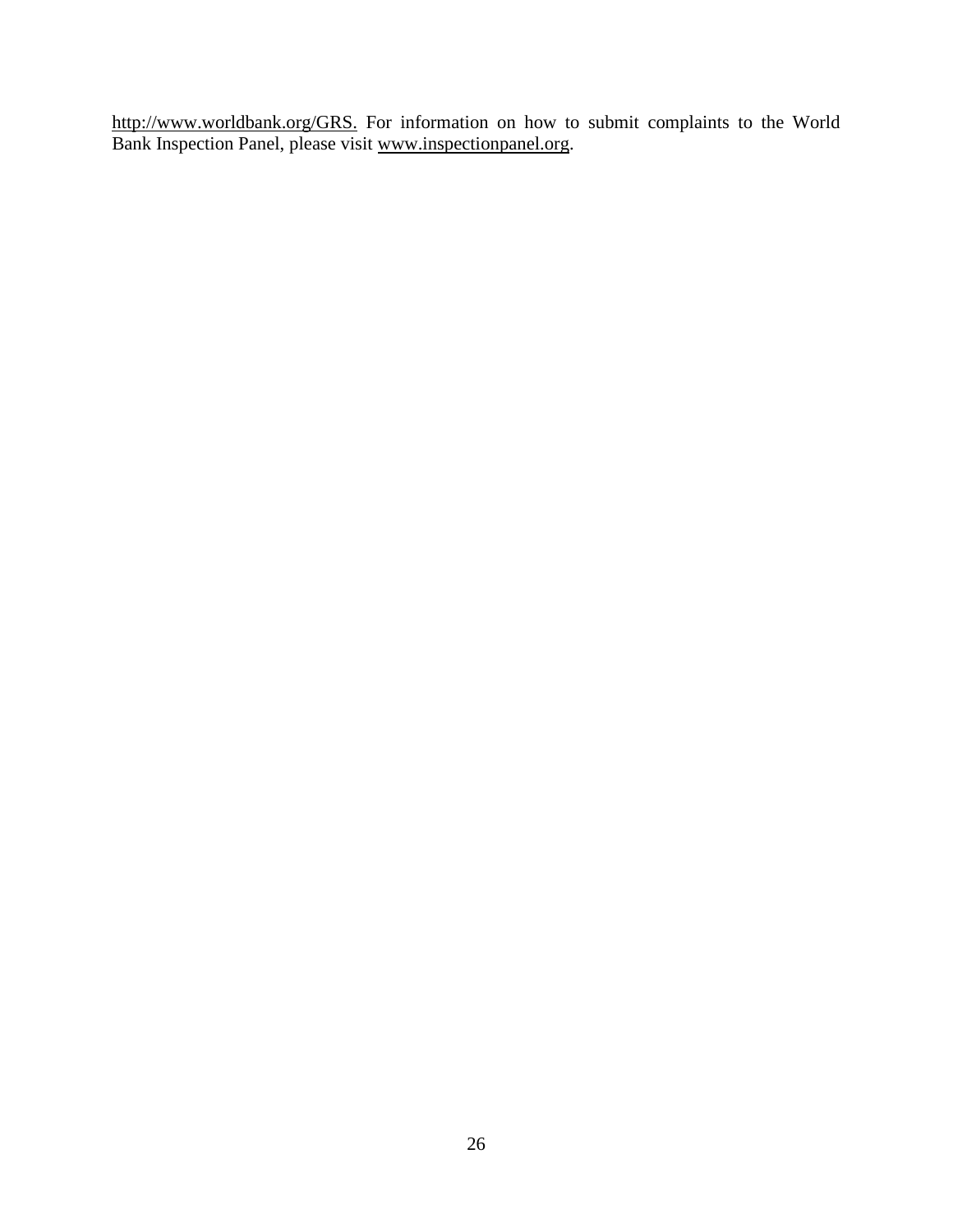http://www.worldbank.org/GRS. For information on how to submit complaints to the World Bank Inspection Panel, please visit www.inspectionpanel.org.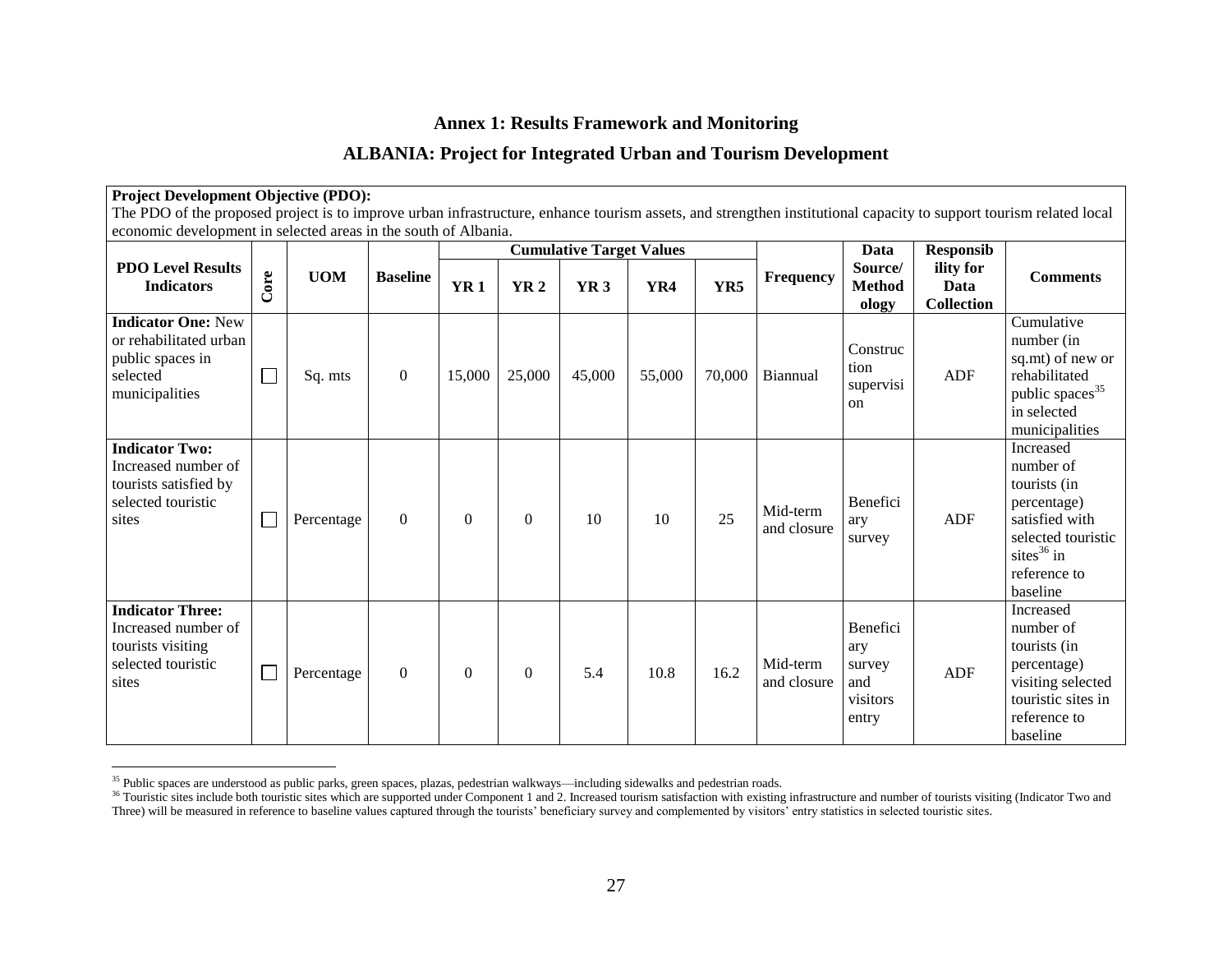## Annex 1: Results Framework and Monitoring

## ALBANIA: Project for Integrated Urban and Tourism Development

**Project Development Objective (PDO):**
The PDO of the proposed project is to improve urban infrastructure, enhance tourism assets, and strengthen institutional capacity to support tourism related local economic development in selected areas in the south of Albania.

| PDO Level Results Indicators | Core | UOM | Baseline | Cumulative Target Values | | | | | Frequency | Data Source/ Methodology | Responsibility for Data Collection | Comments |
|---|---|---|---|---|---|---|---|---|---|---|---|---|
| | | | | YR 1 | YR 2 | YR 3 | YR4 | YR5 | | | | |
| **Indicator One:** New or rehabilitated urban public spaces in selected municipalities | ☐ | Sq. mts | 0 | 15,000 | 25,000 | 45,000 | 55,000 | 70,000 | Biannual | Construction supervision | ADF | Cumulative number (in sq.mt) of new or rehabilitated public spaces[35] in selected municipalities |
| **Indicator Two:** Increased number of tourists satisfied by selected touristic sites | ☐ | Percentage | 0 | 0 | 0 | 10 | 10 | 25 | Mid-term and closure | Beneficiary survey | ADF | Increased number of tourists (in percentage) satisfied with selected touristic sites[36] in reference to baseline |
| **Indicator Three:** Increased number of tourists visiting selected touristic sites | ☐ | Percentage | 0 | 0 | 0 | 5.4 | 10.8 | 16.2 | Mid-term and closure | Beneficiary survey and visitors entry | ADF | Increased number of tourists (in percentage) visiting selected touristic sites in reference to baseline |

[35] Public spaces are understood as public parks, green spaces, plazas, pedestrian walkways—including sidewalks and pedestrian roads.

[36] Touristic sites include both touristic sites which are supported under Component 1 and 2. Increased tourism satisfaction with existing infrastructure and number of tourists visiting (Indicator Two and Three) will be measured in reference to baseline values captured through the tourists' beneficiary survey and complemented by visitors' entry statistics in selected touristic sites.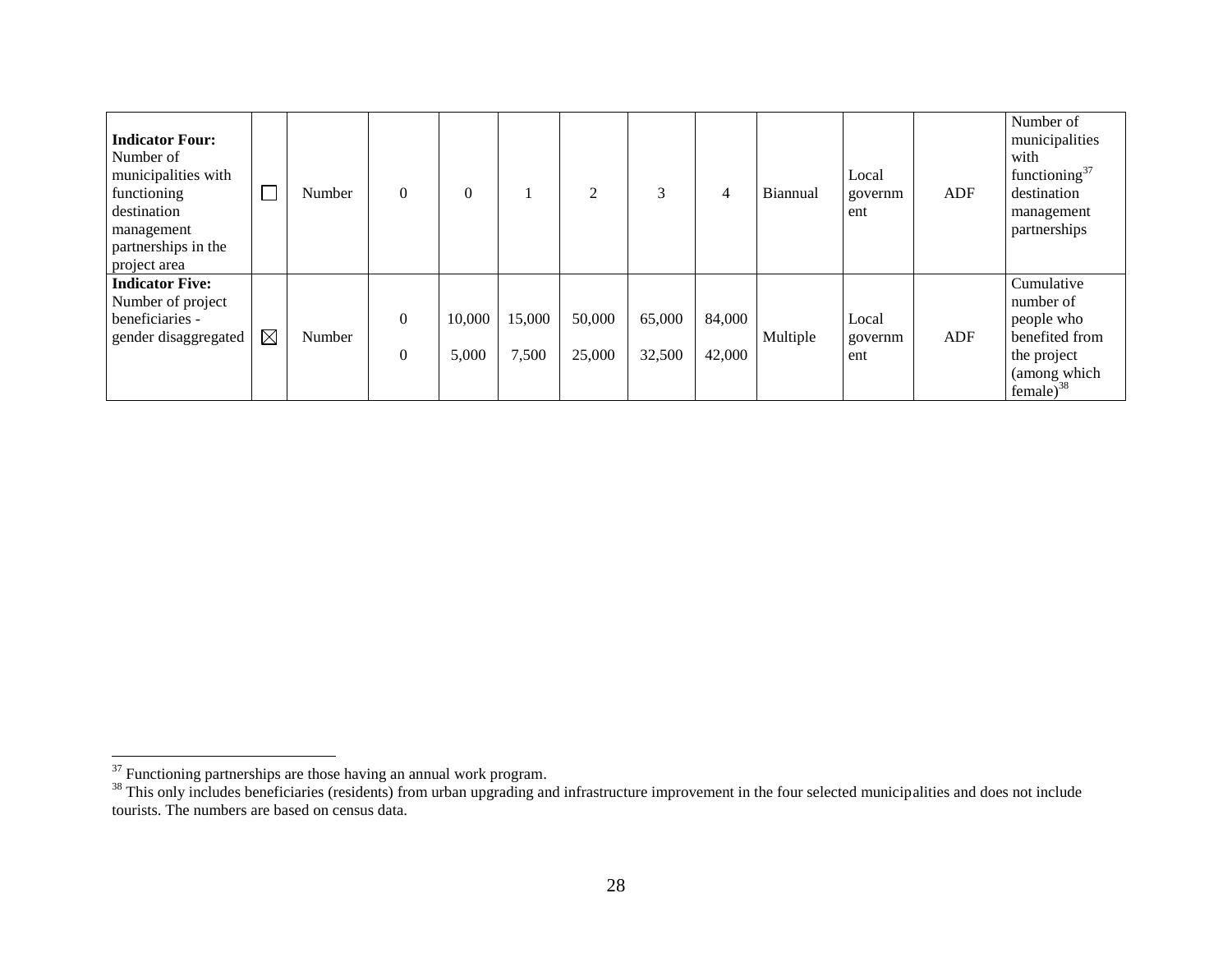| | | | | | | | | | | | | |
|---|---|---|---|---|---|---|---|---|---|---|---|---|
| **Indicator Four:** Number of municipalities with functioning destination management partnerships in the project area | ☐ | Number | 0 | 0 | 1 | 2 | 3 | 4 | Biannual | Local government | ADF | Number of municipalities with functioning[37] destination management partnerships |
| **Indicator Five:** Number of project beneficiaries - gender disaggregated | ☒ | Number | 0<br>0 | 10,000<br>5,000 | 15,000<br>7,500 | 50,000<br>25,000 | 65,000<br>32,500 | 84,000<br>42,000 | Multiple | Local government | ADF | Cumulative number of people who benefited from the project (among which female)[38] |

[37] Functioning partnerships are those having an annual work program.

[38] This only includes beneficiaries (residents) from urban upgrading and infrastructure improvement in the four selected municipalities and does not include tourists. The numbers are based on census data.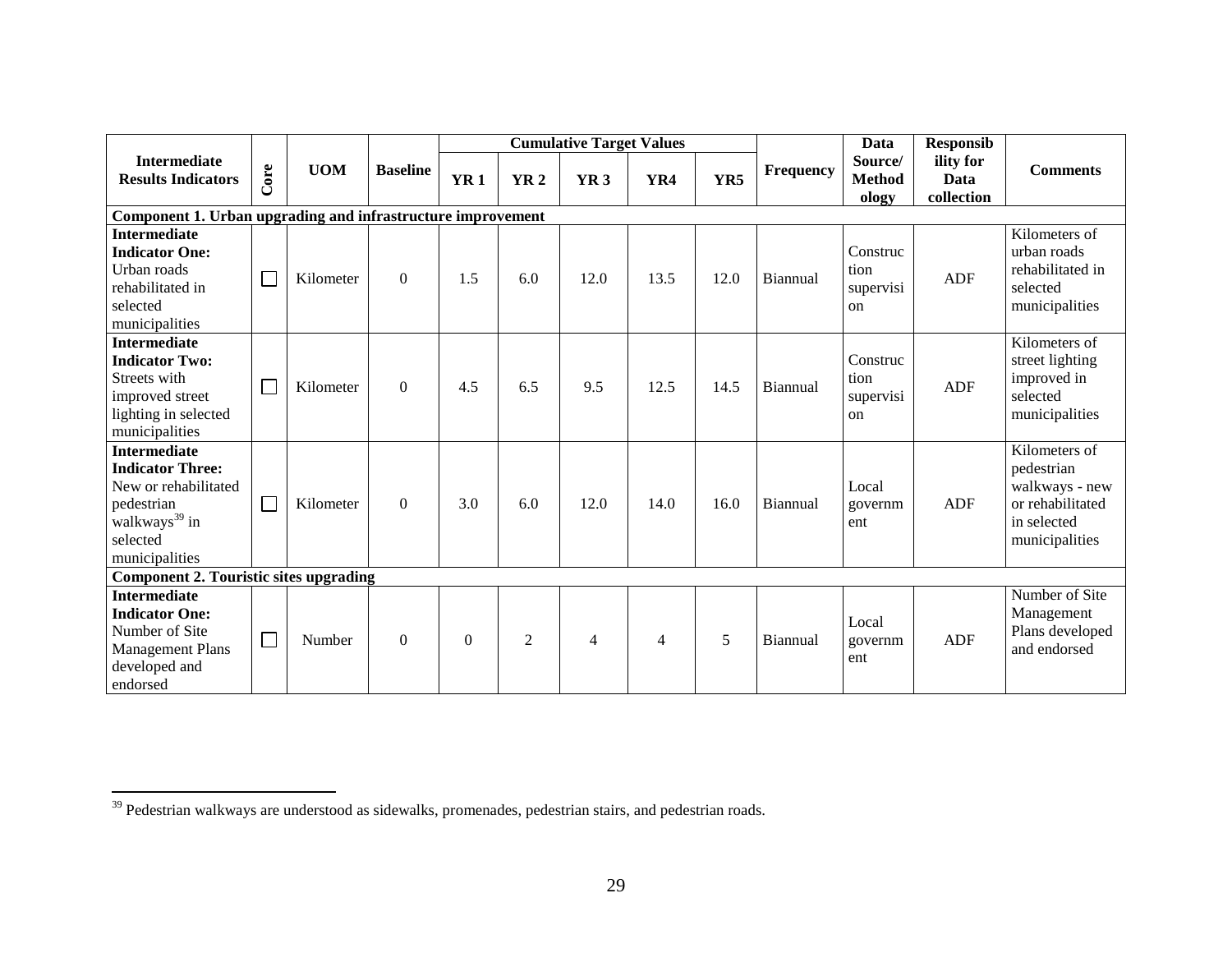| Intermediate Results Indicators | Core | UOM | Baseline | Cumulative Target Values | | | | | Frequency | Data Source/ Methodology | Responsibility for Data collection | Comments |
|---|---|---|---|---|---|---|---|---|---|---|---|---|
| | | | | YR 1 | YR 2 | YR 3 | YR4 | YR5 | | | | |
| **Component 1. Urban upgrading and infrastructure improvement** | | | | | | | | | | | | |
| **Intermediate Indicator One:** Urban roads rehabilitated in selected municipalities | ☐ | Kilometer | 0 | 1.5 | 6.0 | 12.0 | 13.5 | 12.0 | Biannual | Construction supervision | ADF | Kilometers of urban roads rehabilitated in selected municipalities |
| **Intermediate Indicator Two:** Streets with improved street lighting in selected municipalities | ☐ | Kilometer | 0 | 4.5 | 6.5 | 9.5 | 12.5 | 14.5 | Biannual | Construction supervision | ADF | Kilometers of street lighting improved in selected municipalities |
| **Intermediate Indicator Three:** New or rehabilitated pedestrian walkways[39] in selected municipalities | ☐ | Kilometer | 0 | 3.0 | 6.0 | 12.0 | 14.0 | 16.0 | Biannual | Local government | ADF | Kilometers of pedestrian walkways - new or rehabilitated in selected municipalities |
| **Component 2. Touristic sites upgrading** | | | | | | | | | | | | |
| **Intermediate Indicator One:** Number of Site Management Plans developed and endorsed | ☐ | Number | 0 | 0 | 2 | 4 | 4 | 5 | Biannual | Local government | ADF | Number of Site Management Plans developed and endorsed |

[39] Pedestrian walkways are understood as sidewalks, promenades, pedestrian stairs, and pedestrian roads.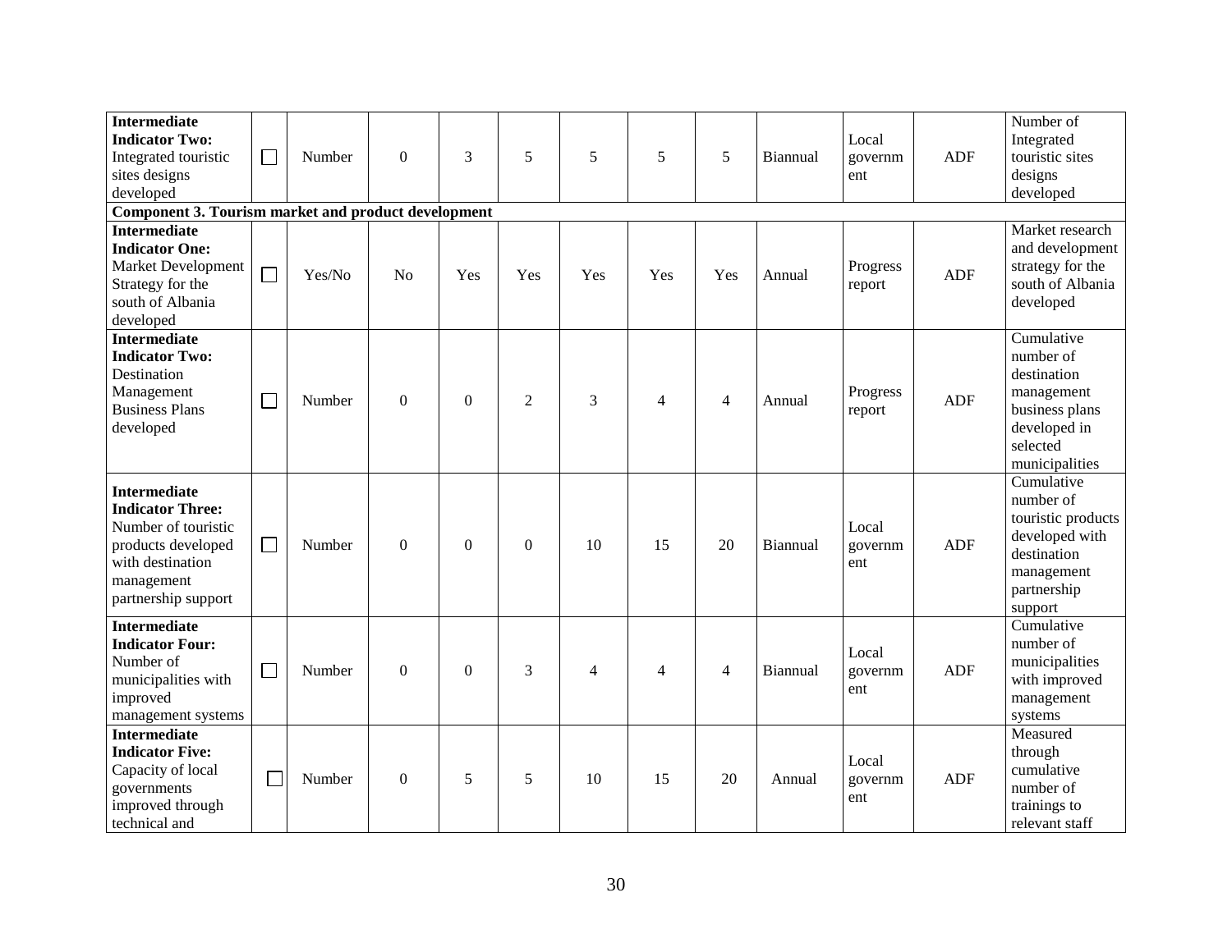| | | | | | | | | | | | |
|---|---|---|---|---|---|---|---|---|---|---|---|
| **Intermediate Indicator Two:** Integrated touristic sites designs developed | ☐ | Number | 0 | 3 | 5 | 5 | 5 | 5 | Biannual | Local government | ADF | Number of Integrated touristic sites designs developed |
| **Component 3. Tourism market and product development** | | | | | | | | | | | | |
| **Intermediate Indicator One:** Market Development Strategy for the south of Albania developed | ☐ | Yes/No | No | Yes | Yes | Yes | Yes | Yes | Annual | Progress report | ADF | Market research and development strategy for the south of Albania developed |
| **Intermediate Indicator Two:** Destination Management Business Plans developed | ☐ | Number | 0 | 0 | 2 | 3 | 4 | 4 | Annual | Progress report | ADF | Cumulative number of destination management business plans developed in selected municipalities |
| **Intermediate Indicator Three:** Number of touristic products developed with destination management partnership support | ☐ | Number | 0 | 0 | 0 | 10 | 15 | 20 | Biannual | Local government | ADF | Cumulative number of touristic products developed with destination management partnership support |
| **Intermediate Indicator Four:** Number of municipalities with improved management systems | ☐ | Number | 0 | 0 | 3 | 4 | 4 | 4 | Biannual | Local government | ADF | Cumulative number of municipalities with improved management systems |
| **Intermediate Indicator Five:** Capacity of local governments improved through technical and | ☐ | Number | 0 | 5 | 5 | 10 | 15 | 20 | Annual | Local government | ADF | Measured through cumulative number of trainings to relevant staff |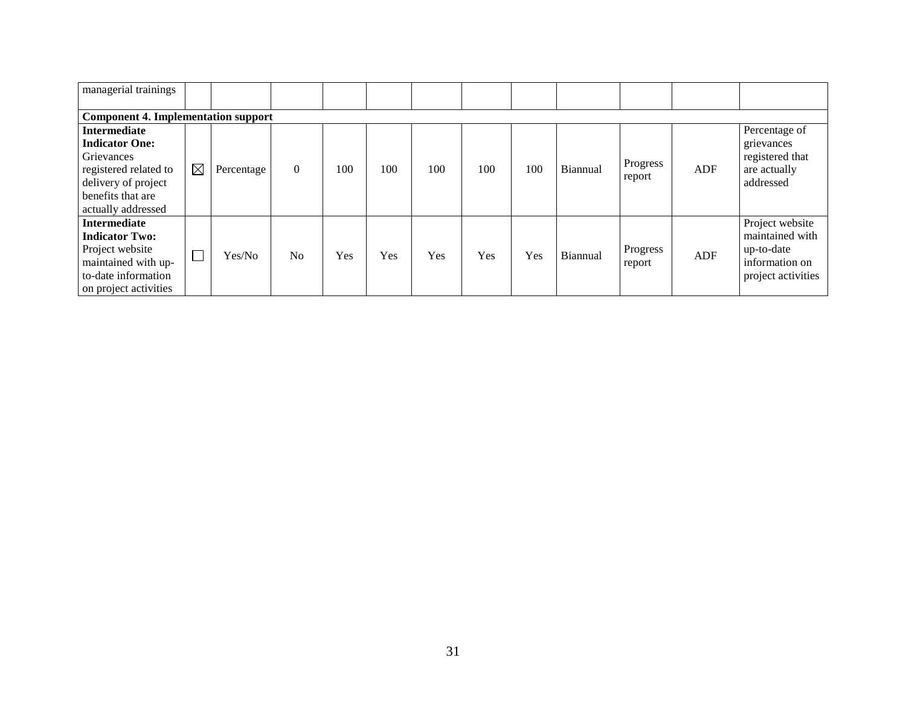| | | | | | | | | | | | | |
|---|---|---|---|---|---|---|---|---|---|---|---|---|
| managerial trainings | | | | | | | | | | | | |
| **Component 4. Implementation support** | | | | | | | | | | | | |
| **Intermediate Indicator One:** Grievances registered related to delivery of project benefits that are actually addressed | ☒ | Percentage | 0 | 100 | 100 | 100 | 100 | 100 | Biannual | Progress report | ADF | Percentage of grievances registered that are actually addressed |
| **Intermediate Indicator Two:** Project website maintained with up-to-date information on project activities | ☐ | Yes/No | No | Yes | Yes | Yes | Yes | Yes | Biannual | Progress report | ADF | Project website maintained with up-to-date information on project activities |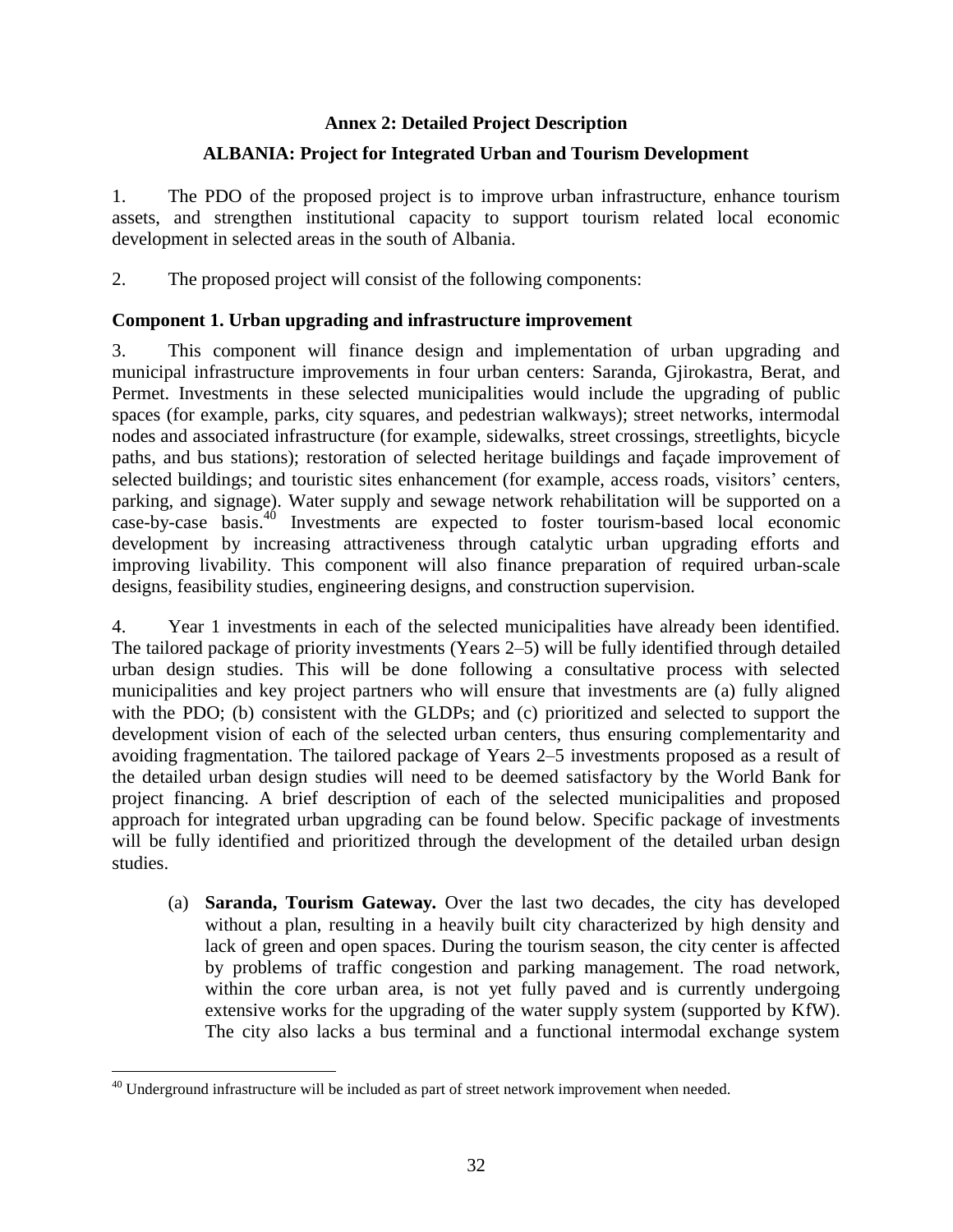# Annex 2: Detailed Project Description

## ALBANIA: Project for Integrated Urban and Tourism Development

1. The PDO of the proposed project is to improve urban infrastructure, enhance tourism assets, and strengthen institutional capacity to support tourism related local economic development in selected areas in the south of Albania.

2. The proposed project will consist of the following components:

### Component 1. Urban upgrading and infrastructure improvement

3. This component will finance design and implementation of urban upgrading and municipal infrastructure improvements in four urban centers: Saranda, Gjirokastra, Berat, and Permet. Investments in these selected municipalities would include the upgrading of public spaces (for example, parks, city squares, and pedestrian walkways); street networks, intermodal nodes and associated infrastructure (for example, sidewalks, street crossings, streetlights, bicycle paths, and bus stations); restoration of selected heritage buildings and façade improvement of selected buildings; and touristic sites enhancement (for example, access roads, visitors' centers, parking, and signage). Water supply and sewage network rehabilitation will be supported on a case-by-case basis.[40] Investments are expected to foster tourism-based local economic development by increasing attractiveness through catalytic urban upgrading efforts and improving livability. This component will also finance preparation of required urban-scale designs, feasibility studies, engineering designs, and construction supervision.

4. Year 1 investments in each of the selected municipalities have already been identified. The tailored package of priority investments (Years 2–5) will be fully identified through detailed urban design studies. This will be done following a consultative process with selected municipalities and key project partners who will ensure that investments are (a) fully aligned with the PDO; (b) consistent with the GLDPs; and (c) prioritized and selected to support the development vision of each of the selected urban centers, thus ensuring complementarity and avoiding fragmentation. The tailored package of Years 2–5 investments proposed as a result of the detailed urban design studies will need to be deemed satisfactory by the World Bank for project financing. A brief description of each of the selected municipalities and proposed approach for integrated urban upgrading can be found below. Specific package of investments will be fully identified and prioritized through the development of the detailed urban design studies.

(a) **Saranda, Tourism Gateway.** Over the last two decades, the city has developed without a plan, resulting in a heavily built city characterized by high density and lack of green and open spaces. During the tourism season, the city center is affected by problems of traffic congestion and parking management. The road network, within the core urban area, is not yet fully paved and is currently undergoing extensive works for the upgrading of the water supply system (supported by KfW). The city also lacks a bus terminal and a functional intermodal exchange system

---

[40] Underground infrastructure will be included as part of street network improvement when needed.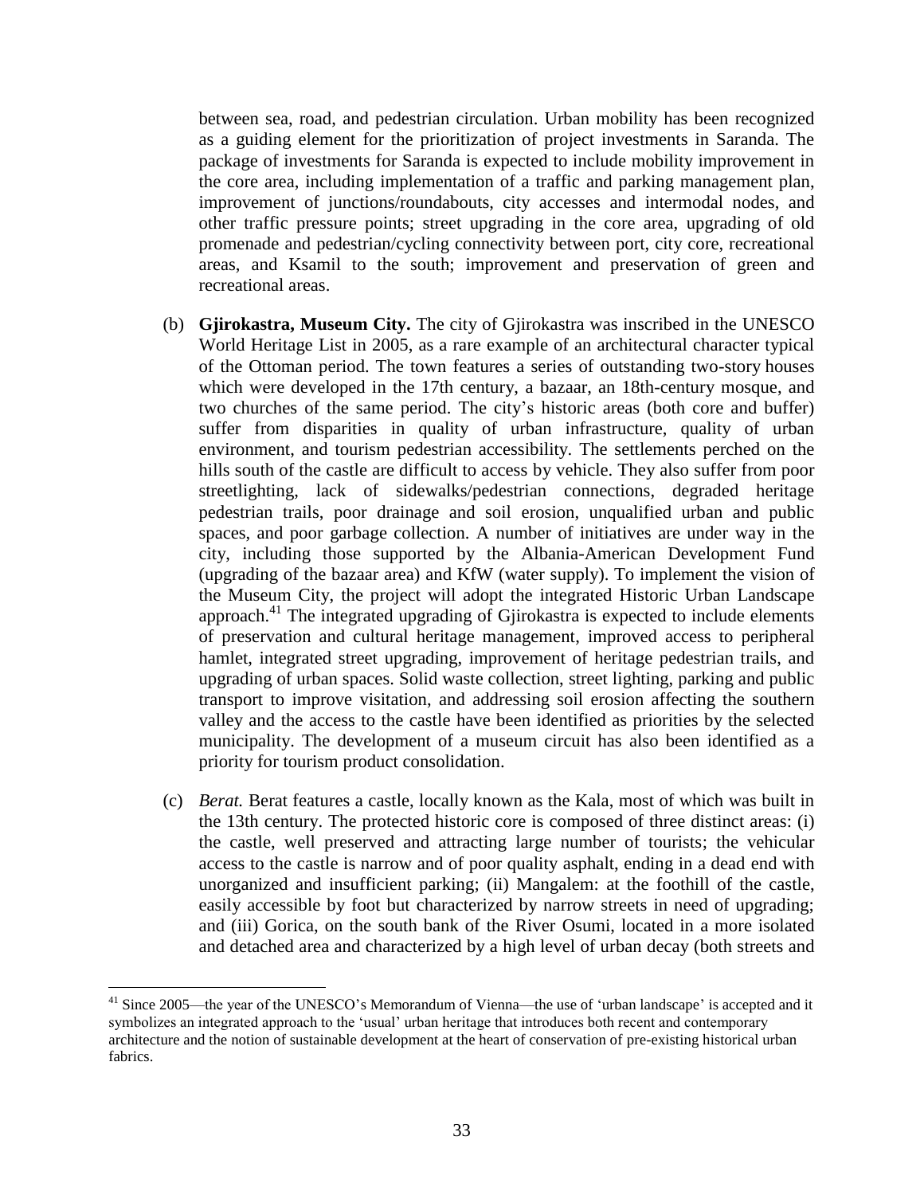between sea, road, and pedestrian circulation. Urban mobility has been recognized as a guiding element for the prioritization of project investments in Saranda. The package of investments for Saranda is expected to include mobility improvement in the core area, including implementation of a traffic and parking management plan, improvement of junctions/roundabouts, city accesses and intermodal nodes, and other traffic pressure points; street upgrading in the core area, upgrading of old promenade and pedestrian/cycling connectivity between port, city core, recreational areas, and Ksamil to the south; improvement and preservation of green and recreational areas.

(b) **Gjirokastra, Museum City.** The city of Gjirokastra was inscribed in the UNESCO World Heritage List in 2005, as a rare example of an architectural character typical of the Ottoman period. The town features a series of outstanding two-story houses which were developed in the 17th century, a bazaar, an 18th-century mosque, and two churches of the same period. The city's historic areas (both core and buffer) suffer from disparities in quality of urban infrastructure, quality of urban environment, and tourism pedestrian accessibility. The settlements perched on the hills south of the castle are difficult to access by vehicle. They also suffer from poor streetlighting, lack of sidewalks/pedestrian connections, degraded heritage pedestrian trails, poor drainage and soil erosion, unqualified urban and public spaces, and poor garbage collection. A number of initiatives are under way in the city, including those supported by the Albania-American Development Fund (upgrading of the bazaar area) and KfW (water supply). To implement the vision of the Museum City, the project will adopt the integrated Historic Urban Landscape approach.[41] The integrated upgrading of Gjirokastra is expected to include elements of preservation and cultural heritage management, improved access to peripheral hamlet, integrated street upgrading, improvement of heritage pedestrian trails, and upgrading of urban spaces. Solid waste collection, street lighting, parking and public transport to improve visitation, and addressing soil erosion affecting the southern valley and the access to the castle have been identified as priorities by the selected municipality. The development of a museum circuit has also been identified as a priority for tourism product consolidation.

(c) *Berat.* Berat features a castle, locally known as the Kala, most of which was built in the 13th century. The protected historic core is composed of three distinct areas: (i) the castle, well preserved and attracting large number of tourists; the vehicular access to the castle is narrow and of poor quality asphalt, ending in a dead end with unorganized and insufficient parking; (ii) Mangalem: at the foothill of the castle, easily accessible by foot but characterized by narrow streets in need of upgrading; and (iii) Gorica, on the south bank of the River Osumi, located in a more isolated and detached area and characterized by a high level of urban decay (both streets and

---

[41] Since 2005—the year of the UNESCO's Memorandum of Vienna—the use of 'urban landscape' is accepted and it symbolizes an integrated approach to the 'usual' urban heritage that introduces both recent and contemporary architecture and the notion of sustainable development at the heart of conservation of pre-existing historical urban fabrics.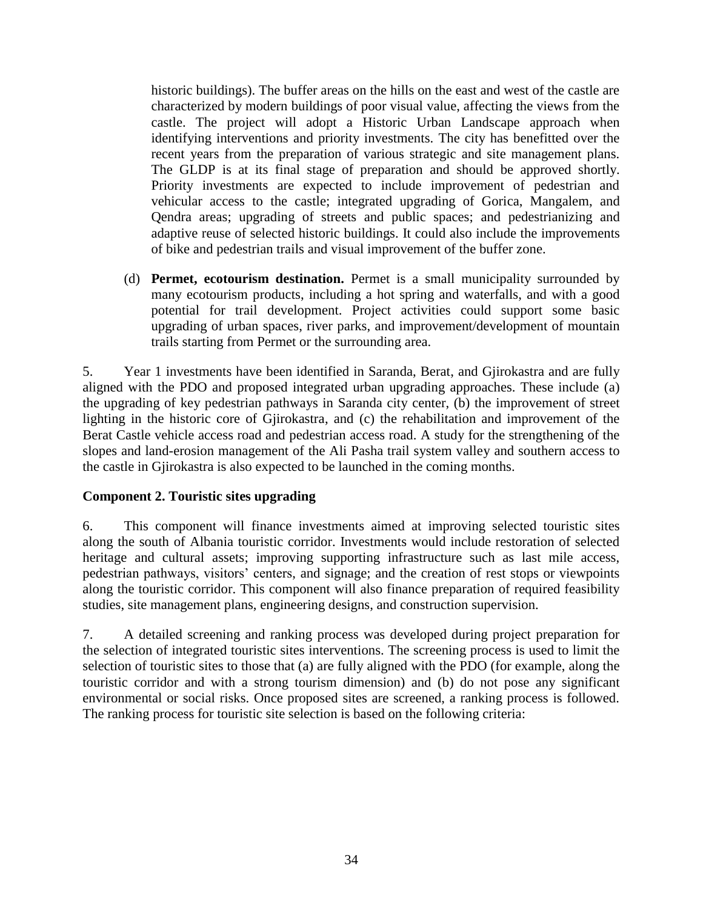historic buildings). The buffer areas on the hills on the east and west of the castle are characterized by modern buildings of poor visual value, affecting the views from the castle. The project will adopt a Historic Urban Landscape approach when identifying interventions and priority investments. The city has benefitted over the recent years from the preparation of various strategic and site management plans. The GLDP is at its final stage of preparation and should be approved shortly. Priority investments are expected to include improvement of pedestrian and vehicular access to the castle; integrated upgrading of Gorica, Mangalem, and Qendra areas; upgrading of streets and public spaces; and pedestrianizing and adaptive reuse of selected historic buildings. It could also include the improvements of bike and pedestrian trails and visual improvement of the buffer zone.

(d) **Permet, ecotourism destination.** Permet is a small municipality surrounded by many ecotourism products, including a hot spring and waterfalls, and with a good potential for trail development. Project activities could support some basic upgrading of urban spaces, river parks, and improvement/development of mountain trails starting from Permet or the surrounding area.

5. Year 1 investments have been identified in Saranda, Berat, and Gjirokastra and are fully aligned with the PDO and proposed integrated urban upgrading approaches. These include (a) the upgrading of key pedestrian pathways in Saranda city center, (b) the improvement of street lighting in the historic core of Gjirokastra, and (c) the rehabilitation and improvement of the Berat Castle vehicle access road and pedestrian access road. A study for the strengthening of the slopes and land-erosion management of the Ali Pasha trail system valley and southern access to the castle in Gjirokastra is also expected to be launched in the coming months.

**Component 2. Touristic sites upgrading**

6. This component will finance investments aimed at improving selected touristic sites along the south of Albania touristic corridor. Investments would include restoration of selected heritage and cultural assets; improving supporting infrastructure such as last mile access, pedestrian pathways, visitors' centers, and signage; and the creation of rest stops or viewpoints along the touristic corridor. This component will also finance preparation of required feasibility studies, site management plans, engineering designs, and construction supervision.

7. A detailed screening and ranking process was developed during project preparation for the selection of integrated touristic sites interventions. The screening process is used to limit the selection of touristic sites to those that (a) are fully aligned with the PDO (for example, along the touristic corridor and with a strong tourism dimension) and (b) do not pose any significant environmental or social risks. Once proposed sites are screened, a ranking process is followed. The ranking process for touristic site selection is based on the following criteria: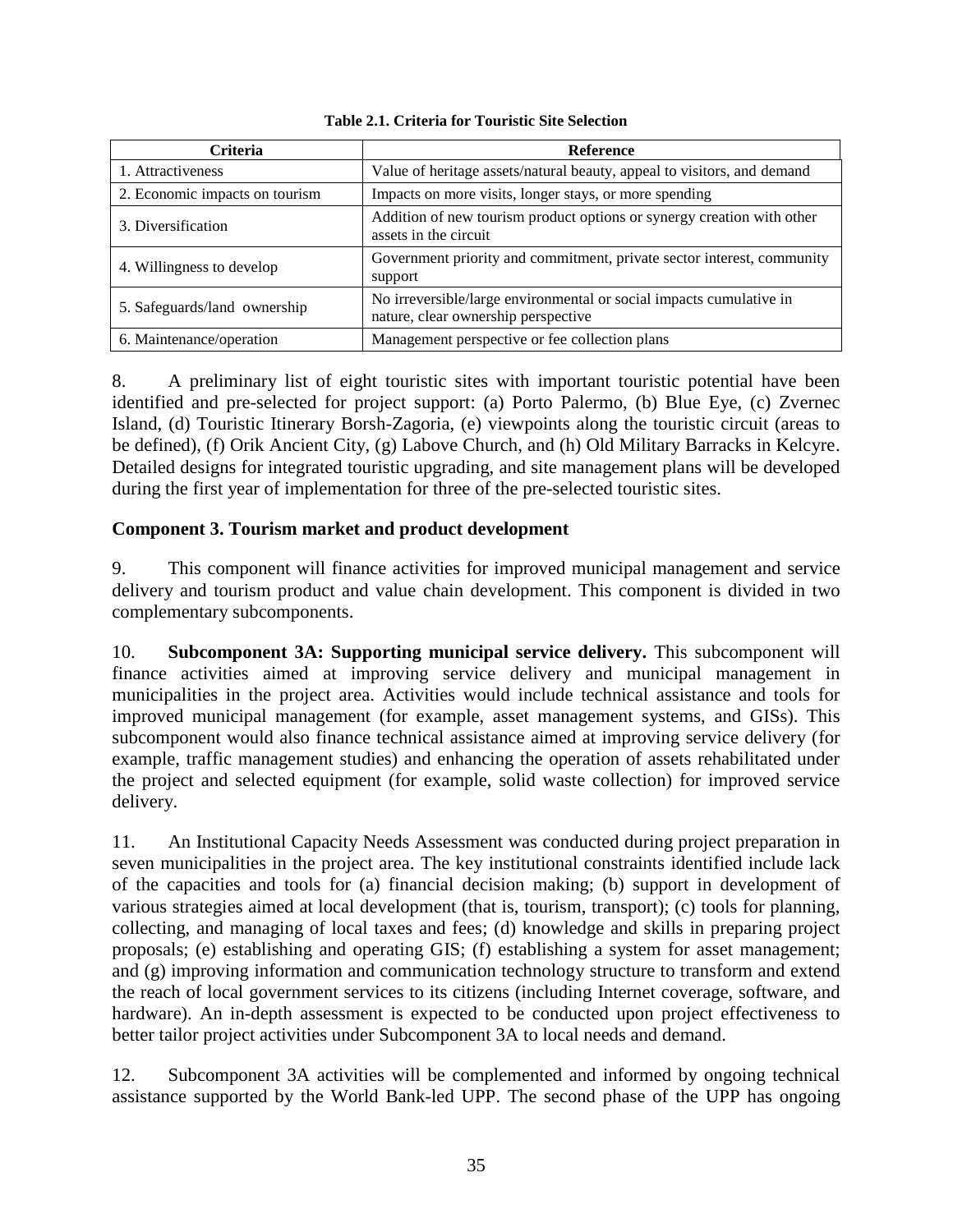**Table 2.1. Criteria for Touristic Site Selection**

| Criteria | Reference |
|---|---|
| 1. Attractiveness | Value of heritage assets/natural beauty, appeal to visitors, and demand |
| 2. Economic impacts on tourism | Impacts on more visits, longer stays, or more spending |
| 3. Diversification | Addition of new tourism product options or synergy creation with other assets in the circuit |
| 4. Willingness to develop | Government priority and commitment, private sector interest, community support |
| 5. Safeguards/land ownership | No irreversible/large environmental or social impacts cumulative in nature, clear ownership perspective |
| 6. Maintenance/operation | Management perspective or fee collection plans |

8. A preliminary list of eight touristic sites with important touristic potential have been identified and pre-selected for project support: (a) Porto Palermo, (b) Blue Eye, (c) Zvernec Island, (d) Touristic Itinerary Borsh-Zagoria, (e) viewpoints along the touristic circuit (areas to be defined), (f) Orik Ancient City, (g) Labove Church, and (h) Old Military Barracks in Kelcyre. Detailed designs for integrated touristic upgrading, and site management plans will be developed during the first year of implementation for three of the pre-selected touristic sites.

### Component 3. Tourism market and product development

9. This component will finance activities for improved municipal management and service delivery and tourism product and value chain development. This component is divided in two complementary subcomponents.

10. **Subcomponent 3A: Supporting municipal service delivery.** This subcomponent will finance activities aimed at improving service delivery and municipal management in municipalities in the project area. Activities would include technical assistance and tools for improved municipal management (for example, asset management systems, and GISs). This subcomponent would also finance technical assistance aimed at improving service delivery (for example, traffic management studies) and enhancing the operation of assets rehabilitated under the project and selected equipment (for example, solid waste collection) for improved service delivery.

11. An Institutional Capacity Needs Assessment was conducted during project preparation in seven municipalities in the project area. The key institutional constraints identified include lack of the capacities and tools for (a) financial decision making; (b) support in development of various strategies aimed at local development (that is, tourism, transport); (c) tools for planning, collecting, and managing of local taxes and fees; (d) knowledge and skills in preparing project proposals; (e) establishing and operating GIS; (f) establishing a system for asset management; and (g) improving information and communication technology structure to transform and extend the reach of local government services to its citizens (including Internet coverage, software, and hardware). An in-depth assessment is expected to be conducted upon project effectiveness to better tailor project activities under Subcomponent 3A to local needs and demand.

12. Subcomponent 3A activities will be complemented and informed by ongoing technical assistance supported by the World Bank-led UPP. The second phase of the UPP has ongoing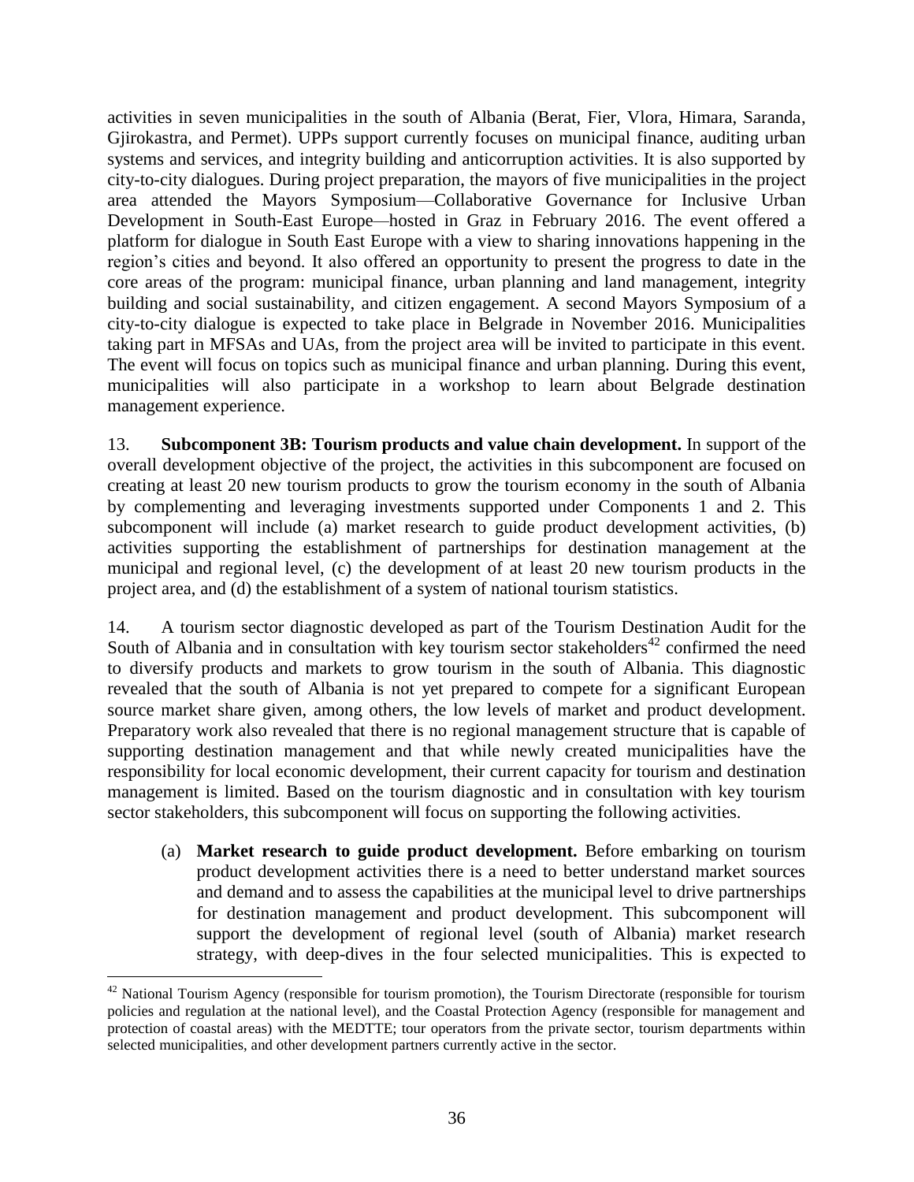activities in seven municipalities in the south of Albania (Berat, Fier, Vlora, Himara, Saranda, Gjirokastra, and Permet). UPPs support currently focuses on municipal finance, auditing urban systems and services, and integrity building and anticorruption activities. It is also supported by city-to-city dialogues. During project preparation, the mayors of five municipalities in the project area attended the Mayors Symposium—Collaborative Governance for Inclusive Urban Development in South-East Europe—hosted in Graz in February 2016. The event offered a platform for dialogue in South East Europe with a view to sharing innovations happening in the region's cities and beyond. It also offered an opportunity to present the progress to date in the core areas of the program: municipal finance, urban planning and land management, integrity building and social sustainability, and citizen engagement. A second Mayors Symposium of a city-to-city dialogue is expected to take place in Belgrade in November 2016. Municipalities taking part in MFSAs and UAs, from the project area will be invited to participate in this event. The event will focus on topics such as municipal finance and urban planning. During this event, municipalities will also participate in a workshop to learn about Belgrade destination management experience.

13. **Subcomponent 3B: Tourism products and value chain development.** In support of the overall development objective of the project, the activities in this subcomponent are focused on creating at least 20 new tourism products to grow the tourism economy in the south of Albania by complementing and leveraging investments supported under Components 1 and 2. This subcomponent will include (a) market research to guide product development activities, (b) activities supporting the establishment of partnerships for destination management at the municipal and regional level, (c) the development of at least 20 new tourism products in the project area, and (d) the establishment of a system of national tourism statistics.

14. A tourism sector diagnostic developed as part of the Tourism Destination Audit for the South of Albania and in consultation with key tourism sector stakeholders[42] confirmed the need to diversify products and markets to grow tourism in the south of Albania. This diagnostic revealed that the south of Albania is not yet prepared to compete for a significant European source market share given, among others, the low levels of market and product development. Preparatory work also revealed that there is no regional management structure that is capable of supporting destination management and that while newly created municipalities have the responsibility for local economic development, their current capacity for tourism and destination management is limited. Based on the tourism diagnostic and in consultation with key tourism sector stakeholders, this subcomponent will focus on supporting the following activities.

(a) **Market research to guide product development.** Before embarking on tourism product development activities there is a need to better understand market sources and demand and to assess the capabilities at the municipal level to drive partnerships for destination management and product development. This subcomponent will support the development of regional level (south of Albania) market research strategy, with deep-dives in the four selected municipalities. This is expected to

[42] National Tourism Agency (responsible for tourism promotion), the Tourism Directorate (responsible for tourism policies and regulation at the national level), and the Coastal Protection Agency (responsible for management and protection of coastal areas) with the MEDTTE; tour operators from the private sector, tourism departments within selected municipalities, and other development partners currently active in the sector.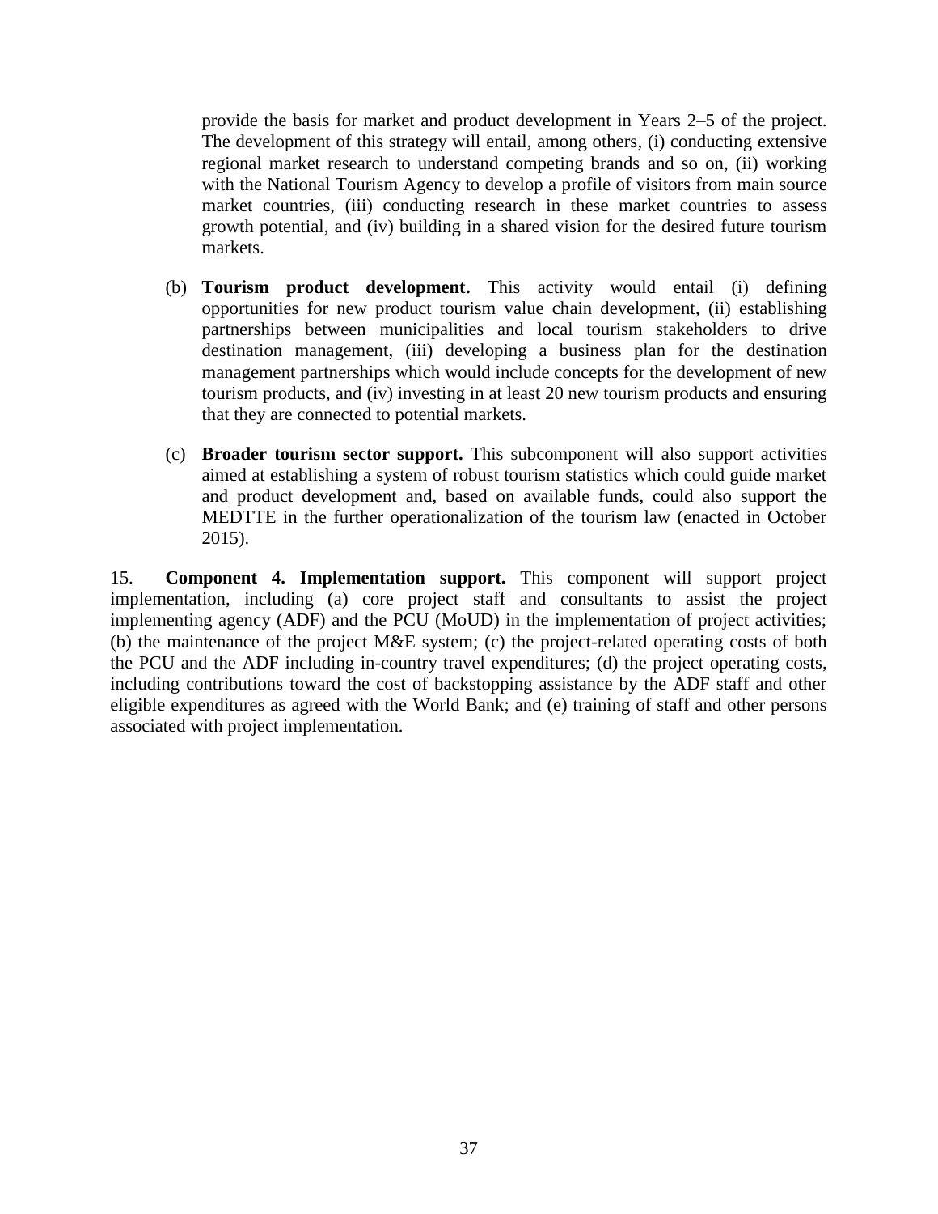provide the basis for market and product development in Years 2–5 of the project. The development of this strategy will entail, among others, (i) conducting extensive regional market research to understand competing brands and so on, (ii) working with the National Tourism Agency to develop a profile of visitors from main source market countries, (iii) conducting research in these market countries to assess growth potential, and (iv) building in a shared vision for the desired future tourism markets.

(b) **Tourism product development.** This activity would entail (i) defining opportunities for new product tourism value chain development, (ii) establishing partnerships between municipalities and local tourism stakeholders to drive destination management, (iii) developing a business plan for the destination management partnerships which would include concepts for the development of new tourism products, and (iv) investing in at least 20 new tourism products and ensuring that they are connected to potential markets.

(c) **Broader tourism sector support.** This subcomponent will also support activities aimed at establishing a system of robust tourism statistics which could guide market and product development and, based on available funds, could also support the MEDTTE in the further operationalization of the tourism law (enacted in October 2015).

15. **Component 4. Implementation support.** This component will support project implementation, including (a) core project staff and consultants to assist the project implementing agency (ADF) and the PCU (MoUD) in the implementation of project activities; (b) the maintenance of the project M&E system; (c) the project-related operating costs of both the PCU and the ADF including in-country travel expenditures; (d) the project operating costs, including contributions toward the cost of backstopping assistance by the ADF staff and other eligible expenditures as agreed with the World Bank; and (e) training of staff and other persons associated with project implementation.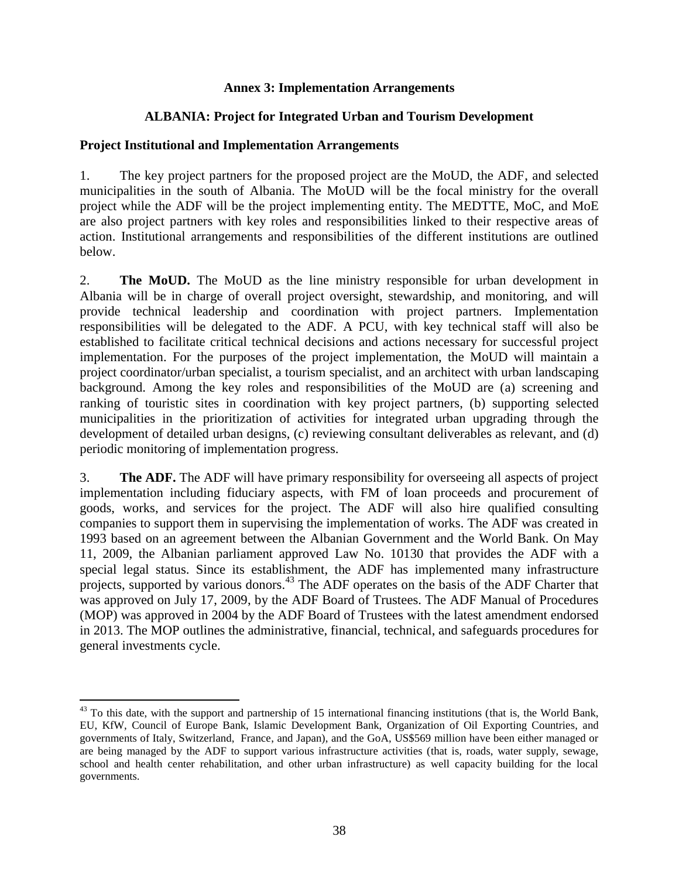## Annex 3: Implementation Arrangements

## ALBANIA: Project for Integrated Urban and Tourism Development

### Project Institutional and Implementation Arrangements

1. The key project partners for the proposed project are the MoUD, the ADF, and selected municipalities in the south of Albania. The MoUD will be the focal ministry for the overall project while the ADF will be the project implementing entity. The MEDTTE, MoC, and MoE are also project partners with key roles and responsibilities linked to their respective areas of action. Institutional arrangements and responsibilities of the different institutions are outlined below.

2. **The MoUD.** The MoUD as the line ministry responsible for urban development in Albania will be in charge of overall project oversight, stewardship, and monitoring, and will provide technical leadership and coordination with project partners. Implementation responsibilities will be delegated to the ADF. A PCU, with key technical staff will also be established to facilitate critical technical decisions and actions necessary for successful project implementation. For the purposes of the project implementation, the MoUD will maintain a project coordinator/urban specialist, a tourism specialist, and an architect with urban landscaping background. Among the key roles and responsibilities of the MoUD are (a) screening and ranking of touristic sites in coordination with key project partners, (b) supporting selected municipalities in the prioritization of activities for integrated urban upgrading through the development of detailed urban designs, (c) reviewing consultant deliverables as relevant, and (d) periodic monitoring of implementation progress.

3. **The ADF.** The ADF will have primary responsibility for overseeing all aspects of project implementation including fiduciary aspects, with FM of loan proceeds and procurement of goods, works, and services for the project. The ADF will also hire qualified consulting companies to support them in supervising the implementation of works. The ADF was created in 1993 based on an agreement between the Albanian Government and the World Bank. On May 11, 2009, the Albanian parliament approved Law No. 10130 that provides the ADF with a special legal status. Since its establishment, the ADF has implemented many infrastructure projects, supported by various donors.[43] The ADF operates on the basis of the ADF Charter that was approved on July 17, 2009, by the ADF Board of Trustees. The ADF Manual of Procedures (MOP) was approved in 2004 by the ADF Board of Trustees with the latest amendment endorsed in 2013. The MOP outlines the administrative, financial, technical, and safeguards procedures for general investments cycle.

[43] To this date, with the support and partnership of 15 international financing institutions (that is, the World Bank, EU, KfW, Council of Europe Bank, Islamic Development Bank, Organization of Oil Exporting Countries, and governments of Italy, Switzerland, France, and Japan), and the GoA, US$569 million have been either managed or are being managed by the ADF to support various infrastructure activities (that is, roads, water supply, sewage, school and health center rehabilitation, and other urban infrastructure) as well capacity building for the local governments.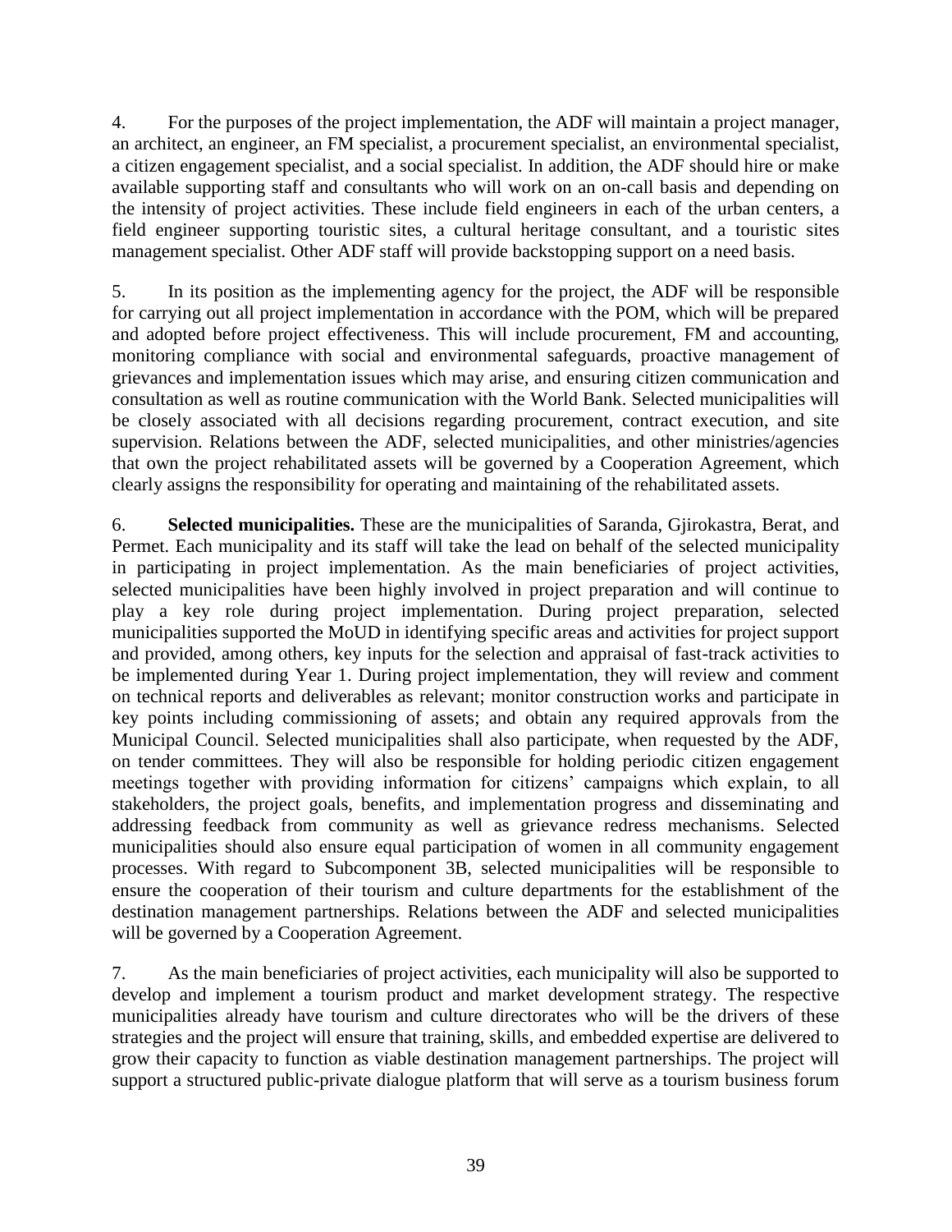4. For the purposes of the project implementation, the ADF will maintain a project manager, an architect, an engineer, an FM specialist, a procurement specialist, an environmental specialist, a citizen engagement specialist, and a social specialist. In addition, the ADF should hire or make available supporting staff and consultants who will work on an on-call basis and depending on the intensity of project activities. These include field engineers in each of the urban centers, a field engineer supporting touristic sites, a cultural heritage consultant, and a touristic sites management specialist. Other ADF staff will provide backstopping support on a need basis.

5. In its position as the implementing agency for the project, the ADF will be responsible for carrying out all project implementation in accordance with the POM, which will be prepared and adopted before project effectiveness. This will include procurement, FM and accounting, monitoring compliance with social and environmental safeguards, proactive management of grievances and implementation issues which may arise, and ensuring citizen communication and consultation as well as routine communication with the World Bank. Selected municipalities will be closely associated with all decisions regarding procurement, contract execution, and site supervision. Relations between the ADF, selected municipalities, and other ministries/agencies that own the project rehabilitated assets will be governed by a Cooperation Agreement, which clearly assigns the responsibility for operating and maintaining of the rehabilitated assets.

6. **Selected municipalities.** These are the municipalities of Saranda, Gjirokastra, Berat, and Permet. Each municipality and its staff will take the lead on behalf of the selected municipality in participating in project implementation. As the main beneficiaries of project activities, selected municipalities have been highly involved in project preparation and will continue to play a key role during project implementation. During project preparation, selected municipalities supported the MoUD in identifying specific areas and activities for project support and provided, among others, key inputs for the selection and appraisal of fast-track activities to be implemented during Year 1. During project implementation, they will review and comment on technical reports and deliverables as relevant; monitor construction works and participate in key points including commissioning of assets; and obtain any required approvals from the Municipal Council. Selected municipalities shall also participate, when requested by the ADF, on tender committees. They will also be responsible for holding periodic citizen engagement meetings together with providing information for citizens' campaigns which explain, to all stakeholders, the project goals, benefits, and implementation progress and disseminating and addressing feedback from community as well as grievance redress mechanisms. Selected municipalities should also ensure equal participation of women in all community engagement processes. With regard to Subcomponent 3B, selected municipalities will be responsible to ensure the cooperation of their tourism and culture departments for the establishment of the destination management partnerships. Relations between the ADF and selected municipalities will be governed by a Cooperation Agreement.

7. As the main beneficiaries of project activities, each municipality will also be supported to develop and implement a tourism product and market development strategy. The respective municipalities already have tourism and culture directorates who will be the drivers of these strategies and the project will ensure that training, skills, and embedded expertise are delivered to grow their capacity to function as viable destination management partnerships. The project will support a structured public-private dialogue platform that will serve as a tourism business forum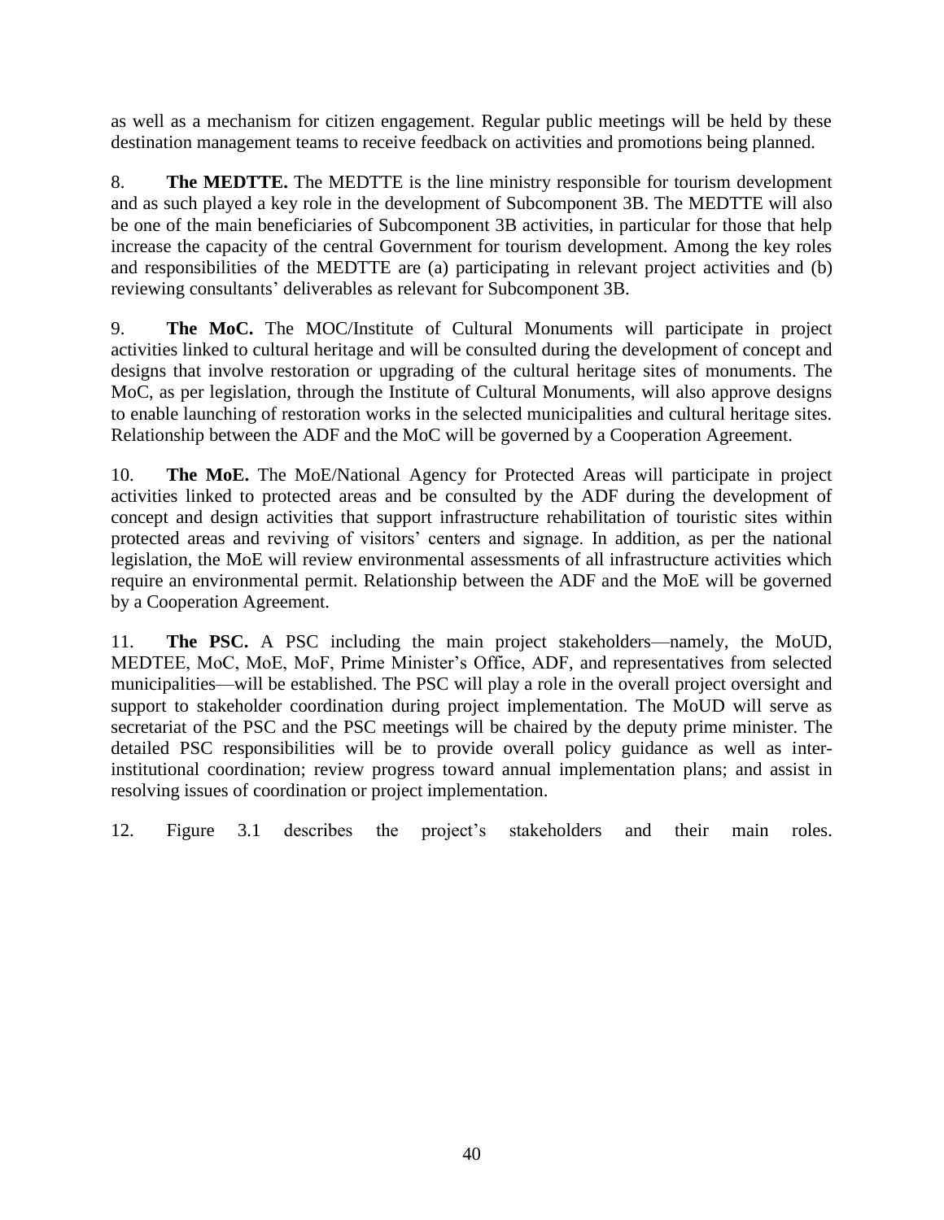as well as a mechanism for citizen engagement. Regular public meetings will be held by these destination management teams to receive feedback on activities and promotions being planned.

8. **The MEDTTE.** The MEDTTE is the line ministry responsible for tourism development and as such played a key role in the development of Subcomponent 3B. The MEDTTE will also be one of the main beneficiaries of Subcomponent 3B activities, in particular for those that help increase the capacity of the central Government for tourism development. Among the key roles and responsibilities of the MEDTTE are (a) participating in relevant project activities and (b) reviewing consultants' deliverables as relevant for Subcomponent 3B.

9. **The MoC.** The MOC/Institute of Cultural Monuments will participate in project activities linked to cultural heritage and will be consulted during the development of concept and designs that involve restoration or upgrading of the cultural heritage sites of monuments. The MoC, as per legislation, through the Institute of Cultural Monuments, will also approve designs to enable launching of restoration works in the selected municipalities and cultural heritage sites. Relationship between the ADF and the MoC will be governed by a Cooperation Agreement.

10. **The MoE.** The MoE/National Agency for Protected Areas will participate in project activities linked to protected areas and be consulted by the ADF during the development of concept and design activities that support infrastructure rehabilitation of touristic sites within protected areas and reviving of visitors' centers and signage. In addition, as per the national legislation, the MoE will review environmental assessments of all infrastructure activities which require an environmental permit. Relationship between the ADF and the MoE will be governed by a Cooperation Agreement.

11. **The PSC.** A PSC including the main project stakeholders—namely, the MoUD, MEDTEE, MoC, MoE, MoF, Prime Minister's Office, ADF, and representatives from selected municipalities—will be established. The PSC will play a role in the overall project oversight and support to stakeholder coordination during project implementation. The MoUD will serve as secretariat of the PSC and the PSC meetings will be chaired by the deputy prime minister. The detailed PSC responsibilities will be to provide overall policy guidance as well as inter-institutional coordination; review progress toward annual implementation plans; and assist in resolving issues of coordination or project implementation.

12. Figure 3.1 describes the project's stakeholders and their main roles.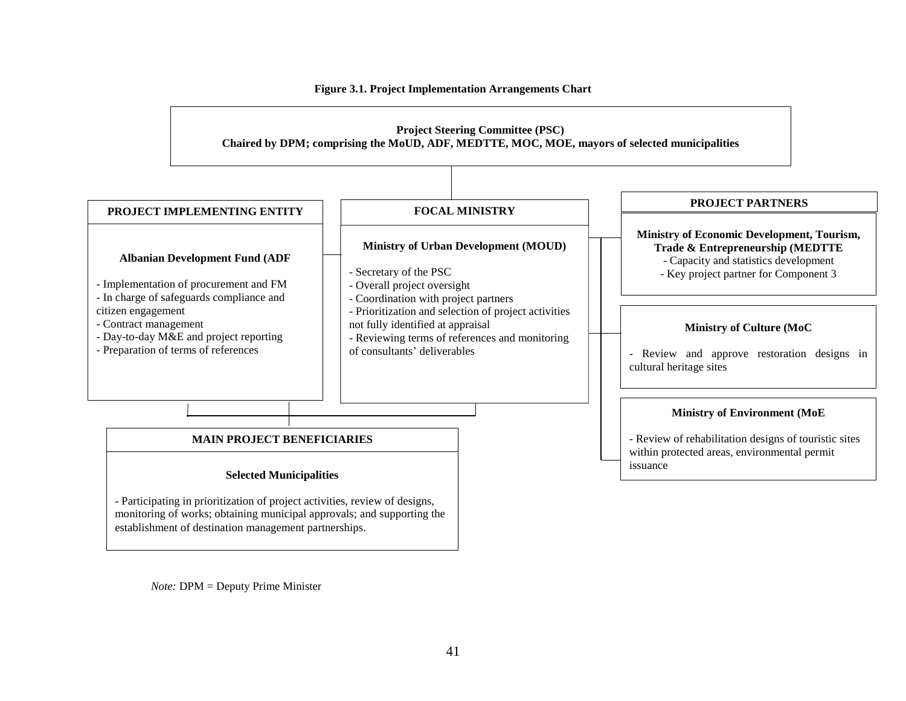**Figure 3.1. Project Implementation Arrangements Chart**

**Project Steering Committee (PSC)**
**Chaired by DPM; comprising the MoUD, ADF, MEDTTE, MOC, MOE, mayors of selected municipalities**

**PROJECT IMPLEMENTING ENTITY**

**Albanian Development Fund (ADF**

- Implementation of procurement and FM
- In charge of safeguards compliance and citizen engagement
- Contract management
- Day-to-day M&E and project reporting
- Preparation of terms of references

**FOCAL MINISTRY**

**Ministry of Urban Development (MOUD)**

- Secretary of the PSC
- Overall project oversight
- Coordination with project partners
- Prioritization and selection of project activities not fully identified at appraisal
- Reviewing terms of references and monitoring of consultants' deliverables

**PROJECT PARTNERS**

**Ministry of Economic Development, Tourism, Trade & Entrepreneurship (MEDTTE**

- Capacity and statistics development
- Key project partner for Component 3

**Ministry of Culture (MoC**

- Review and approve restoration designs in cultural heritage sites

**Ministry of Environment (MoE**

- Review of rehabilitation designs of touristic sites within protected areas, environmental permit issuance

**MAIN PROJECT BENEFICIARIES**

**Selected Municipalities**

- Participating in prioritization of project activities, review of designs, monitoring of works; obtaining municipal approvals; and supporting the establishment of destination management partnerships.

*Note:* DPM = Deputy Prime Minister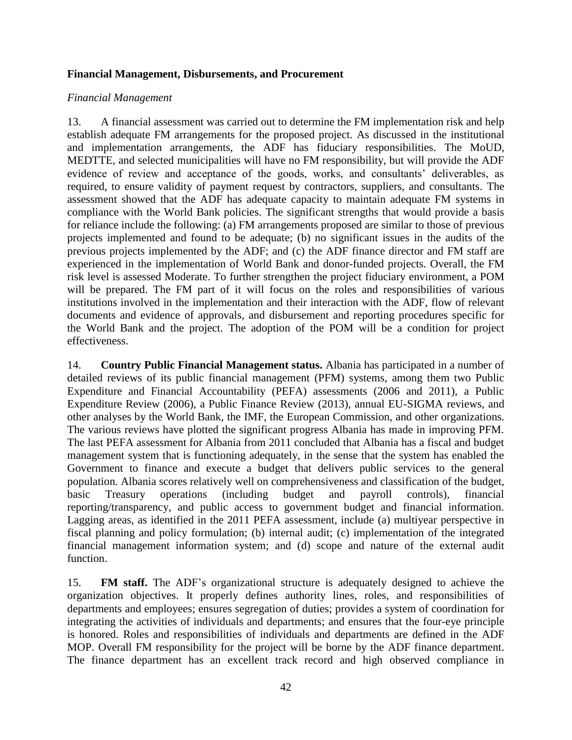**Financial Management, Disbursements, and Procurement**

*Financial Management*

13. A financial assessment was carried out to determine the FM implementation risk and help establish adequate FM arrangements for the proposed project. As discussed in the institutional and implementation arrangements, the ADF has fiduciary responsibilities. The MoUD, MEDTTE, and selected municipalities will have no FM responsibility, but will provide the ADF evidence of review and acceptance of the goods, works, and consultants' deliverables, as required, to ensure validity of payment request by contractors, suppliers, and consultants. The assessment showed that the ADF has adequate capacity to maintain adequate FM systems in compliance with the World Bank policies. The significant strengths that would provide a basis for reliance include the following: (a) FM arrangements proposed are similar to those of previous projects implemented and found to be adequate; (b) no significant issues in the audits of the previous projects implemented by the ADF; and (c) the ADF finance director and FM staff are experienced in the implementation of World Bank and donor-funded projects. Overall, the FM risk level is assessed Moderate. To further strengthen the project fiduciary environment, a POM will be prepared. The FM part of it will focus on the roles and responsibilities of various institutions involved in the implementation and their interaction with the ADF, flow of relevant documents and evidence of approvals, and disbursement and reporting procedures specific for the World Bank and the project. The adoption of the POM will be a condition for project effectiveness.

14. **Country Public Financial Management status.** Albania has participated in a number of detailed reviews of its public financial management (PFM) systems, among them two Public Expenditure and Financial Accountability (PEFA) assessments (2006 and 2011), a Public Expenditure Review (2006), a Public Finance Review (2013), annual EU-SIGMA reviews, and other analyses by the World Bank, the IMF, the European Commission, and other organizations. The various reviews have plotted the significant progress Albania has made in improving PFM. The last PEFA assessment for Albania from 2011 concluded that Albania has a fiscal and budget management system that is functioning adequately, in the sense that the system has enabled the Government to finance and execute a budget that delivers public services to the general population. Albania scores relatively well on comprehensiveness and classification of the budget, basic Treasury operations (including budget and payroll controls), financial reporting/transparency, and public access to government budget and financial information. Lagging areas, as identified in the 2011 PEFA assessment, include (a) multiyear perspective in fiscal planning and policy formulation; (b) internal audit; (c) implementation of the integrated financial management information system; and (d) scope and nature of the external audit function.

15. **FM staff.** The ADF's organizational structure is adequately designed to achieve the organization objectives. It properly defines authority lines, roles, and responsibilities of departments and employees; ensures segregation of duties; provides a system of coordination for integrating the activities of individuals and departments; and ensures that the four-eye principle is honored. Roles and responsibilities of individuals and departments are defined in the ADF MOP. Overall FM responsibility for the project will be borne by the ADF finance department. The finance department has an excellent track record and high observed compliance in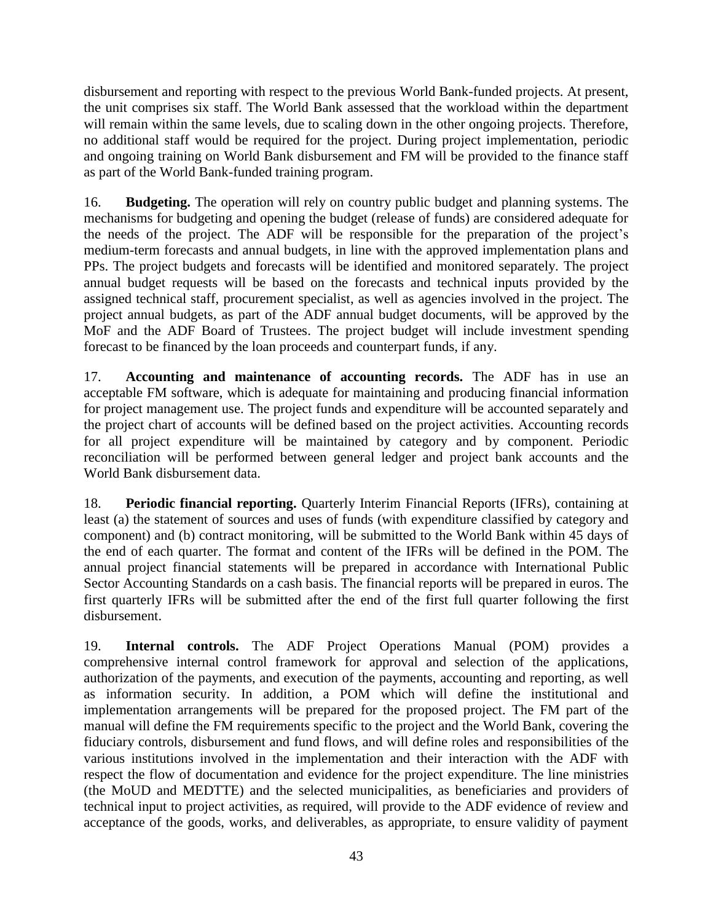disbursement and reporting with respect to the previous World Bank-funded projects. At present, the unit comprises six staff. The World Bank assessed that the workload within the department will remain within the same levels, due to scaling down in the other ongoing projects. Therefore, no additional staff would be required for the project. During project implementation, periodic and ongoing training on World Bank disbursement and FM will be provided to the finance staff as part of the World Bank-funded training program.

16. **Budgeting.** The operation will rely on country public budget and planning systems. The mechanisms for budgeting and opening the budget (release of funds) are considered adequate for the needs of the project. The ADF will be responsible for the preparation of the project's medium-term forecasts and annual budgets, in line with the approved implementation plans and PPs. The project budgets and forecasts will be identified and monitored separately. The project annual budget requests will be based on the forecasts and technical inputs provided by the assigned technical staff, procurement specialist, as well as agencies involved in the project. The project annual budgets, as part of the ADF annual budget documents, will be approved by the MoF and the ADF Board of Trustees. The project budget will include investment spending forecast to be financed by the loan proceeds and counterpart funds, if any.

17. **Accounting and maintenance of accounting records.** The ADF has in use an acceptable FM software, which is adequate for maintaining and producing financial information for project management use. The project funds and expenditure will be accounted separately and the project chart of accounts will be defined based on the project activities. Accounting records for all project expenditure will be maintained by category and by component. Periodic reconciliation will be performed between general ledger and project bank accounts and the World Bank disbursement data.

18. **Periodic financial reporting.** Quarterly Interim Financial Reports (IFRs), containing at least (a) the statement of sources and uses of funds (with expenditure classified by category and component) and (b) contract monitoring, will be submitted to the World Bank within 45 days of the end of each quarter. The format and content of the IFRs will be defined in the POM. The annual project financial statements will be prepared in accordance with International Public Sector Accounting Standards on a cash basis. The financial reports will be prepared in euros. The first quarterly IFRs will be submitted after the end of the first full quarter following the first disbursement.

19. **Internal controls.** The ADF Project Operations Manual (POM) provides a comprehensive internal control framework for approval and selection of the applications, authorization of the payments, and execution of the payments, accounting and reporting, as well as information security. In addition, a POM which will define the institutional and implementation arrangements will be prepared for the proposed project. The FM part of the manual will define the FM requirements specific to the project and the World Bank, covering the fiduciary controls, disbursement and fund flows, and will define roles and responsibilities of the various institutions involved in the implementation and their interaction with the ADF with respect the flow of documentation and evidence for the project expenditure. The line ministries (the MoUD and MEDTTE) and the selected municipalities, as beneficiaries and providers of technical input to project activities, as required, will provide to the ADF evidence of review and acceptance of the goods, works, and deliverables, as appropriate, to ensure validity of payment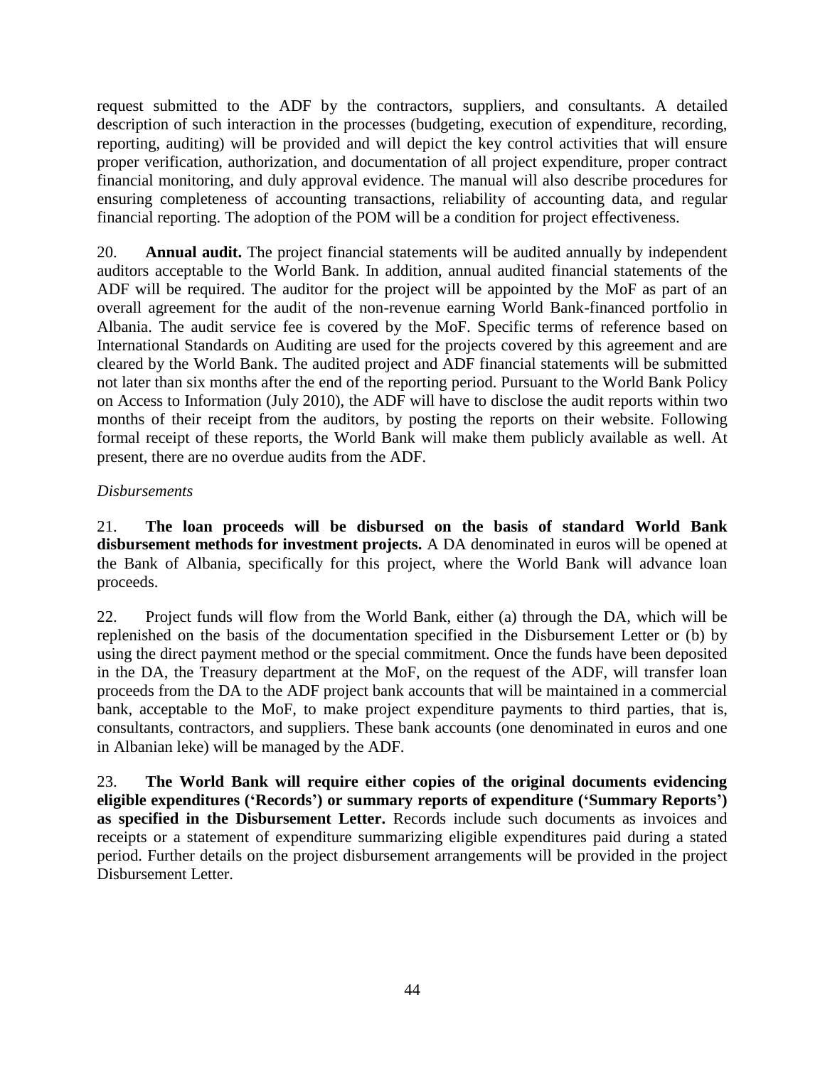request submitted to the ADF by the contractors, suppliers, and consultants. A detailed description of such interaction in the processes (budgeting, execution of expenditure, recording, reporting, auditing) will be provided and will depict the key control activities that will ensure proper verification, authorization, and documentation of all project expenditure, proper contract financial monitoring, and duly approval evidence. The manual will also describe procedures for ensuring completeness of accounting transactions, reliability of accounting data, and regular financial reporting. The adoption of the POM will be a condition for project effectiveness.

20. **Annual audit.** The project financial statements will be audited annually by independent auditors acceptable to the World Bank. In addition, annual audited financial statements of the ADF will be required. The auditor for the project will be appointed by the MoF as part of an overall agreement for the audit of the non-revenue earning World Bank-financed portfolio in Albania. The audit service fee is covered by the MoF. Specific terms of reference based on International Standards on Auditing are used for the projects covered by this agreement and are cleared by the World Bank. The audited project and ADF financial statements will be submitted not later than six months after the end of the reporting period. Pursuant to the World Bank Policy on Access to Information (July 2010), the ADF will have to disclose the audit reports within two months of their receipt from the auditors, by posting the reports on their website. Following formal receipt of these reports, the World Bank will make them publicly available as well. At present, there are no overdue audits from the ADF.

*Disbursements*

21. **The loan proceeds will be disbursed on the basis of standard World Bank disbursement methods for investment projects.** A DA denominated in euros will be opened at the Bank of Albania, specifically for this project, where the World Bank will advance loan proceeds.

22. Project funds will flow from the World Bank, either (a) through the DA, which will be replenished on the basis of the documentation specified in the Disbursement Letter or (b) by using the direct payment method or the special commitment. Once the funds have been deposited in the DA, the Treasury department at the MoF, on the request of the ADF, will transfer loan proceeds from the DA to the ADF project bank accounts that will be maintained in a commercial bank, acceptable to the MoF, to make project expenditure payments to third parties, that is, consultants, contractors, and suppliers. These bank accounts (one denominated in euros and one in Albanian leke) will be managed by the ADF.

23. **The World Bank will require either copies of the original documents evidencing eligible expenditures ('Records') or summary reports of expenditure ('Summary Reports') as specified in the Disbursement Letter.** Records include such documents as invoices and receipts or a statement of expenditure summarizing eligible expenditures paid during a stated period. Further details on the project disbursement arrangements will be provided in the project Disbursement Letter.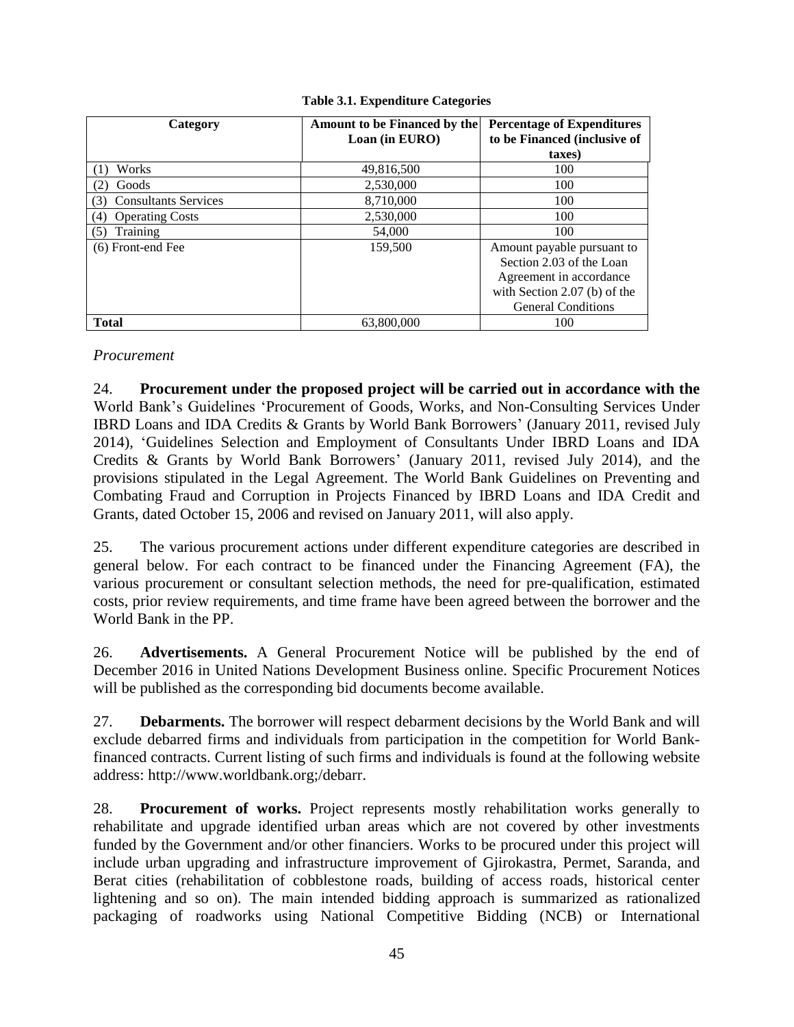**Table 3.1. Expenditure Categories**

| Category | Amount to be Financed by the Loan (in EURO) | Percentage of Expenditures to be Financed (inclusive of taxes) |
|---|---|---|
| (1) Works | 49,816,500 | 100 |
| (2) Goods | 2,530,000 | 100 |
| (3) Consultants Services | 8,710,000 | 100 |
| (4) Operating Costs | 2,530,000 | 100 |
| (5) Training | 54,000 | 100 |
| (6) Front-end Fee | 159,500 | Amount payable pursuant to Section 2.03 of the Loan Agreement in accordance with Section 2.07 (b) of the General Conditions |
| **Total** | 63,800,000 | 100 |

*Procurement*

24. **Procurement under the proposed project will be carried out in accordance with the** World Bank's Guidelines 'Procurement of Goods, Works, and Non-Consulting Services Under IBRD Loans and IDA Credits & Grants by World Bank Borrowers' (January 2011, revised July 2014), 'Guidelines Selection and Employment of Consultants Under IBRD Loans and IDA Credits & Grants by World Bank Borrowers' (January 2011, revised July 2014), and the provisions stipulated in the Legal Agreement. The World Bank Guidelines on Preventing and Combating Fraud and Corruption in Projects Financed by IBRD Loans and IDA Credit and Grants, dated October 15, 2006 and revised on January 2011, will also apply.

25. The various procurement actions under different expenditure categories are described in general below. For each contract to be financed under the Financing Agreement (FA), the various procurement or consultant selection methods, the need for pre-qualification, estimated costs, prior review requirements, and time frame have been agreed between the borrower and the World Bank in the PP.

26. **Advertisements.** A General Procurement Notice will be published by the end of December 2016 in United Nations Development Business online. Specific Procurement Notices will be published as the corresponding bid documents become available.

27. **Debarments.** The borrower will respect debarment decisions by the World Bank and will exclude debarred firms and individuals from participation in the competition for World Bank-financed contracts. Current listing of such firms and individuals is found at the following website address: http://www.worldbank.org;/debarr.

28. **Procurement of works.** Project represents mostly rehabilitation works generally to rehabilitate and upgrade identified urban areas which are not covered by other investments funded by the Government and/or other financiers. Works to be procured under this project will include urban upgrading and infrastructure improvement of Gjirokastra, Permet, Saranda, and Berat cities (rehabilitation of cobblestone roads, building of access roads, historical center lightening and so on). The main intended bidding approach is summarized as rationalized packaging of roadworks using National Competitive Bidding (NCB) or International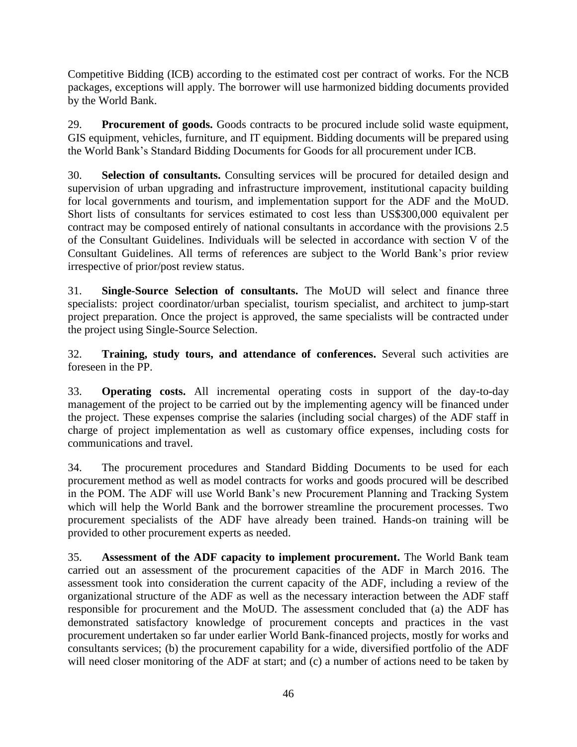Competitive Bidding (ICB) according to the estimated cost per contract of works. For the NCB packages, exceptions will apply. The borrower will use harmonized bidding documents provided by the World Bank.

29. **Procurement of goods.** Goods contracts to be procured include solid waste equipment, GIS equipment, vehicles, furniture, and IT equipment. Bidding documents will be prepared using the World Bank's Standard Bidding Documents for Goods for all procurement under ICB.

30. **Selection of consultants.** Consulting services will be procured for detailed design and supervision of urban upgrading and infrastructure improvement, institutional capacity building for local governments and tourism, and implementation support for the ADF and the MoUD. Short lists of consultants for services estimated to cost less than US$300,000 equivalent per contract may be composed entirely of national consultants in accordance with the provisions 2.5 of the Consultant Guidelines. Individuals will be selected in accordance with section V of the Consultant Guidelines. All terms of references are subject to the World Bank's prior review irrespective of prior/post review status.

31. **Single-Source Selection of consultants.** The MoUD will select and finance three specialists: project coordinator/urban specialist, tourism specialist, and architect to jump-start project preparation. Once the project is approved, the same specialists will be contracted under the project using Single-Source Selection.

32. **Training, study tours, and attendance of conferences.** Several such activities are foreseen in the PP.

33. **Operating costs.** All incremental operating costs in support of the day-to-day management of the project to be carried out by the implementing agency will be financed under the project. These expenses comprise the salaries (including social charges) of the ADF staff in charge of project implementation as well as customary office expenses, including costs for communications and travel.

34. The procurement procedures and Standard Bidding Documents to be used for each procurement method as well as model contracts for works and goods procured will be described in the POM. The ADF will use World Bank's new Procurement Planning and Tracking System which will help the World Bank and the borrower streamline the procurement processes. Two procurement specialists of the ADF have already been trained. Hands-on training will be provided to other procurement experts as needed.

35. **Assessment of the ADF capacity to implement procurement.** The World Bank team carried out an assessment of the procurement capacities of the ADF in March 2016. The assessment took into consideration the current capacity of the ADF, including a review of the organizational structure of the ADF as well as the necessary interaction between the ADF staff responsible for procurement and the MoUD. The assessment concluded that (a) the ADF has demonstrated satisfactory knowledge of procurement concepts and practices in the vast procurement undertaken so far under earlier World Bank-financed projects, mostly for works and consultants services; (b) the procurement capability for a wide, diversified portfolio of the ADF will need closer monitoring of the ADF at start; and (c) a number of actions need to be taken by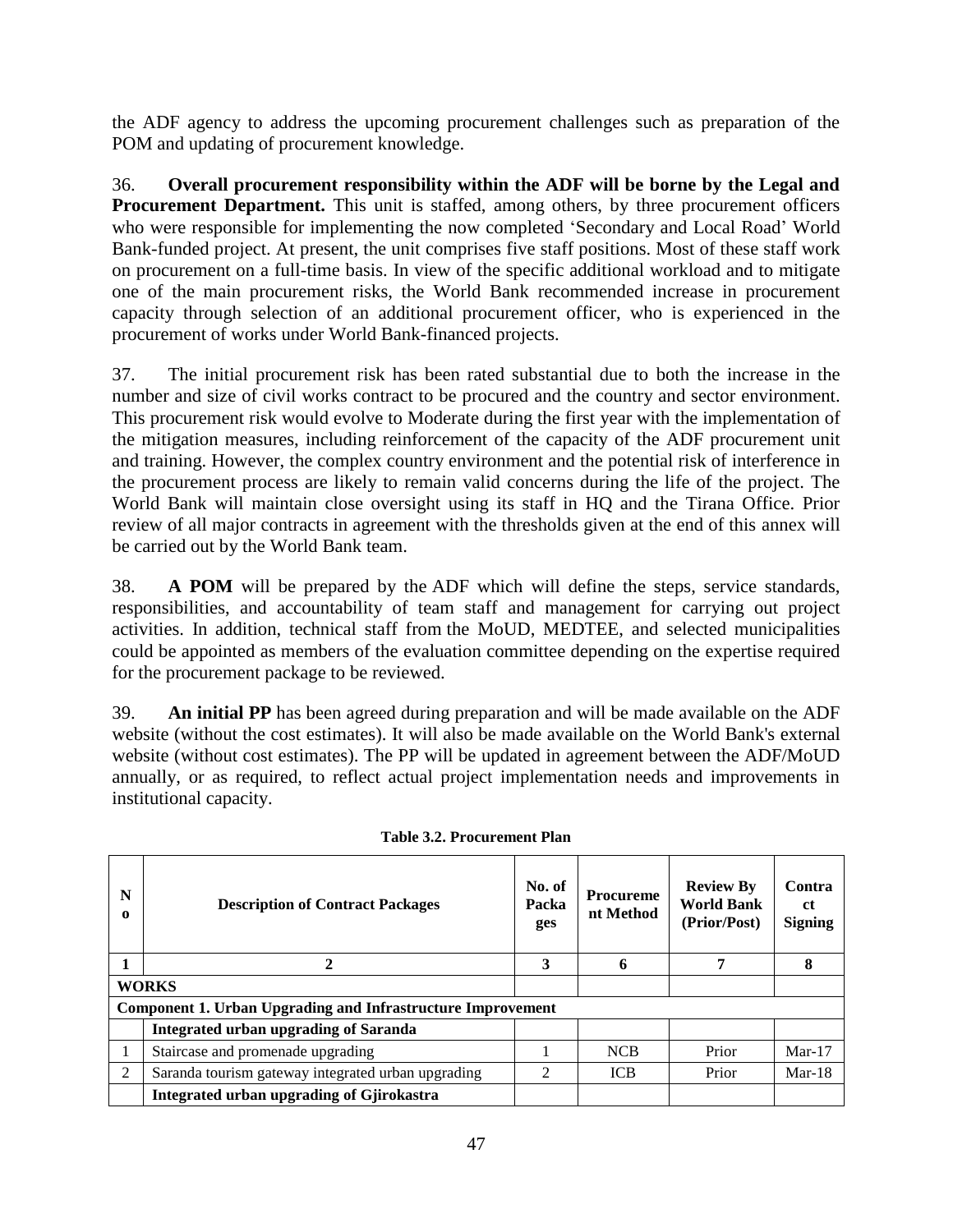the ADF agency to address the upcoming procurement challenges such as preparation of the POM and updating of procurement knowledge.

36. **Overall procurement responsibility within the ADF will be borne by the Legal and Procurement Department.** This unit is staffed, among others, by three procurement officers who were responsible for implementing the now completed 'Secondary and Local Road' World Bank-funded project. At present, the unit comprises five staff positions. Most of these staff work on procurement on a full-time basis. In view of the specific additional workload and to mitigate one of the main procurement risks, the World Bank recommended increase in procurement capacity through selection of an additional procurement officer, who is experienced in the procurement of works under World Bank-financed projects.

37. The initial procurement risk has been rated substantial due to both the increase in the number and size of civil works contract to be procured and the country and sector environment. This procurement risk would evolve to Moderate during the first year with the implementation of the mitigation measures, including reinforcement of the capacity of the ADF procurement unit and training. However, the complex country environment and the potential risk of interference in the procurement process are likely to remain valid concerns during the life of the project. The World Bank will maintain close oversight using its staff in HQ and the Tirana Office. Prior review of all major contracts in agreement with the thresholds given at the end of this annex will be carried out by the World Bank team.

38. **A POM** will be prepared by the ADF which will define the steps, service standards, responsibilities, and accountability of team staff and management for carrying out project activities. In addition, technical staff from the MoUD, MEDTEE, and selected municipalities could be appointed as members of the evaluation committee depending on the expertise required for the procurement package to be reviewed.

39. **An initial PP** has been agreed during preparation and will be made available on the ADF website (without the cost estimates). It will also be made available on the World Bank's external website (without cost estimates). The PP will be updated in agreement between the ADF/MoUD annually, or as required, to reflect actual project implementation needs and improvements in institutional capacity.

**Table 3.2. Procurement Plan**

| No | Description of Contract Packages | No. of Packages | Procurement Method | Review By World Bank (Prior/Post) | Contract Signing |
|---|---|---|---|---|---|
| 1 | 2 | 3 | 6 | 7 | 8 |
| **WORKS** | | | | | |
| **Component 1. Urban Upgrading and Infrastructure Improvement** | | | | | |
| | **Integrated urban upgrading of Saranda** | | | | |
| 1 | Staircase and promenade upgrading | 1 | NCB | Prior | Mar-17 |
| 2 | Saranda tourism gateway integrated urban upgrading | 2 | ICB | Prior | Mar-18 |
| | **Integrated urban upgrading of Gjirokastra** | | | | |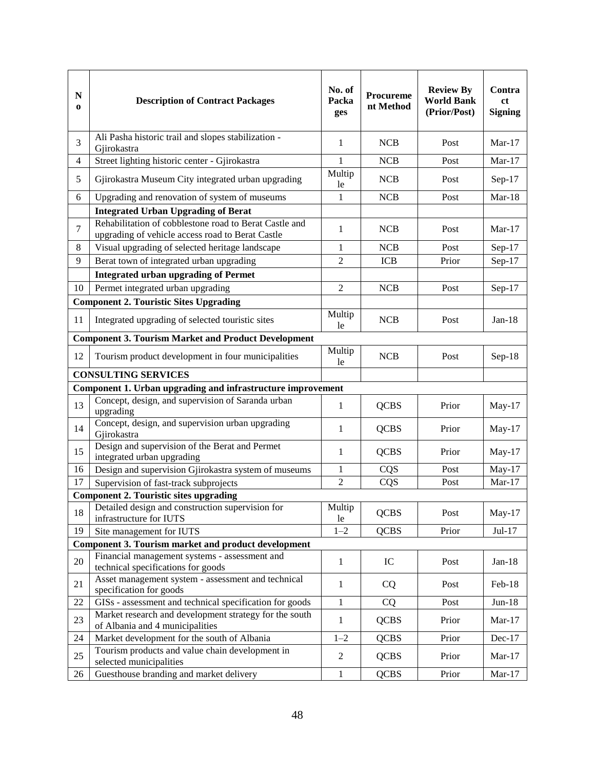| No | Description of Contract Packages | No. of Packages | Procurement Method | Review By World Bank (Prior/Post) | Contract Signing |
|---|---|---|---|---|---|
| 3 | Ali Pasha historic trail and slopes stabilization - Gjirokastra | 1 | NCB | Post | Mar-17 |
| 4 | Street lighting historic center - Gjirokastra | 1 | NCB | Post | Mar-17 |
| 5 | Gjirokastra Museum City integrated urban upgrading | Multiple | NCB | Post | Sep-17 |
| 6 | Upgrading and renovation of system of museums | 1 | NCB | Post | Mar-18 |
| | **Integrated Urban Upgrading of Berat** | | | | |
| 7 | Rehabilitation of cobblestone road to Berat Castle and upgrading of vehicle access road to Berat Castle | 1 | NCB | Post | Mar-17 |
| 8 | Visual upgrading of selected heritage landscape | 1 | NCB | Post | Sep-17 |
| 9 | Berat town of integrated urban upgrading | 2 | ICB | Prior | Sep-17 |
| | **Integrated urban upgrading of Permet** | | | | |
| 10 | Permet integrated urban upgrading | 2 | NCB | Post | Sep-17 |
| **Component 2. Touristic Sites Upgrading** | | | | | |
| 11 | Integrated upgrading of selected touristic sites | Multiple | NCB | Post | Jan-18 |
| **Component 3. Tourism Market and Product Development** | | | | | |
| 12 | Tourism product development in four municipalities | Multiple | NCB | Post | Sep-18 |
| | **CONSULTING SERVICES** | | | | |
| **Component 1. Urban upgrading and infrastructure improvement** | | | | | |
| 13 | Concept, design, and supervision of Saranda urban upgrading | 1 | QCBS | Prior | May-17 |
| 14 | Concept, design, and supervision urban upgrading Gjirokastra | 1 | QCBS | Prior | May-17 |
| 15 | Design and supervision of the Berat and Permet integrated urban upgrading | 1 | QCBS | Prior | May-17 |
| 16 | Design and supervision Gjirokastra system of museums | 1 | CQS | Post | May-17 |
| 17 | Supervision of fast-track subprojects | 2 | CQS | Post | Mar-17 |
| **Component 2. Touristic sites upgrading** | | | | | |
| 18 | Detailed design and construction supervision for infrastructure for IUTS | Multiple | QCBS | Post | May-17 |
| 19 | Site management for IUTS | 1–2 | QCBS | Prior | Jul-17 |
| **Component 3. Tourism market and product development** | | | | | |
| 20 | Financial management systems - assessment and technical specifications for goods | 1 | IC | Post | Jan-18 |
| 21 | Asset management system - assessment and technical specification for goods | 1 | CQ | Post | Feb-18 |
| 22 | GISs - assessment and technical specification for goods | 1 | CQ | Post | Jun-18 |
| 23 | Market research and development strategy for the south of Albania and 4 municipalities | 1 | QCBS | Prior | Mar-17 |
| 24 | Market development for the south of Albania | 1–2 | QCBS | Prior | Dec-17 |
| 25 | Tourism products and value chain development in selected municipalities | 2 | QCBS | Prior | Mar-17 |
| 26 | Guesthouse branding and market delivery | 1 | QCBS | Prior | Mar-17 |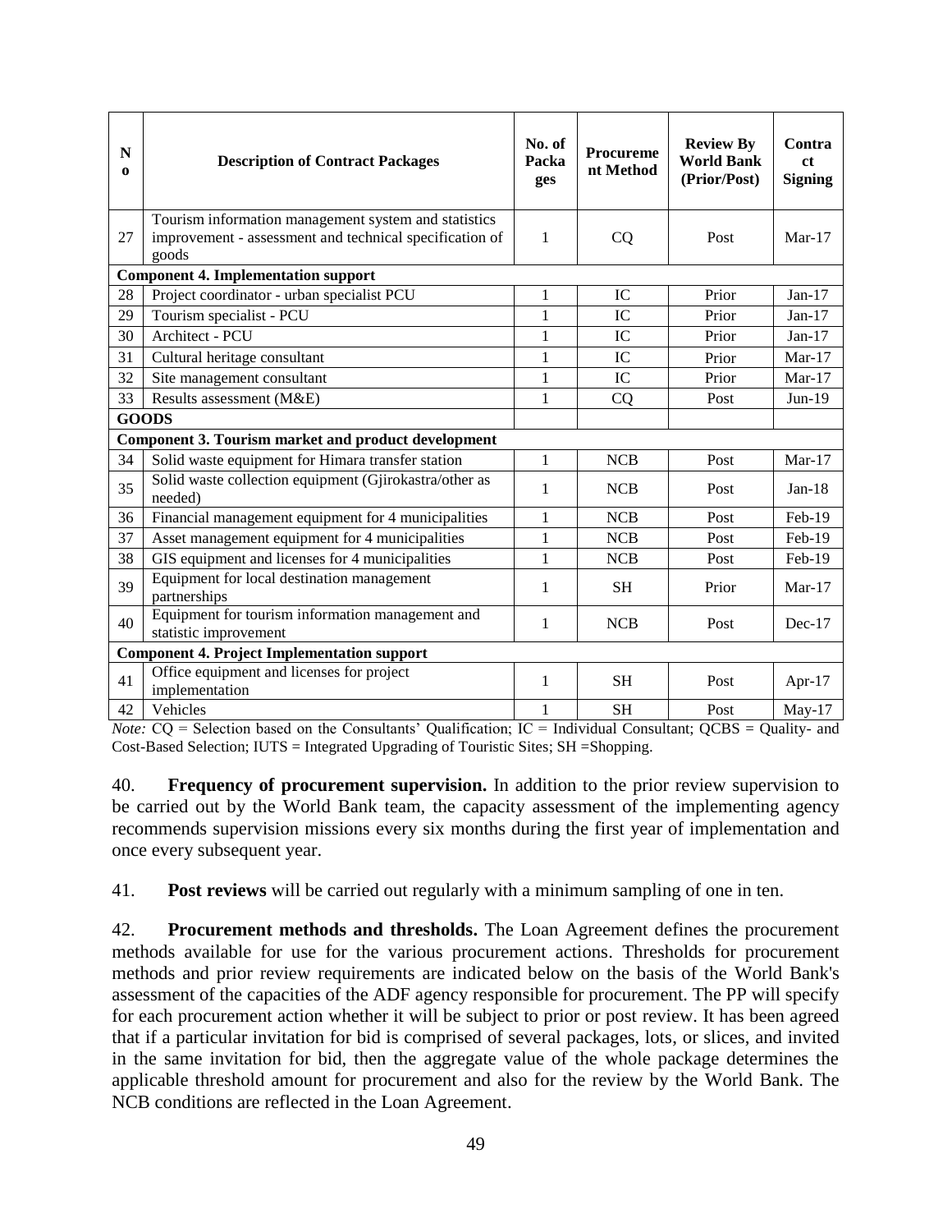| No | Description of Contract Packages | No. of Packages | Procurement Method | Review By World Bank (Prior/Post) | Contract Signing |
|---|---|---|---|---|---|
| 27 | Tourism information management system and statistics improvement - assessment and technical specification of goods | 1 | CQ | Post | Mar-17 |
| **Component 4. Implementation support** | | | | | |
| 28 | Project coordinator - urban specialist PCU | 1 | IC | Prior | Jan-17 |
| 29 | Tourism specialist - PCU | 1 | IC | Prior | Jan-17 |
| 30 | Architect - PCU | 1 | IC | Prior | Jan-17 |
| 31 | Cultural heritage consultant | 1 | IC | Prior | Mar-17 |
| 32 | Site management consultant | 1 | IC | Prior | Mar-17 |
| 33 | Results assessment (M&E) | 1 | CQ | Post | Jun-19 |
| **GOODS** | | | | | |
| **Component 3. Tourism market and product development** | | | | | |
| 34 | Solid waste equipment for Himara transfer station | 1 | NCB | Post | Mar-17 |
| 35 | Solid waste collection equipment (Gjirokastra/other as needed) | 1 | NCB | Post | Jan-18 |
| 36 | Financial management equipment for 4 municipalities | 1 | NCB | Post | Feb-19 |
| 37 | Asset management equipment for 4 municipalities | 1 | NCB | Post | Feb-19 |
| 38 | GIS equipment and licenses for 4 municipalities | 1 | NCB | Post | Feb-19 |
| 39 | Equipment for local destination management partnerships | 1 | SH | Prior | Mar-17 |
| 40 | Equipment for tourism information management and statistic improvement | 1 | NCB | Post | Dec-17 |
| **Component 4. Project Implementation support** | | | | | |
| 41 | Office equipment and licenses for project implementation | 1 | SH | Post | Apr-17 |
| 42 | Vehicles | 1 | SH | Post | May-17 |

*Note:* CQ = Selection based on the Consultants' Qualification; IC = Individual Consultant; QCBS = Quality- and Cost-Based Selection; IUTS = Integrated Upgrading of Touristic Sites; SH =Shopping.

40. **Frequency of procurement supervision.** In addition to the prior review supervision to be carried out by the World Bank team, the capacity assessment of the implementing agency recommends supervision missions every six months during the first year of implementation and once every subsequent year.

41. **Post reviews** will be carried out regularly with a minimum sampling of one in ten.

42. **Procurement methods and thresholds.** The Loan Agreement defines the procurement methods available for use for the various procurement actions. Thresholds for procurement methods and prior review requirements are indicated below on the basis of the World Bank's assessment of the capacities of the ADF agency responsible for procurement. The PP will specify for each procurement action whether it will be subject to prior or post review. It has been agreed that if a particular invitation for bid is comprised of several packages, lots, or slices, and invited in the same invitation for bid, then the aggregate value of the whole package determines the applicable threshold amount for procurement and also for the review by the World Bank. The NCB conditions are reflected in the Loan Agreement.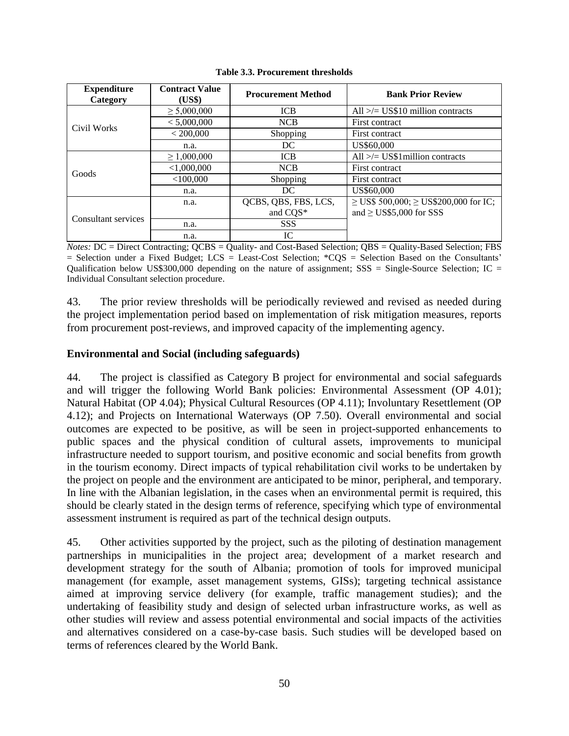**Table 3.3. Procurement thresholds**

| Expenditure Category | Contract Value (US$) | Procurement Method | Bank Prior Review |
|---|---|---|---|
| Civil Works | ≥ 5,000,000 | ICB | All >/= US$10 million contracts |
| | < 5,000,000 | NCB | First contract |
| | < 200,000 | Shopping | First contract |
| | n.a. | DC | US$60,000 |
| Goods | ≥ 1,000,000 | ICB | All >/= US$1million contracts |
| | <1,000,000 | NCB | First contract |
| | <100,000 | Shopping | First contract |
| | n.a. | DC | US$60,000 |
| Consultant services | n.a. | QCBS, QBS, FBS, LCS, and CQS* | ≥ US$ 500,000; ≥ US$200,000 for IC; and ≥ US$5,000 for SSS |
| | n.a. | SSS | |
| | n.a. | IC | |

*Notes:* DC = Direct Contracting; QCBS = Quality- and Cost-Based Selection; QBS = Quality-Based Selection; FBS = Selection under a Fixed Budget; LCS = Least-Cost Selection; *CQS = Selection Based on the Consultants' Qualification below US$300,000 depending on the nature of assignment; SSS = Single-Source Selection; IC = Individual Consultant selection procedure.

43. The prior review thresholds will be periodically reviewed and revised as needed during the project implementation period based on implementation of risk mitigation measures, reports from procurement post-reviews, and improved capacity of the implementing agency.

### Environmental and Social (including safeguards)

44. The project is classified as Category B project for environmental and social safeguards and will trigger the following World Bank policies: Environmental Assessment (OP 4.01); Natural Habitat (OP 4.04); Physical Cultural Resources (OP 4.11); Involuntary Resettlement (OP 4.12); and Projects on International Waterways (OP 7.50). Overall environmental and social outcomes are expected to be positive, as will be seen in project-supported enhancements to public spaces and the physical condition of cultural assets, improvements to municipal infrastructure needed to support tourism, and positive economic and social benefits from growth in the tourism economy. Direct impacts of typical rehabilitation civil works to be undertaken by the project on people and the environment are anticipated to be minor, peripheral, and temporary. In line with the Albanian legislation, in the cases when an environmental permit is required, this should be clearly stated in the design terms of reference, specifying which type of environmental assessment instrument is required as part of the technical design outputs.

45. Other activities supported by the project, such as the piloting of destination management partnerships in municipalities in the project area; development of a market research and development strategy for the south of Albania; promotion of tools for improved municipal management (for example, asset management systems, GISs); targeting technical assistance aimed at improving service delivery (for example, traffic management studies); and the undertaking of feasibility study and design of selected urban infrastructure works, as well as other studies will review and assess potential environmental and social impacts of the activities and alternatives considered on a case-by-case basis. Such studies will be developed based on terms of references cleared by the World Bank.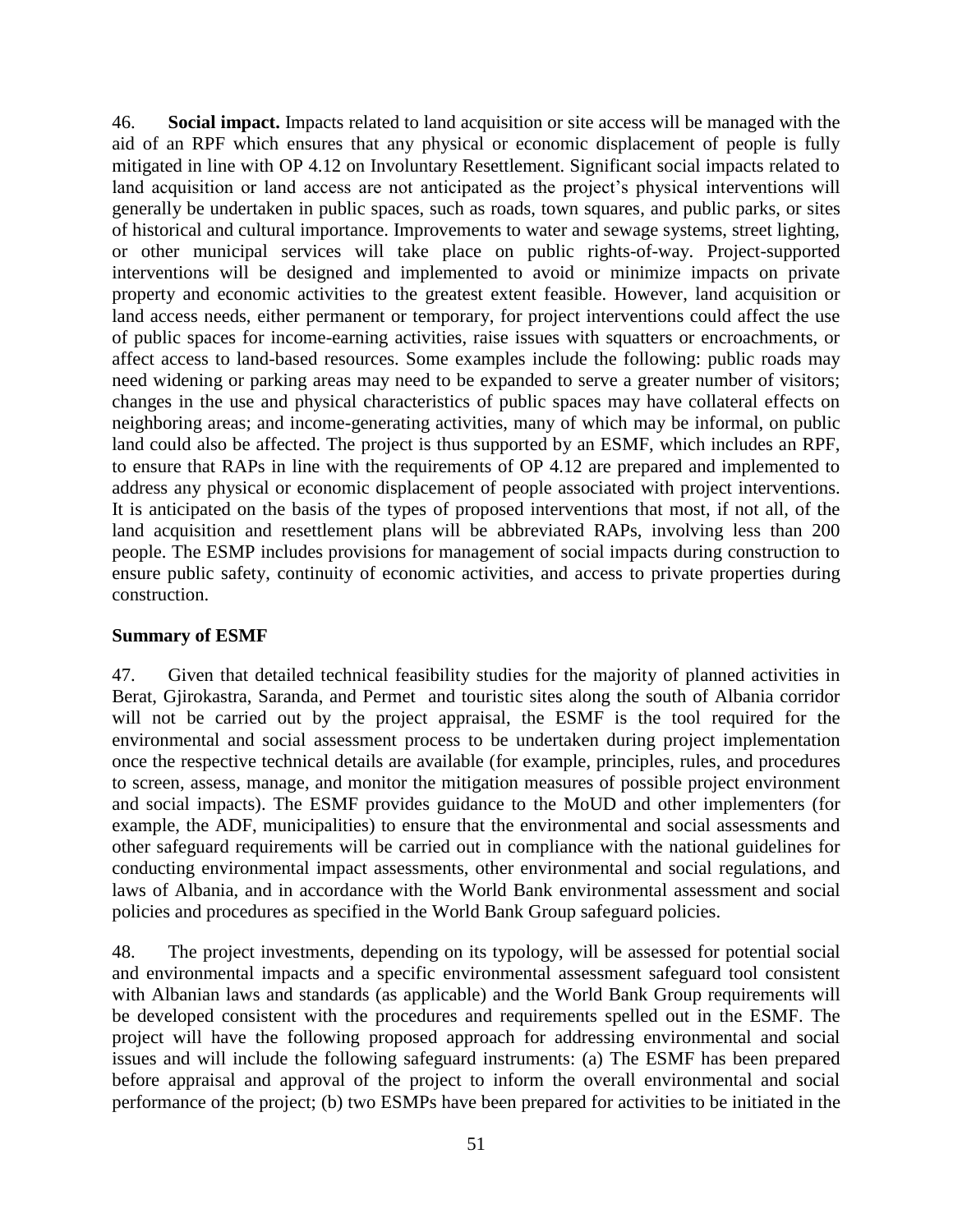46. **Social impact.** Impacts related to land acquisition or site access will be managed with the aid of an RPF which ensures that any physical or economic displacement of people is fully mitigated in line with OP 4.12 on Involuntary Resettlement. Significant social impacts related to land acquisition or land access are not anticipated as the project's physical interventions will generally be undertaken in public spaces, such as roads, town squares, and public parks, or sites of historical and cultural importance. Improvements to water and sewage systems, street lighting, or other municipal services will take place on public rights-of-way. Project-supported interventions will be designed and implemented to avoid or minimize impacts on private property and economic activities to the greatest extent feasible. However, land acquisition or land access needs, either permanent or temporary, for project interventions could affect the use of public spaces for income-earning activities, raise issues with squatters or encroachments, or affect access to land-based resources. Some examples include the following: public roads may need widening or parking areas may need to be expanded to serve a greater number of visitors; changes in the use and physical characteristics of public spaces may have collateral effects on neighboring areas; and income-generating activities, many of which may be informal, on public land could also be affected. The project is thus supported by an ESMF, which includes an RPF, to ensure that RAPs in line with the requirements of OP 4.12 are prepared and implemented to address any physical or economic displacement of people associated with project interventions. It is anticipated on the basis of the types of proposed interventions that most, if not all, of the land acquisition and resettlement plans will be abbreviated RAPs, involving less than 200 people. The ESMP includes provisions for management of social impacts during construction to ensure public safety, continuity of economic activities, and access to private properties during construction.

**Summary of ESMF**

47. Given that detailed technical feasibility studies for the majority of planned activities in Berat, Gjirokastra, Saranda, and Permet and touristic sites along the south of Albania corridor will not be carried out by the project appraisal, the ESMF is the tool required for the environmental and social assessment process to be undertaken during project implementation once the respective technical details are available (for example, principles, rules, and procedures to screen, assess, manage, and monitor the mitigation measures of possible project environment and social impacts). The ESMF provides guidance to the MoUD and other implementers (for example, the ADF, municipalities) to ensure that the environmental and social assessments and other safeguard requirements will be carried out in compliance with the national guidelines for conducting environmental impact assessments, other environmental and social regulations, and laws of Albania, and in accordance with the World Bank environmental assessment and social policies and procedures as specified in the World Bank Group safeguard policies.

48. The project investments, depending on its typology, will be assessed for potential social and environmental impacts and a specific environmental assessment safeguard tool consistent with Albanian laws and standards (as applicable) and the World Bank Group requirements will be developed consistent with the procedures and requirements spelled out in the ESMF. The project will have the following proposed approach for addressing environmental and social issues and will include the following safeguard instruments: (a) The ESMF has been prepared before appraisal and approval of the project to inform the overall environmental and social performance of the project; (b) two ESMPs have been prepared for activities to be initiated in the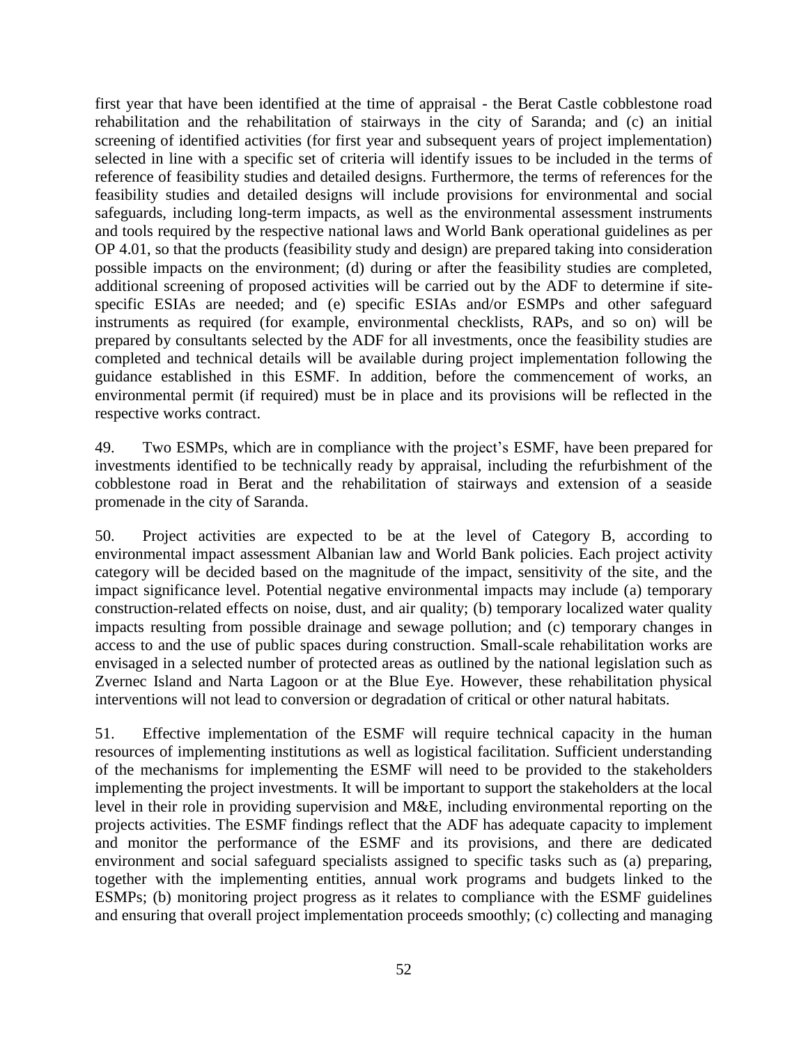first year that have been identified at the time of appraisal - the Berat Castle cobblestone road rehabilitation and the rehabilitation of stairways in the city of Saranda; and (c) an initial screening of identified activities (for first year and subsequent years of project implementation) selected in line with a specific set of criteria will identify issues to be included in the terms of reference of feasibility studies and detailed designs. Furthermore, the terms of references for the feasibility studies and detailed designs will include provisions for environmental and social safeguards, including long-term impacts, as well as the environmental assessment instruments and tools required by the respective national laws and World Bank operational guidelines as per OP 4.01, so that the products (feasibility study and design) are prepared taking into consideration possible impacts on the environment; (d) during or after the feasibility studies are completed, additional screening of proposed activities will be carried out by the ADF to determine if site-specific ESIAs are needed; and (e) specific ESIAs and/or ESMPs and other safeguard instruments as required (for example, environmental checklists, RAPs, and so on) will be prepared by consultants selected by the ADF for all investments, once the feasibility studies are completed and technical details will be available during project implementation following the guidance established in this ESMF. In addition, before the commencement of works, an environmental permit (if required) must be in place and its provisions will be reflected in the respective works contract.

49. Two ESMPs, which are in compliance with the project's ESMF, have been prepared for investments identified to be technically ready by appraisal, including the refurbishment of the cobblestone road in Berat and the rehabilitation of stairways and extension of a seaside promenade in the city of Saranda.

50. Project activities are expected to be at the level of Category B, according to environmental impact assessment Albanian law and World Bank policies. Each project activity category will be decided based on the magnitude of the impact, sensitivity of the site, and the impact significance level. Potential negative environmental impacts may include (a) temporary construction-related effects on noise, dust, and air quality; (b) temporary localized water quality impacts resulting from possible drainage and sewage pollution; and (c) temporary changes in access to and the use of public spaces during construction. Small-scale rehabilitation works are envisaged in a selected number of protected areas as outlined by the national legislation such as Zvernec Island and Narta Lagoon or at the Blue Eye. However, these rehabilitation physical interventions will not lead to conversion or degradation of critical or other natural habitats.

51. Effective implementation of the ESMF will require technical capacity in the human resources of implementing institutions as well as logistical facilitation. Sufficient understanding of the mechanisms for implementing the ESMF will need to be provided to the stakeholders implementing the project investments. It will be important to support the stakeholders at the local level in their role in providing supervision and M&E, including environmental reporting on the projects activities. The ESMF findings reflect that the ADF has adequate capacity to implement and monitor the performance of the ESMF and its provisions, and there are dedicated environment and social safeguard specialists assigned to specific tasks such as (a) preparing, together with the implementing entities, annual work programs and budgets linked to the ESMPs; (b) monitoring project progress as it relates to compliance with the ESMF guidelines and ensuring that overall project implementation proceeds smoothly; (c) collecting and managing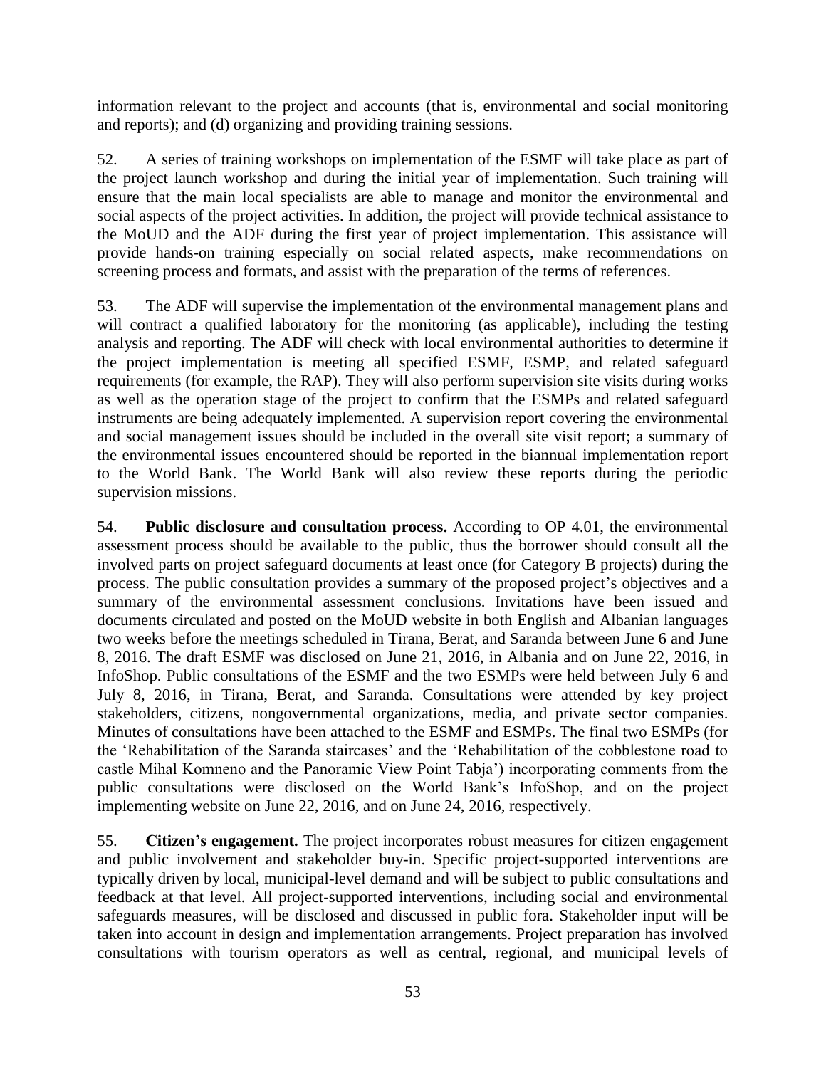information relevant to the project and accounts (that is, environmental and social monitoring and reports); and (d) organizing and providing training sessions.

52. A series of training workshops on implementation of the ESMF will take place as part of the project launch workshop and during the initial year of implementation. Such training will ensure that the main local specialists are able to manage and monitor the environmental and social aspects of the project activities. In addition, the project will provide technical assistance to the MoUD and the ADF during the first year of project implementation. This assistance will provide hands-on training especially on social related aspects, make recommendations on screening process and formats, and assist with the preparation of the terms of references.

53. The ADF will supervise the implementation of the environmental management plans and will contract a qualified laboratory for the monitoring (as applicable), including the testing analysis and reporting. The ADF will check with local environmental authorities to determine if the project implementation is meeting all specified ESMF, ESMP, and related safeguard requirements (for example, the RAP). They will also perform supervision site visits during works as well as the operation stage of the project to confirm that the ESMPs and related safeguard instruments are being adequately implemented. A supervision report covering the environmental and social management issues should be included in the overall site visit report; a summary of the environmental issues encountered should be reported in the biannual implementation report to the World Bank. The World Bank will also review these reports during the periodic supervision missions.

54. **Public disclosure and consultation process.** According to OP 4.01, the environmental assessment process should be available to the public, thus the borrower should consult all the involved parts on project safeguard documents at least once (for Category B projects) during the process. The public consultation provides a summary of the proposed project's objectives and a summary of the environmental assessment conclusions. Invitations have been issued and documents circulated and posted on the MoUD website in both English and Albanian languages two weeks before the meetings scheduled in Tirana, Berat, and Saranda between June 6 and June 8, 2016. The draft ESMF was disclosed on June 21, 2016, in Albania and on June 22, 2016, in InfoShop. Public consultations of the ESMF and the two ESMPs were held between July 6 and July 8, 2016, in Tirana, Berat, and Saranda. Consultations were attended by key project stakeholders, citizens, nongovernmental organizations, media, and private sector companies. Minutes of consultations have been attached to the ESMF and ESMPs. The final two ESMPs (for the 'Rehabilitation of the Saranda staircases' and the 'Rehabilitation of the cobblestone road to castle Mihal Komneno and the Panoramic View Point Tabja') incorporating comments from the public consultations were disclosed on the World Bank's InfoShop, and on the project implementing website on June 22, 2016, and on June 24, 2016, respectively.

55. **Citizen's engagement.** The project incorporates robust measures for citizen engagement and public involvement and stakeholder buy-in. Specific project-supported interventions are typically driven by local, municipal-level demand and will be subject to public consultations and feedback at that level. All project-supported interventions, including social and environmental safeguards measures, will be disclosed and discussed in public fora. Stakeholder input will be taken into account in design and implementation arrangements. Project preparation has involved consultations with tourism operators as well as central, regional, and municipal levels of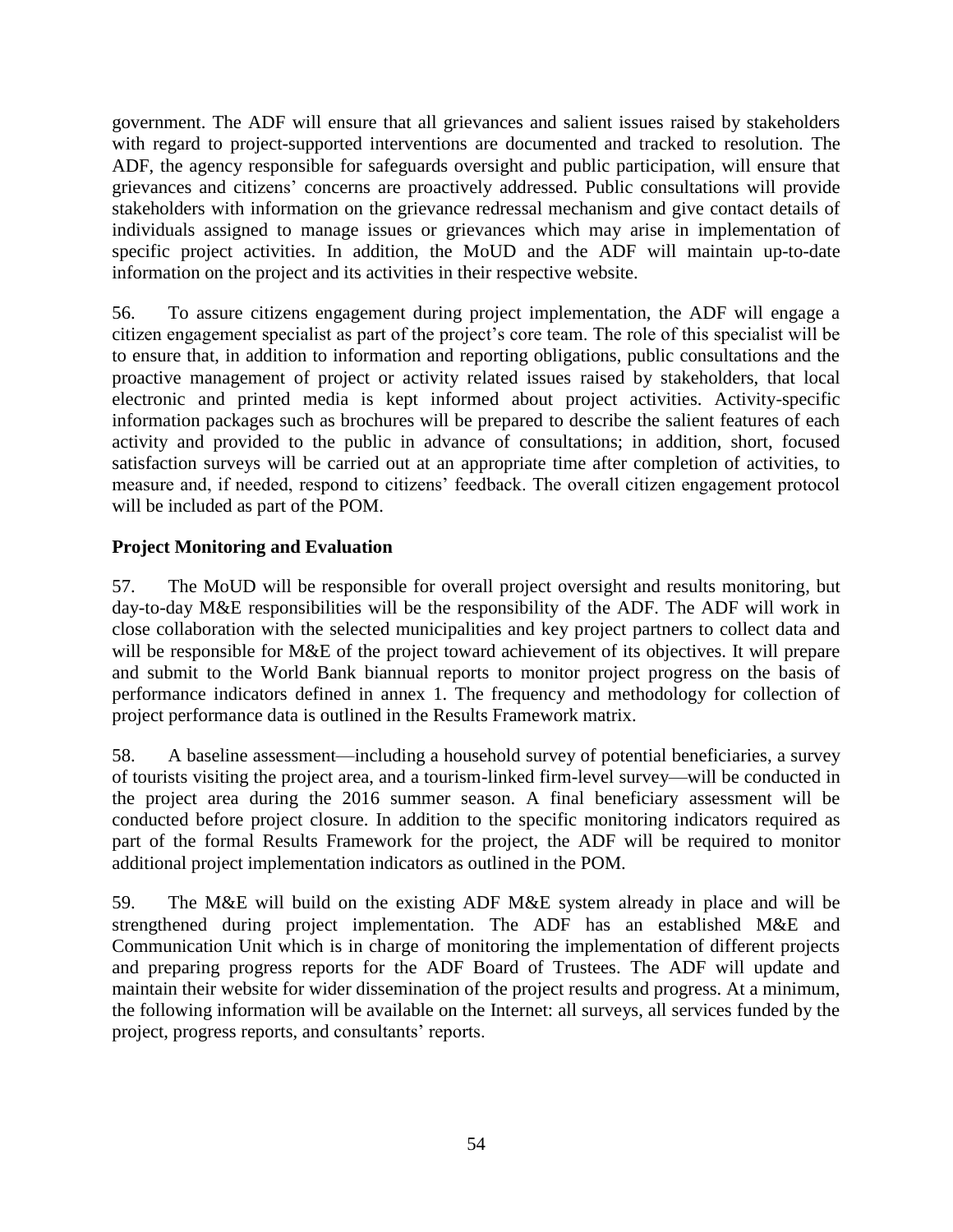government. The ADF will ensure that all grievances and salient issues raised by stakeholders with regard to project-supported interventions are documented and tracked to resolution. The ADF, the agency responsible for safeguards oversight and public participation, will ensure that grievances and citizens' concerns are proactively addressed. Public consultations will provide stakeholders with information on the grievance redressal mechanism and give contact details of individuals assigned to manage issues or grievances which may arise in implementation of specific project activities. In addition, the MoUD and the ADF will maintain up-to-date information on the project and its activities in their respective website.

56. To assure citizens engagement during project implementation, the ADF will engage a citizen engagement specialist as part of the project's core team. The role of this specialist will be to ensure that, in addition to information and reporting obligations, public consultations and the proactive management of project or activity related issues raised by stakeholders, that local electronic and printed media is kept informed about project activities. Activity-specific information packages such as brochures will be prepared to describe the salient features of each activity and provided to the public in advance of consultations; in addition, short, focused satisfaction surveys will be carried out at an appropriate time after completion of activities, to measure and, if needed, respond to citizens' feedback. The overall citizen engagement protocol will be included as part of the POM.

**Project Monitoring and Evaluation**

57. The MoUD will be responsible for overall project oversight and results monitoring, but day-to-day M&E responsibilities will be the responsibility of the ADF. The ADF will work in close collaboration with the selected municipalities and key project partners to collect data and will be responsible for M&E of the project toward achievement of its objectives. It will prepare and submit to the World Bank biannual reports to monitor project progress on the basis of performance indicators defined in annex 1. The frequency and methodology for collection of project performance data is outlined in the Results Framework matrix.

58. A baseline assessment—including a household survey of potential beneficiaries, a survey of tourists visiting the project area, and a tourism-linked firm-level survey—will be conducted in the project area during the 2016 summer season. A final beneficiary assessment will be conducted before project closure. In addition to the specific monitoring indicators required as part of the formal Results Framework for the project, the ADF will be required to monitor additional project implementation indicators as outlined in the POM.

59. The M&E will build on the existing ADF M&E system already in place and will be strengthened during project implementation. The ADF has an established M&E and Communication Unit which is in charge of monitoring the implementation of different projects and preparing progress reports for the ADF Board of Trustees. The ADF will update and maintain their website for wider dissemination of the project results and progress. At a minimum, the following information will be available on the Internet: all surveys, all services funded by the project, progress reports, and consultants' reports.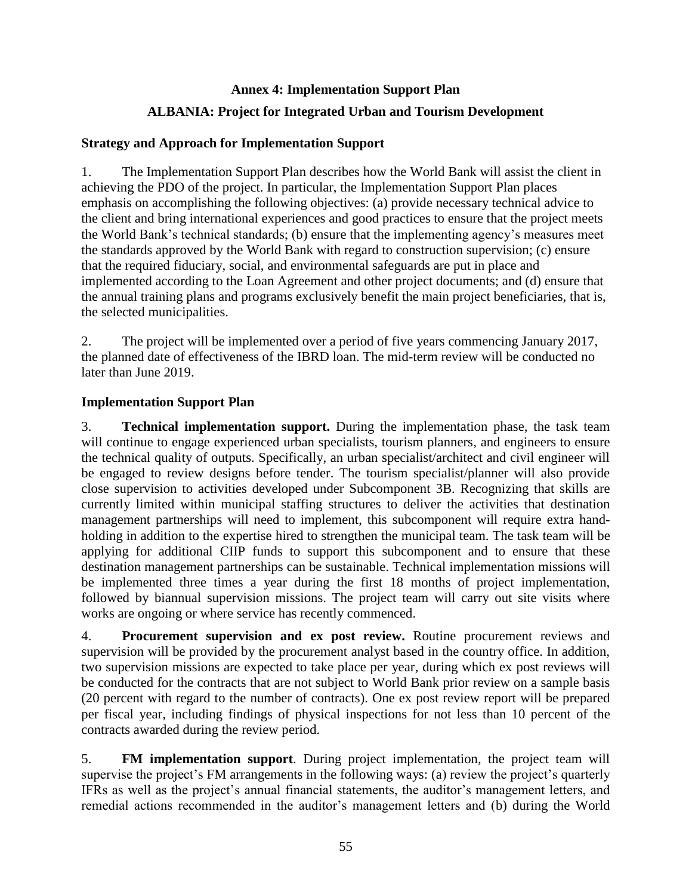# Annex 4: Implementation Support Plan

## ALBANIA: Project for Integrated Urban and Tourism Development

### Strategy and Approach for Implementation Support

1. The Implementation Support Plan describes how the World Bank will assist the client in achieving the PDO of the project. In particular, the Implementation Support Plan places emphasis on accomplishing the following objectives: (a) provide necessary technical advice to the client and bring international experiences and good practices to ensure that the project meets the World Bank's technical standards; (b) ensure that the implementing agency's measures meet the standards approved by the World Bank with regard to construction supervision; (c) ensure that the required fiduciary, social, and environmental safeguards are put in place and implemented according to the Loan Agreement and other project documents; and (d) ensure that the annual training plans and programs exclusively benefit the main project beneficiaries, that is, the selected municipalities.

2. The project will be implemented over a period of five years commencing January 2017, the planned date of effectiveness of the IBRD loan. The mid-term review will be conducted no later than June 2019.

### Implementation Support Plan

3. **Technical implementation support.** During the implementation phase, the task team will continue to engage experienced urban specialists, tourism planners, and engineers to ensure the technical quality of outputs. Specifically, an urban specialist/architect and civil engineer will be engaged to review designs before tender. The tourism specialist/planner will also provide close supervision to activities developed under Subcomponent 3B. Recognizing that skills are currently limited within municipal staffing structures to deliver the activities that destination management partnerships will need to implement, this subcomponent will require extra hand-holding in addition to the expertise hired to strengthen the municipal team. The task team will be applying for additional CIIP funds to support this subcomponent and to ensure that these destination management partnerships can be sustainable. Technical implementation missions will be implemented three times a year during the first 18 months of project implementation, followed by biannual supervision missions. The project team will carry out site visits where works are ongoing or where service has recently commenced.

4. **Procurement supervision and ex post review.** Routine procurement reviews and supervision will be provided by the procurement analyst based in the country office. In addition, two supervision missions are expected to take place per year, during which ex post reviews will be conducted for the contracts that are not subject to World Bank prior review on a sample basis (20 percent with regard to the number of contracts). One ex post review report will be prepared per fiscal year, including findings of physical inspections for not less than 10 percent of the contracts awarded during the review period.

5. **FM implementation support**. During project implementation, the project team will supervise the project's FM arrangements in the following ways: (a) review the project's quarterly IFRs as well as the project's annual financial statements, the auditor's management letters, and remedial actions recommended in the auditor's management letters and (b) during the World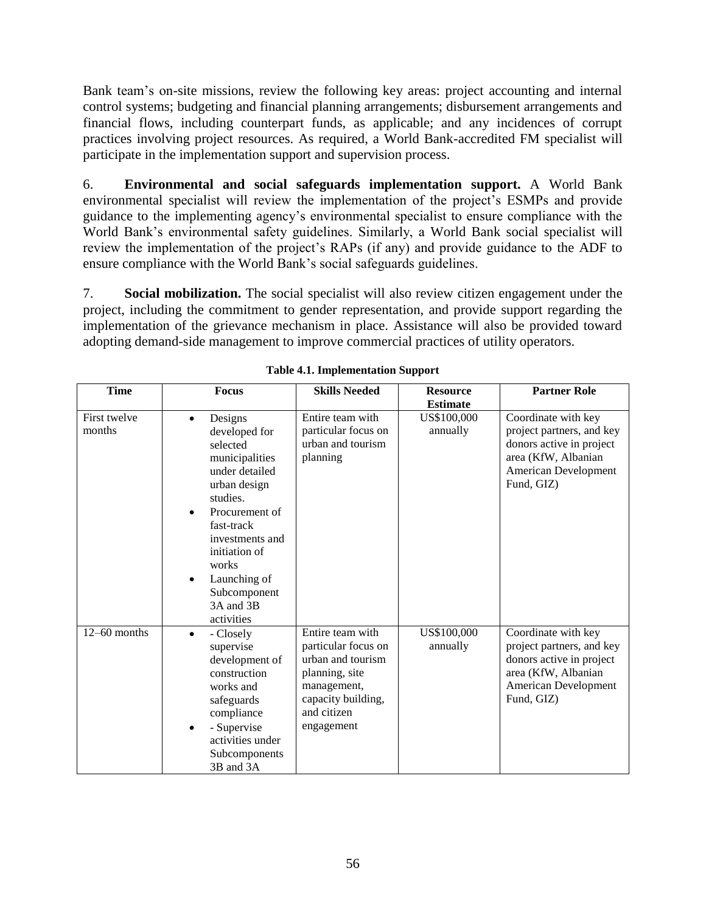Bank team's on-site missions, review the following key areas: project accounting and internal control systems; budgeting and financial planning arrangements; disbursement arrangements and financial flows, including counterpart funds, as applicable; and any incidences of corrupt practices involving project resources. As required, a World Bank-accredited FM specialist will participate in the implementation support and supervision process.

6. **Environmental and social safeguards implementation support.** A World Bank environmental specialist will review the implementation of the project's ESMPs and provide guidance to the implementing agency's environmental specialist to ensure compliance with the World Bank's environmental safety guidelines. Similarly, a World Bank social specialist will review the implementation of the project's RAPs (if any) and provide guidance to the ADF to ensure compliance with the World Bank's social safeguards guidelines.

7. **Social mobilization.** The social specialist will also review citizen engagement under the project, including the commitment to gender representation, and provide support regarding the implementation of the grievance mechanism in place. Assistance will also be provided toward adopting demand-side management to improve commercial practices of utility operators.

**Table 4.1. Implementation Support**

| Time | Focus | Skills Needed | Resource Estimate | Partner Role |
|---|---|---|---|---|
| First twelve months | • Designs developed for selected municipalities under detailed urban design studies.<br>• Procurement of fast-track investments and initiation of works<br>• Launching of Subcomponent 3A and 3B activities | Entire team with particular focus on urban and tourism planning | US$100,000 annually | Coordinate with key project partners, and key donors active in project area (KfW, Albanian American Development Fund, GIZ) |
| 12–60 months | • - Closely supervise development of construction works and safeguards compliance<br>• - Supervise activities under Subcomponents 3B and 3A | Entire team with particular focus on urban and tourism planning, site management, capacity building, and citizen engagement | US$100,000 annually | Coordinate with key project partners, and key donors active in project area (KfW, Albanian American Development Fund, GIZ) |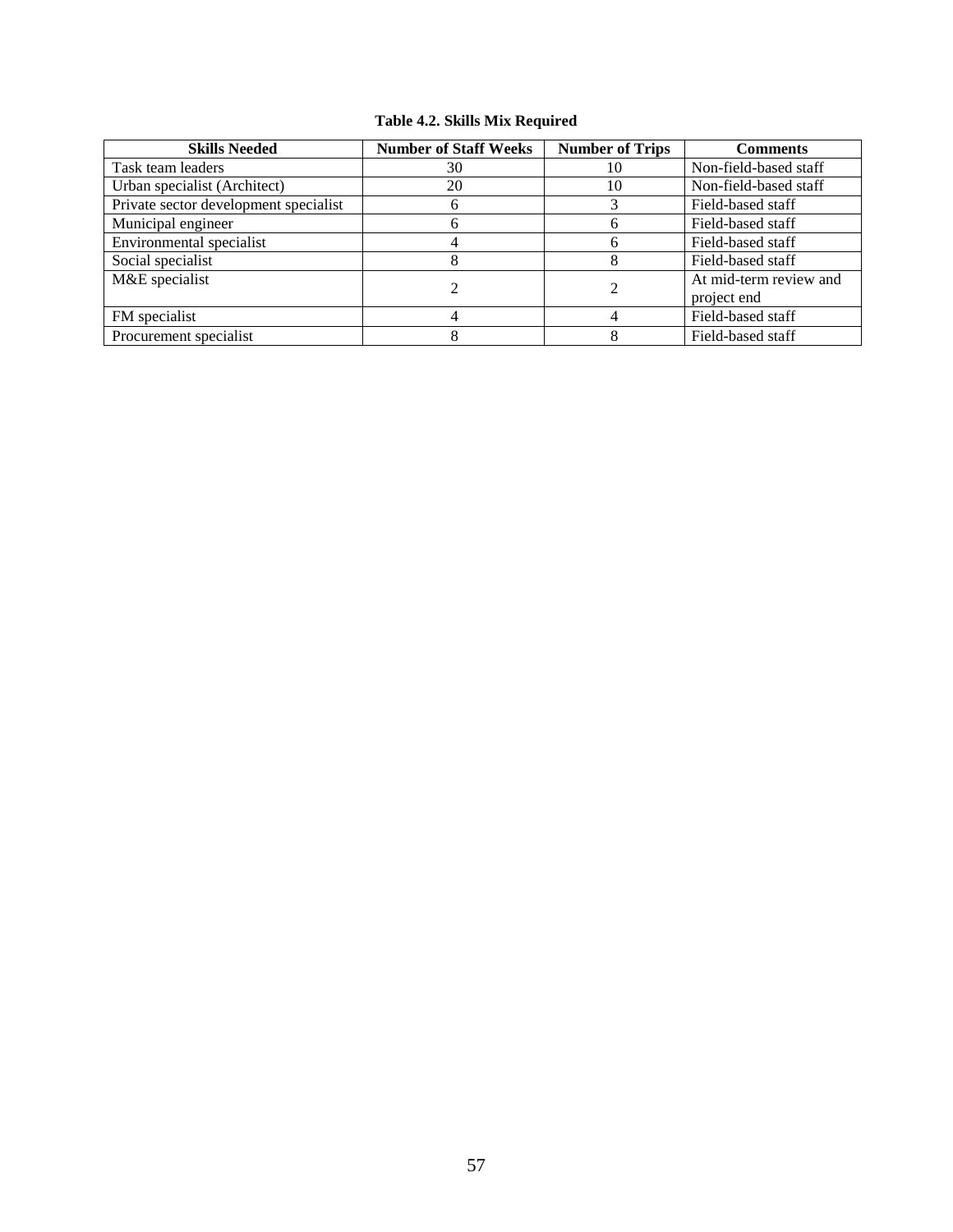**Table 4.2. Skills Mix Required**

| Skills Needed | Number of Staff Weeks | Number of Trips | Comments |
|---|---|---|---|
| Task team leaders | 30 | 10 | Non-field-based staff |
| Urban specialist (Architect) | 20 | 10 | Non-field-based staff |
| Private sector development specialist | 6 | 3 | Field-based staff |
| Municipal engineer | 6 | 6 | Field-based staff |
| Environmental specialist | 4 | 6 | Field-based staff |
| Social specialist | 8 | 8 | Field-based staff |
| M&E specialist | 2 | 2 | At mid-term review and project end |
| FM specialist | 4 | 4 | Field-based staff |
| Procurement specialist | 8 | 8 | Field-based staff |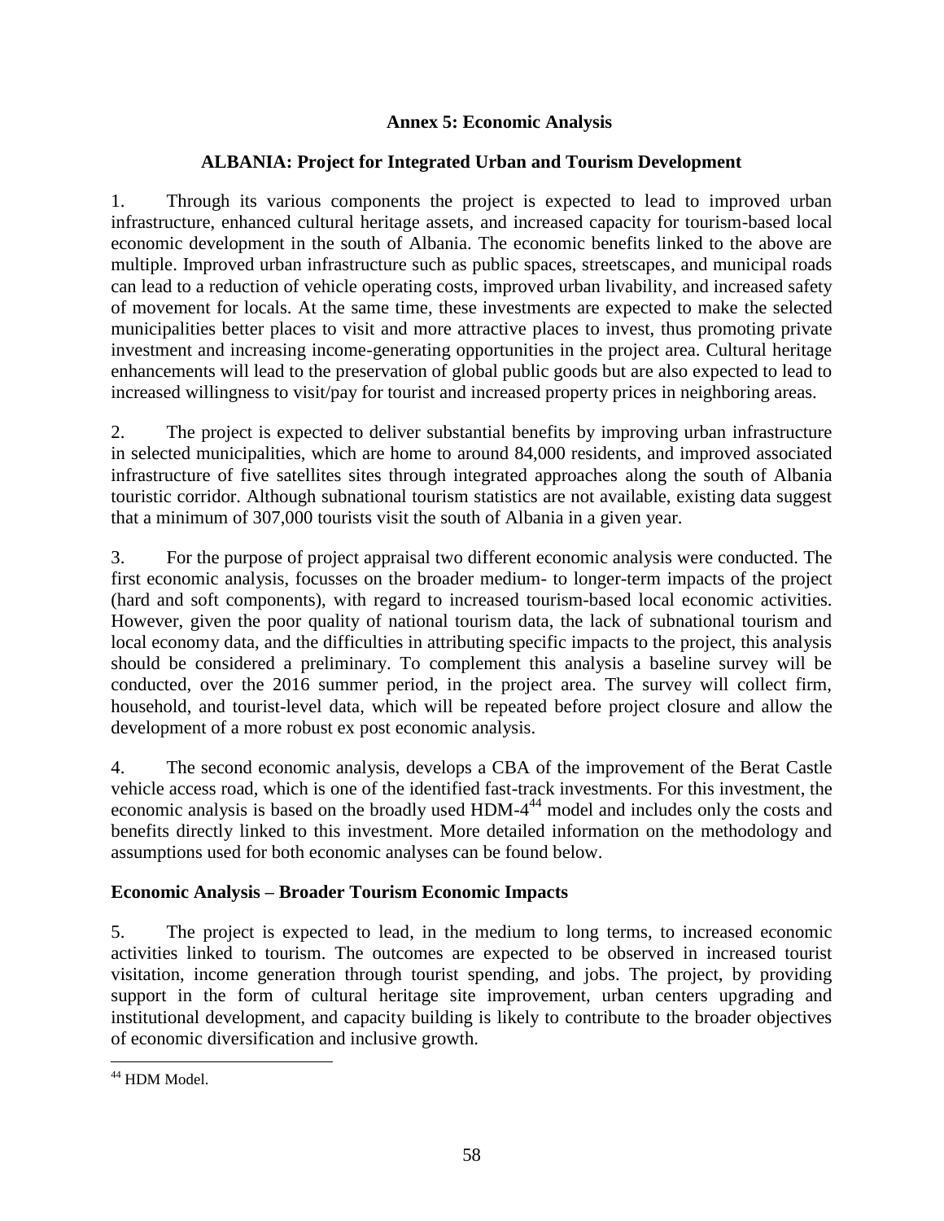# Annex 5: Economic Analysis

## ALBANIA: Project for Integrated Urban and Tourism Development

1. Through its various components the project is expected to lead to improved urban infrastructure, enhanced cultural heritage assets, and increased capacity for tourism-based local economic development in the south of Albania. The economic benefits linked to the above are multiple. Improved urban infrastructure such as public spaces, streetscapes, and municipal roads can lead to a reduction of vehicle operating costs, improved urban livability, and increased safety of movement for locals. At the same time, these investments are expected to make the selected municipalities better places to visit and more attractive places to invest, thus promoting private investment and increasing income-generating opportunities in the project area. Cultural heritage enhancements will lead to the preservation of global public goods but are also expected to lead to increased willingness to visit/pay for tourist and increased property prices in neighboring areas.

2. The project is expected to deliver substantial benefits by improving urban infrastructure in selected municipalities, which are home to around 84,000 residents, and improved associated infrastructure of five satellites sites through integrated approaches along the south of Albania touristic corridor. Although subnational tourism statistics are not available, existing data suggest that a minimum of 307,000 tourists visit the south of Albania in a given year.

3. For the purpose of project appraisal two different economic analysis were conducted. The first economic analysis, focusses on the broader medium- to longer-term impacts of the project (hard and soft components), with regard to increased tourism-based local economic activities. However, given the poor quality of national tourism data, the lack of subnational tourism and local economy data, and the difficulties in attributing specific impacts to the project, this analysis should be considered a preliminary. To complement this analysis a baseline survey will be conducted, over the 2016 summer period, in the project area. The survey will collect firm, household, and tourist-level data, which will be repeated before project closure and allow the development of a more robust ex post economic analysis.

4. The second economic analysis, develops a CBA of the improvement of the Berat Castle vehicle access road, which is one of the identified fast-track investments. For this investment, the economic analysis is based on the broadly used HDM-4[44] model and includes only the costs and benefits directly linked to this investment. More detailed information on the methodology and assumptions used for both economic analyses can be found below.

### Economic Analysis – Broader Tourism Economic Impacts

5. The project is expected to lead, in the medium to long terms, to increased economic activities linked to tourism. The outcomes are expected to be observed in increased tourist visitation, income generation through tourist spending, and jobs. The project, by providing support in the form of cultural heritage site improvement, urban centers upgrading and institutional development, and capacity building is likely to contribute to the broader objectives of economic diversification and inclusive growth.

---

[44] HDM Model.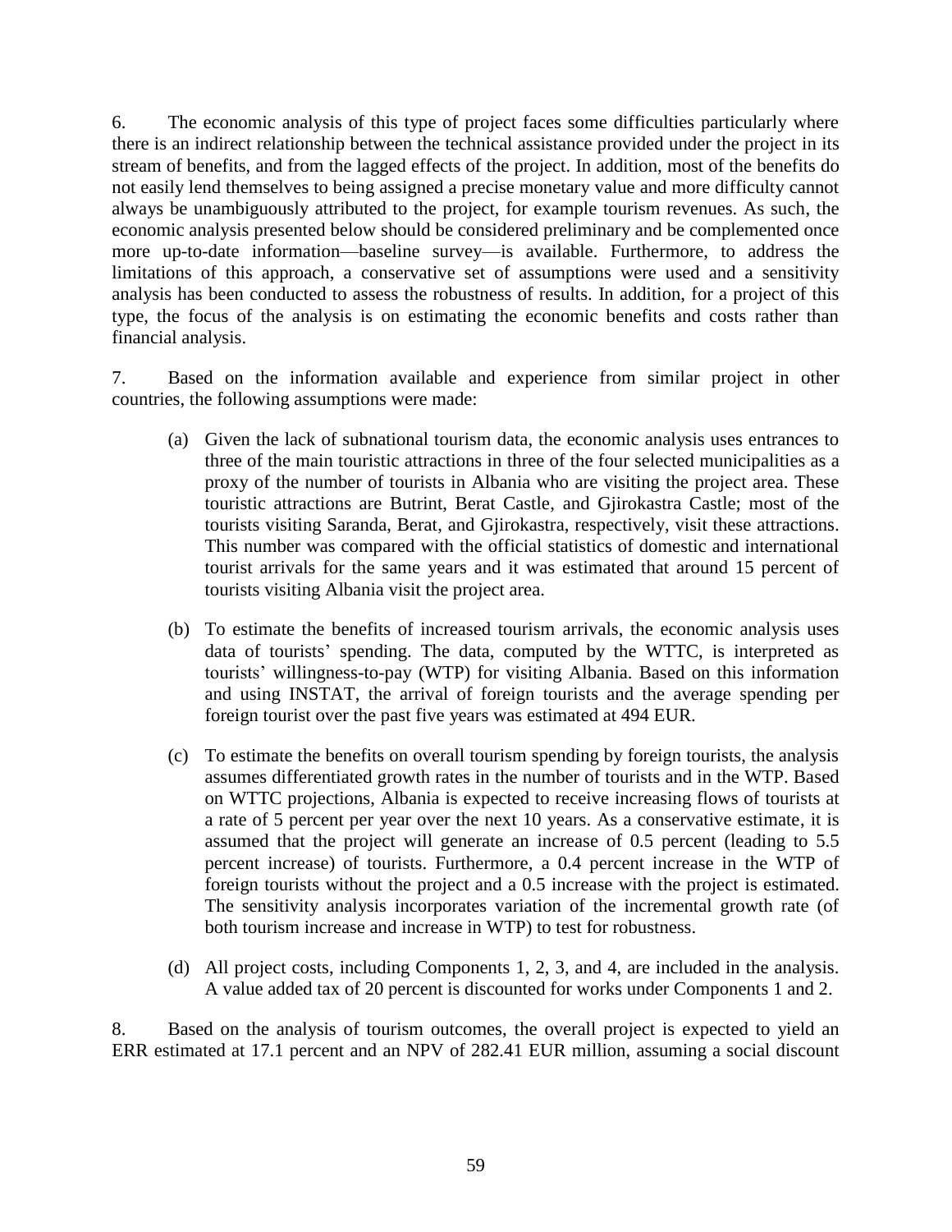6. The economic analysis of this type of project faces some difficulties particularly where there is an indirect relationship between the technical assistance provided under the project in its stream of benefits, and from the lagged effects of the project. In addition, most of the benefits do not easily lend themselves to being assigned a precise monetary value and more difficulty cannot always be unambiguously attributed to the project, for example tourism revenues. As such, the economic analysis presented below should be considered preliminary and be complemented once more up-to-date information—baseline survey—is available. Furthermore, to address the limitations of this approach, a conservative set of assumptions were used and a sensitivity analysis has been conducted to assess the robustness of results. In addition, for a project of this type, the focus of the analysis is on estimating the economic benefits and costs rather than financial analysis.

7. Based on the information available and experience from similar project in other countries, the following assumptions were made:

(a) Given the lack of subnational tourism data, the economic analysis uses entrances to three of the main touristic attractions in three of the four selected municipalities as a proxy of the number of tourists in Albania who are visiting the project area. These touristic attractions are Butrint, Berat Castle, and Gjirokastra Castle; most of the tourists visiting Saranda, Berat, and Gjirokastra, respectively, visit these attractions. This number was compared with the official statistics of domestic and international tourist arrivals for the same years and it was estimated that around 15 percent of tourists visiting Albania visit the project area.

(b) To estimate the benefits of increased tourism arrivals, the economic analysis uses data of tourists' spending. The data, computed by the WTTC, is interpreted as tourists' willingness-to-pay (WTP) for visiting Albania. Based on this information and using INSTAT, the arrival of foreign tourists and the average spending per foreign tourist over the past five years was estimated at 494 EUR.

(c) To estimate the benefits on overall tourism spending by foreign tourists, the analysis assumes differentiated growth rates in the number of tourists and in the WTP. Based on WTTC projections, Albania is expected to receive increasing flows of tourists at a rate of 5 percent per year over the next 10 years. As a conservative estimate, it is assumed that the project will generate an increase of 0.5 percent (leading to 5.5 percent increase) of tourists. Furthermore, a 0.4 percent increase in the WTP of foreign tourists without the project and a 0.5 increase with the project is estimated. The sensitivity analysis incorporates variation of the incremental growth rate (of both tourism increase and increase in WTP) to test for robustness.

(d) All project costs, including Components 1, 2, 3, and 4, are included in the analysis. A value added tax of 20 percent is discounted for works under Components 1 and 2.

8. Based on the analysis of tourism outcomes, the overall project is expected to yield an ERR estimated at 17.1 percent and an NPV of 282.41 EUR million, assuming a social discount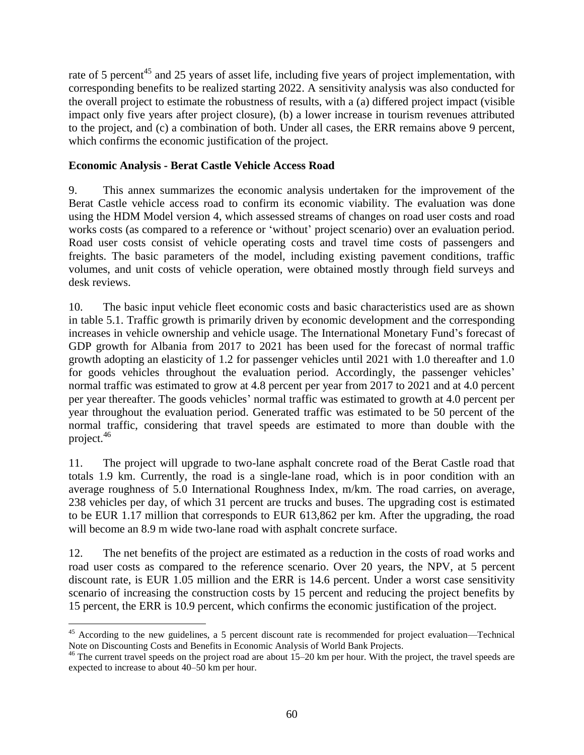rate of 5 percent[45] and 25 years of asset life, including five years of project implementation, with corresponding benefits to be realized starting 2022. A sensitivity analysis was also conducted for the overall project to estimate the robustness of results, with a (a) differed project impact (visible impact only five years after project closure), (b) a lower increase in tourism revenues attributed to the project, and (c) a combination of both. Under all cases, the ERR remains above 9 percent, which confirms the economic justification of the project.

**Economic Analysis - Berat Castle Vehicle Access Road**

9. This annex summarizes the economic analysis undertaken for the improvement of the Berat Castle vehicle access road to confirm its economic viability. The evaluation was done using the HDM Model version 4, which assessed streams of changes on road user costs and road works costs (as compared to a reference or 'without' project scenario) over an evaluation period. Road user costs consist of vehicle operating costs and travel time costs of passengers and freights. The basic parameters of the model, including existing pavement conditions, traffic volumes, and unit costs of vehicle operation, were obtained mostly through field surveys and desk reviews.

10. The basic input vehicle fleet economic costs and basic characteristics used are as shown in table 5.1. Traffic growth is primarily driven by economic development and the corresponding increases in vehicle ownership and vehicle usage. The International Monetary Fund's forecast of GDP growth for Albania from 2017 to 2021 has been used for the forecast of normal traffic growth adopting an elasticity of 1.2 for passenger vehicles until 2021 with 1.0 thereafter and 1.0 for goods vehicles throughout the evaluation period. Accordingly, the passenger vehicles' normal traffic was estimated to grow at 4.8 percent per year from 2017 to 2021 and at 4.0 percent per year thereafter. The goods vehicles' normal traffic was estimated to growth at 4.0 percent per year throughout the evaluation period. Generated traffic was estimated to be 50 percent of the normal traffic, considering that travel speeds are estimated to more than double with the project.[46]

11. The project will upgrade to two-lane asphalt concrete road of the Berat Castle road that totals 1.9 km. Currently, the road is a single-lane road, which is in poor condition with an average roughness of 5.0 International Roughness Index, m/km. The road carries, on average, 238 vehicles per day, of which 31 percent are trucks and buses. The upgrading cost is estimated to be EUR 1.17 million that corresponds to EUR 613,862 per km. After the upgrading, the road will become an 8.9 m wide two-lane road with asphalt concrete surface.

12. The net benefits of the project are estimated as a reduction in the costs of road works and road user costs as compared to the reference scenario. Over 20 years, the NPV, at 5 percent discount rate, is EUR 1.05 million and the ERR is 14.6 percent. Under a worst case sensitivity scenario of increasing the construction costs by 15 percent and reducing the project benefits by 15 percent, the ERR is 10.9 percent, which confirms the economic justification of the project.

---

[45] According to the new guidelines, a 5 percent discount rate is recommended for project evaluation—Technical Note on Discounting Costs and Benefits in Economic Analysis of World Bank Projects.

[46] The current travel speeds on the project road are about 15–20 km per hour. With the project, the travel speeds are expected to increase to about 40–50 km per hour.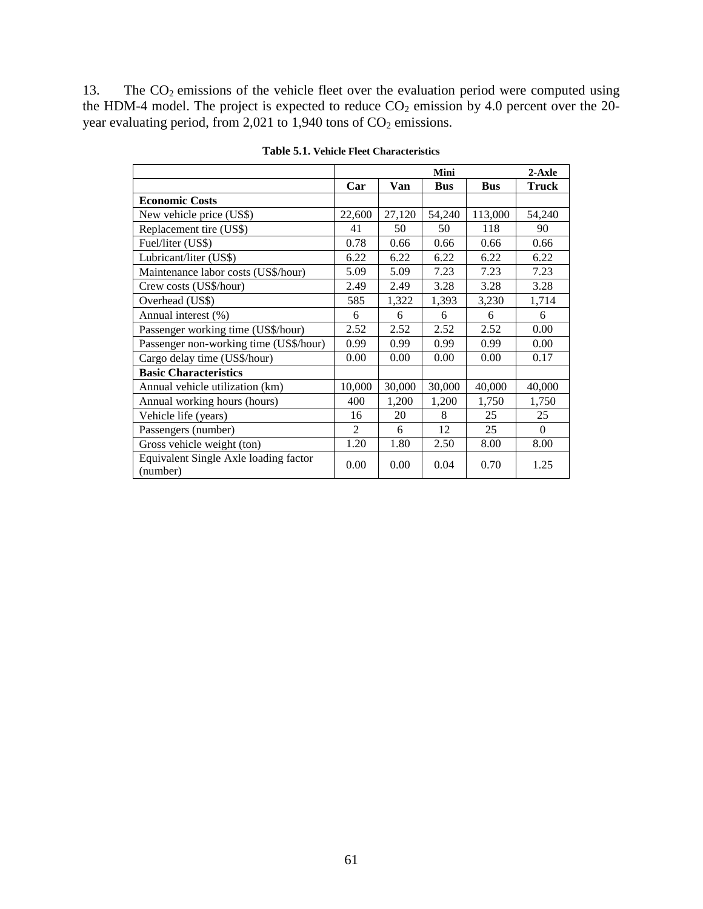13. The $CO_2$ emissions of the vehicle fleet over the evaluation period were computed using the HDM-4 model. The project is expected to reduce $CO_2$ emission by 4.0 percent over the 20-year evaluating period, from 2,021 to 1,940 tons of $CO_2$ emissions.

**Table 5.1. Vehicle Fleet Characteristics**

| | | | Mini | | 2-Axle |
|---|---|---|---|---|---|
| | **Car** | **Van** | **Bus** | **Bus** | **Truck** |
| **Economic Costs** | | | | | |
| New vehicle price (US$) | 22,600 | 27,120 | 54,240 | 113,000 | 54,240 |
| Replacement tire (US$) | 41 | 50 | 50 | 118 | 90 |
| Fuel/liter (US$) | 0.78 | 0.66 | 0.66 | 0.66 | 0.66 |
| Lubricant/liter (US$) | 6.22 | 6.22 | 6.22 | 6.22 | 6.22 |
| Maintenance labor costs (US$/hour) | 5.09 | 5.09 | 7.23 | 7.23 | 7.23 |
| Crew costs (US$/hour) | 2.49 | 2.49 | 3.28 | 3.28 | 3.28 |
| Overhead (US$) | 585 | 1,322 | 1,393 | 3,230 | 1,714 |
| Annual interest (%) | 6 | 6 | 6 | 6 | 6 |
| Passenger working time (US$/hour) | 2.52 | 2.52 | 2.52 | 2.52 | 0.00 |
| Passenger non-working time (US$/hour) | 0.99 | 0.99 | 0.99 | 0.99 | 0.00 |
| Cargo delay time (US$/hour) | 0.00 | 0.00 | 0.00 | 0.00 | 0.17 |
| **Basic Characteristics** | | | | | |
| Annual vehicle utilization (km) | 10,000 | 30,000 | 30,000 | 40,000 | 40,000 |
| Annual working hours (hours) | 400 | 1,200 | 1,200 | 1,750 | 1,750 |
| Vehicle life (years) | 16 | 20 | 8 | 25 | 25 |
| Passengers (number) | 2 | 6 | 12 | 25 | 0 |
| Gross vehicle weight (ton) | 1.20 | 1.80 | 2.50 | 8.00 | 8.00 |
| Equivalent Single Axle loading factor (number) | 0.00 | 0.00 | 0.04 | 0.70 | 1.25 |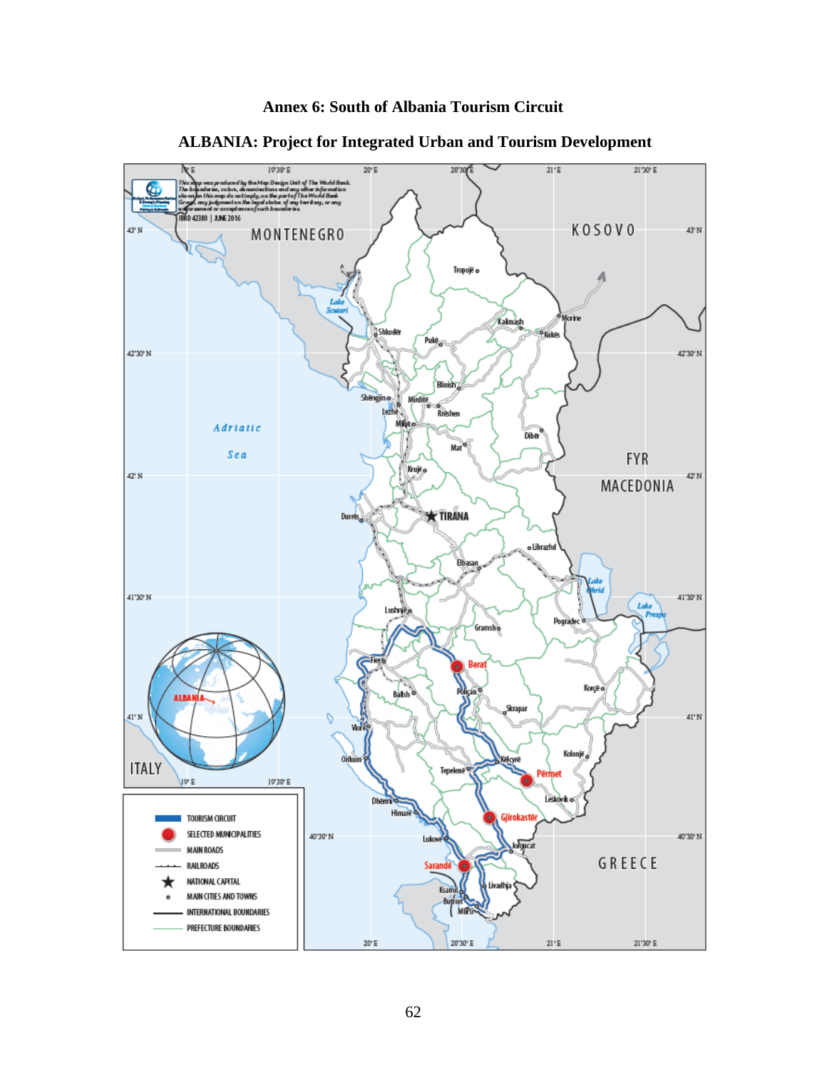# Annex 6: South of Albania Tourism Circuit

## ALBANIA: Project for Integrated Urban and Tourism Development

This map was produced by the Map Design Unit of The World Bank. The boundaries, colors, denominations and any other information shown on this map do not imply, on the part of The World Bank Group, any judgment on the legal status of any territory, or any endorsement or acceptance of such boundaries.

IBRD 42380 | JUNE 2016

MONTENEGRO

KOSOVO

Adriatic Sea

FYR MACEDONIA

ITALY

GREECE

ALBANIA

TIRANA

Tropojë
Lake Scutari
Kalimash
Morine
Kukës
Shkodër
Pukë
Blinish
Shëngjin
Mirditë
Lezhë
Rrëshen
Milot
Dibër
Mat
Krujë
Durrës
Librazhd
Elbasan
Lake Ohrid
Lake Prespa
Lushnje
Pogradec
Gramsh
Fier
Berat
Ballsh
Poliçan
Korçë
Skrapar
Vlorë
Kolonjë
Orikum
Këlcyrë
Tepelenë
Përmet
Leskovik
Dhërmi
Himarë
Gjirokastër
Lukovë
Jorgucat
Sarandë
Livadhja
Ksamil
Butrint
Mursi

19° E
19°30' E
20° E
20°30' E
21° E
21°30' E
43° N
42°30' N
42° N
41°30' N
41° N
40°30' N

TOURISM CIRCUIT
SELECTED MUNICIPALITIES
MAIN ROADS
RAILROADS
NATIONAL CAPITAL
MAIN CITIES AND TOWNS
INTERNATIONAL BOUNDARIES
PREFECTURE BOUNDARIES